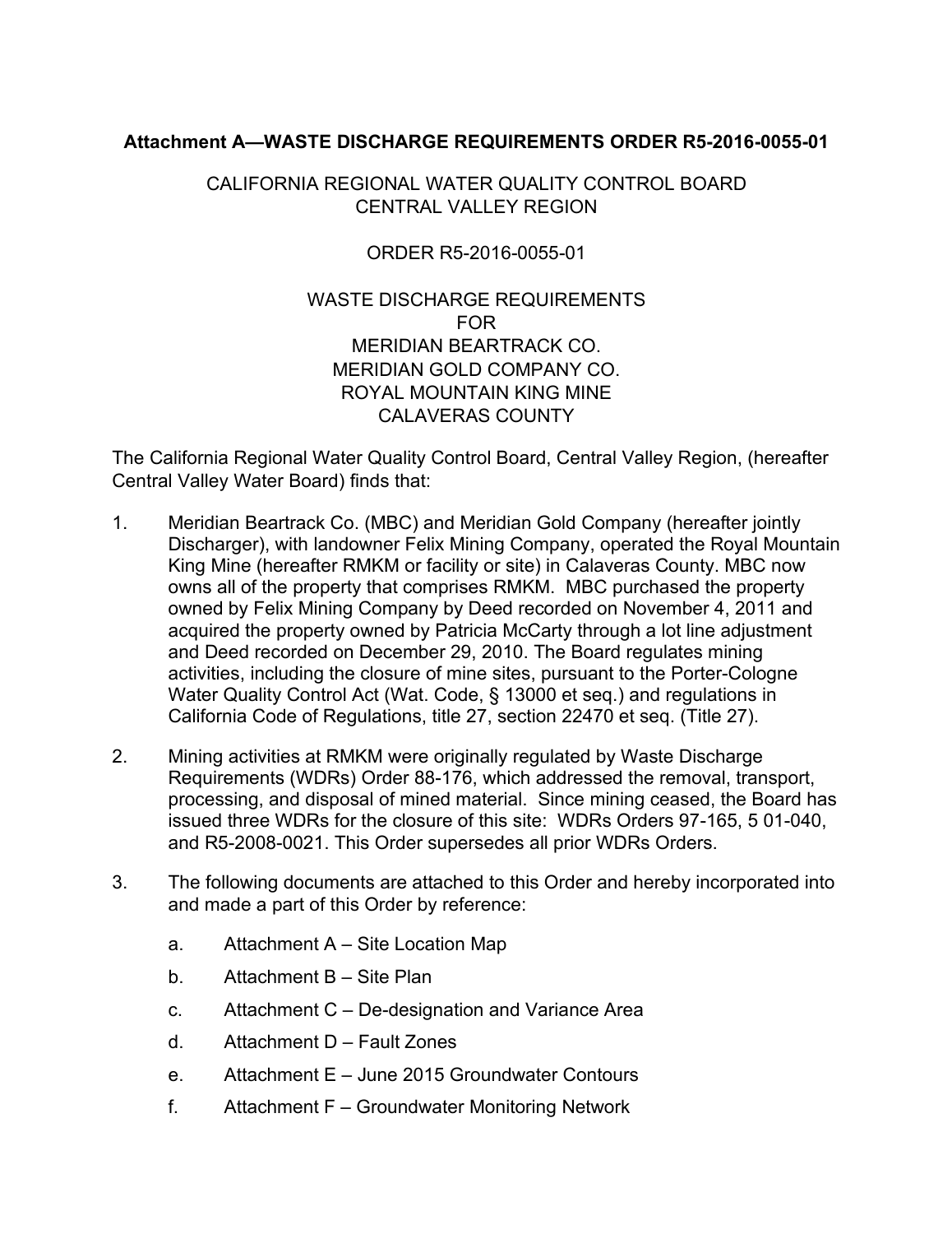**Attachment A—WASTE DISCHARGE REQUIREMENTS ORDER R5-2016-0055-01**

CALIFORNIA REGIONAL WATER QUALITY CONTROL BOARD
CENTRAL VALLEY REGION

ORDER R5-2016-0055-01

WASTE DISCHARGE REQUIREMENTS
FOR
MERIDIAN BEARTRACK CO.
MERIDIAN GOLD COMPANY CO.
ROYAL MOUNTAIN KING MINE
CALAVERAS COUNTY

The California Regional Water Quality Control Board, Central Valley Region, (hereafter Central Valley Water Board) finds that:

1. Meridian Beartrack Co. (MBC) and Meridian Gold Company (hereafter jointly Discharger), with landowner Felix Mining Company, operated the Royal Mountain King Mine (hereafter RMKM or facility or site) in Calaveras County. MBC now owns all of the property that comprises RMKM. MBC purchased the property owned by Felix Mining Company by Deed recorded on November 4, 2011 and acquired the property owned by Patricia McCarty through a lot line adjustment and Deed recorded on December 29, 2010. The Board regulates mining activities, including the closure of mine sites, pursuant to the Porter-Cologne Water Quality Control Act (Wat. Code, § 13000 et seq.) and regulations in California Code of Regulations, title 27, section 22470 et seq. (Title 27).

2. Mining activities at RMKM were originally regulated by Waste Discharge Requirements (WDRs) Order 88-176, which addressed the removal, transport, processing, and disposal of mined material. Since mining ceased, the Board has issued three WDRs for the closure of this site: WDRs Orders 97-165, 5 01-040, and R5-2008-0021. This Order supersedes all prior WDRs Orders.

3. The following documents are attached to this Order and hereby incorporated into and made a part of this Order by reference:

    a. Attachment A – Site Location Map

    b. Attachment B – Site Plan

    c. Attachment C – De-designation and Variance Area

    d. Attachment D – Fault Zones

    e. Attachment E – June 2015 Groundwater Contours

    f. Attachment F – Groundwater Monitoring Network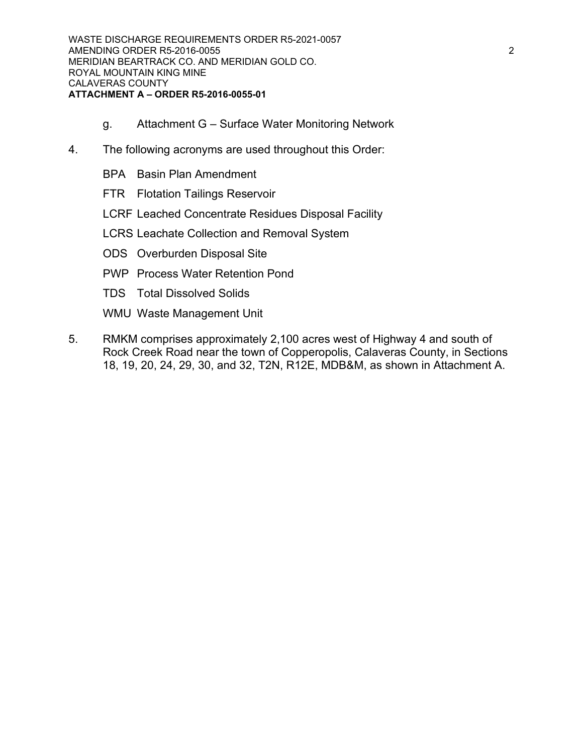g. Attachment G – Surface Water Monitoring Network

4. The following acronyms are used throughout this Order:

   BPA Basin Plan Amendment

   FTR Flotation Tailings Reservoir

   LCRF Leached Concentrate Residues Disposal Facility

   LCRS Leachate Collection and Removal System

   ODS Overburden Disposal Site

   PWP Process Water Retention Pond

   TDS Total Dissolved Solids

   WMU Waste Management Unit

5. RMKM comprises approximately 2,100 acres west of Highway 4 and south of Rock Creek Road near the town of Copperopolis, Calaveras County, in Sections 18, 19, 20, 24, 29, 30, and 32, T2N, R12E, MDB&M, as shown in Attachment A.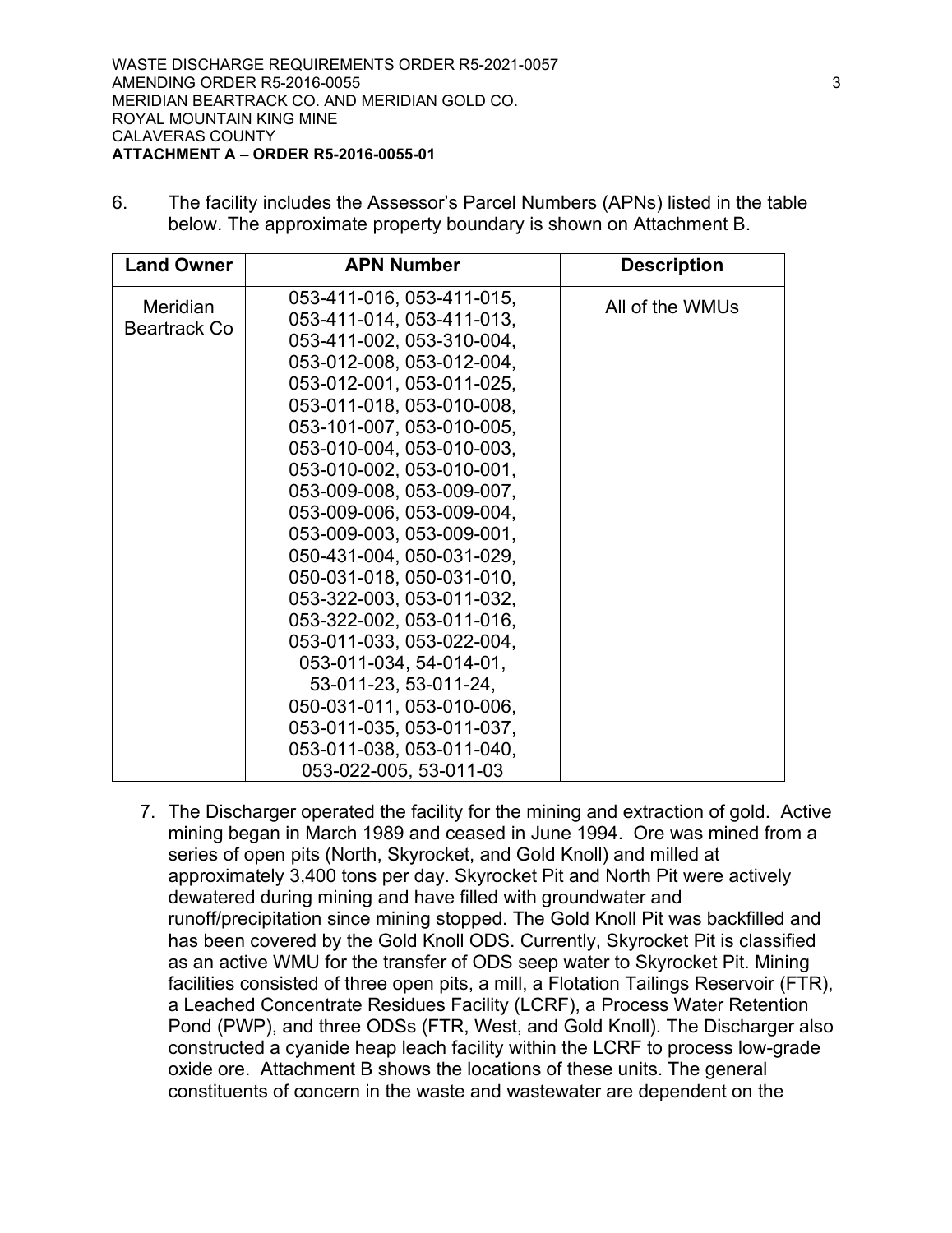6. The facility includes the Assessor's Parcel Numbers (APNs) listed in the table below. The approximate property boundary is shown on Attachment B.

| Land Owner | APN Number | Description |
|---|---|---|
| Meridian Beartrack Co | 053-411-016, 053-411-015, 053-411-014, 053-411-013, 053-411-002, 053-310-004, 053-012-008, 053-012-004, 053-012-001, 053-011-025, 053-011-018, 053-010-008, 053-101-007, 053-010-005, 053-010-004, 053-010-003, 053-010-002, 053-010-001, 053-009-008, 053-009-007, 053-009-006, 053-009-004, 053-009-003, 053-009-001, 050-431-004, 050-031-029, 050-031-018, 050-031-010, 053-322-003, 053-011-032, 053-322-002, 053-011-016, 053-011-033, 053-022-004, 053-011-034, 54-014-01, 53-011-23, 53-011-24, 050-031-011, 053-010-006, 053-011-035, 053-011-037, 053-011-038, 053-011-040, 053-022-005, 53-011-03 | All of the WMUs |

7. The Discharger operated the facility for the mining and extraction of gold. Active mining began in March 1989 and ceased in June 1994. Ore was mined from a series of open pits (North, Skyrocket, and Gold Knoll) and milled at approximately 3,400 tons per day. Skyrocket Pit and North Pit were actively dewatered during mining and have filled with groundwater and runoff/precipitation since mining stopped. The Gold Knoll Pit was backfilled and has been covered by the Gold Knoll ODS. Currently, Skyrocket Pit is classified as an active WMU for the transfer of ODS seep water to Skyrocket Pit. Mining facilities consisted of three open pits, a mill, a Flotation Tailings Reservoir (FTR), a Leached Concentrate Residues Facility (LCRF), a Process Water Retention Pond (PWP), and three ODSs (FTR, West, and Gold Knoll). The Discharger also constructed a cyanide heap leach facility within the LCRF to process low-grade oxide ore. Attachment B shows the locations of these units. The general constituents of concern in the waste and wastewater are dependent on the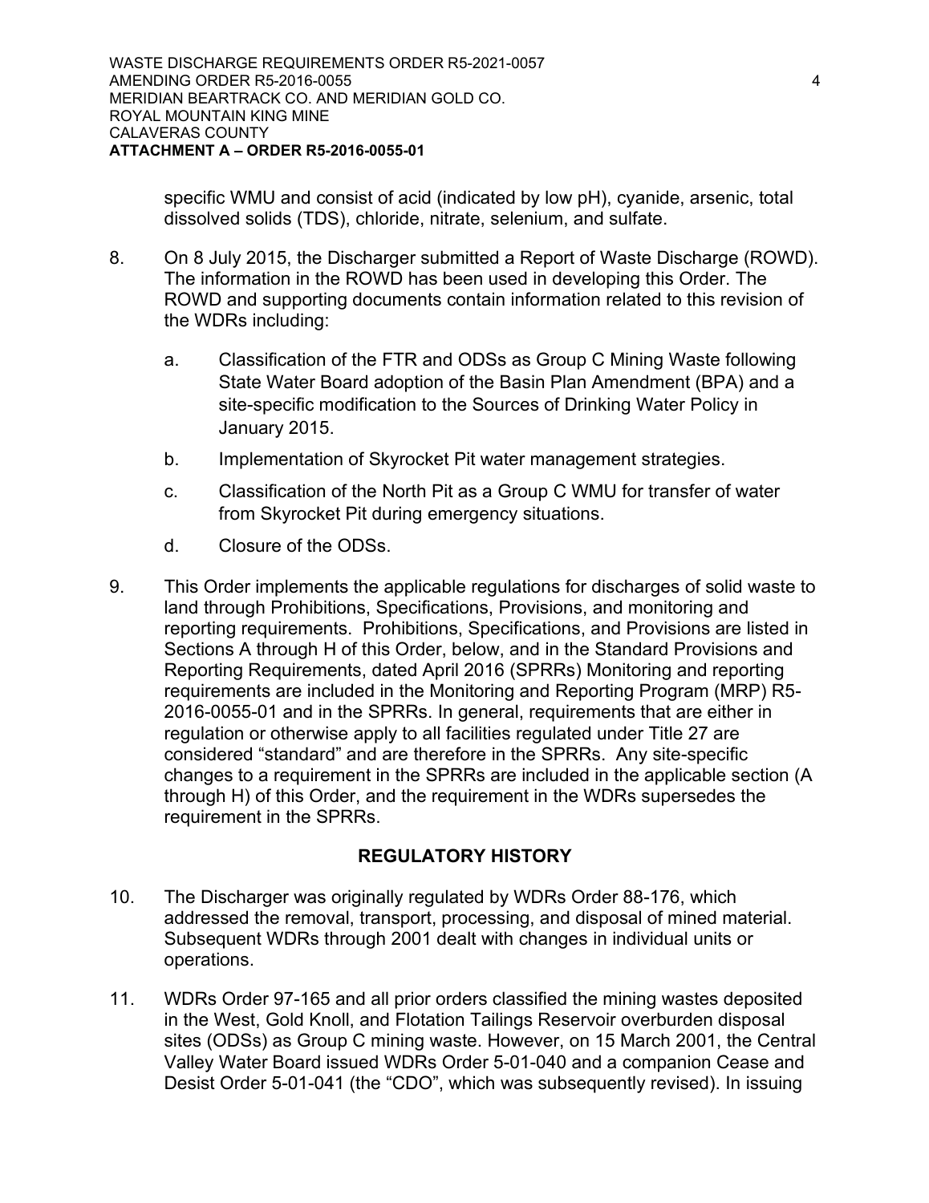specific WMU and consist of acid (indicated by low pH), cyanide, arsenic, total dissolved solids (TDS), chloride, nitrate, selenium, and sulfate.

8. On 8 July 2015, the Discharger submitted a Report of Waste Discharge (ROWD). The information in the ROWD has been used in developing this Order. The ROWD and supporting documents contain information related to this revision of the WDRs including:

   a. Classification of the FTR and ODSs as Group C Mining Waste following State Water Board adoption of the Basin Plan Amendment (BPA) and a site-specific modification to the Sources of Drinking Water Policy in January 2015.

   b. Implementation of Skyrocket Pit water management strategies.

   c. Classification of the North Pit as a Group C WMU for transfer of water from Skyrocket Pit during emergency situations.

   d. Closure of the ODSs.

9. This Order implements the applicable regulations for discharges of solid waste to land through Prohibitions, Specifications, Provisions, and monitoring and reporting requirements. Prohibitions, Specifications, and Provisions are listed in Sections A through H of this Order, below, and in the Standard Provisions and Reporting Requirements, dated April 2016 (SPRRs) Monitoring and reporting requirements are included in the Monitoring and Reporting Program (MRP) R5-2016-0055-01 and in the SPRRs. In general, requirements that are either in regulation or otherwise apply to all facilities regulated under Title 27 are considered "standard" and are therefore in the SPRRs. Any site-specific changes to a requirement in the SPRRs are included in the applicable section (A through H) of this Order, and the requirement in the WDRs supersedes the requirement in the SPRRs.

## REGULATORY HISTORY

10. The Discharger was originally regulated by WDRs Order 88-176, which addressed the removal, transport, processing, and disposal of mined material. Subsequent WDRs through 2001 dealt with changes in individual units or operations.

11. WDRs Order 97-165 and all prior orders classified the mining wastes deposited in the West, Gold Knoll, and Flotation Tailings Reservoir overburden disposal sites (ODSs) as Group C mining waste. However, on 15 March 2001, the Central Valley Water Board issued WDRs Order 5-01-040 and a companion Cease and Desist Order 5-01-041 (the "CDO", which was subsequently revised). In issuing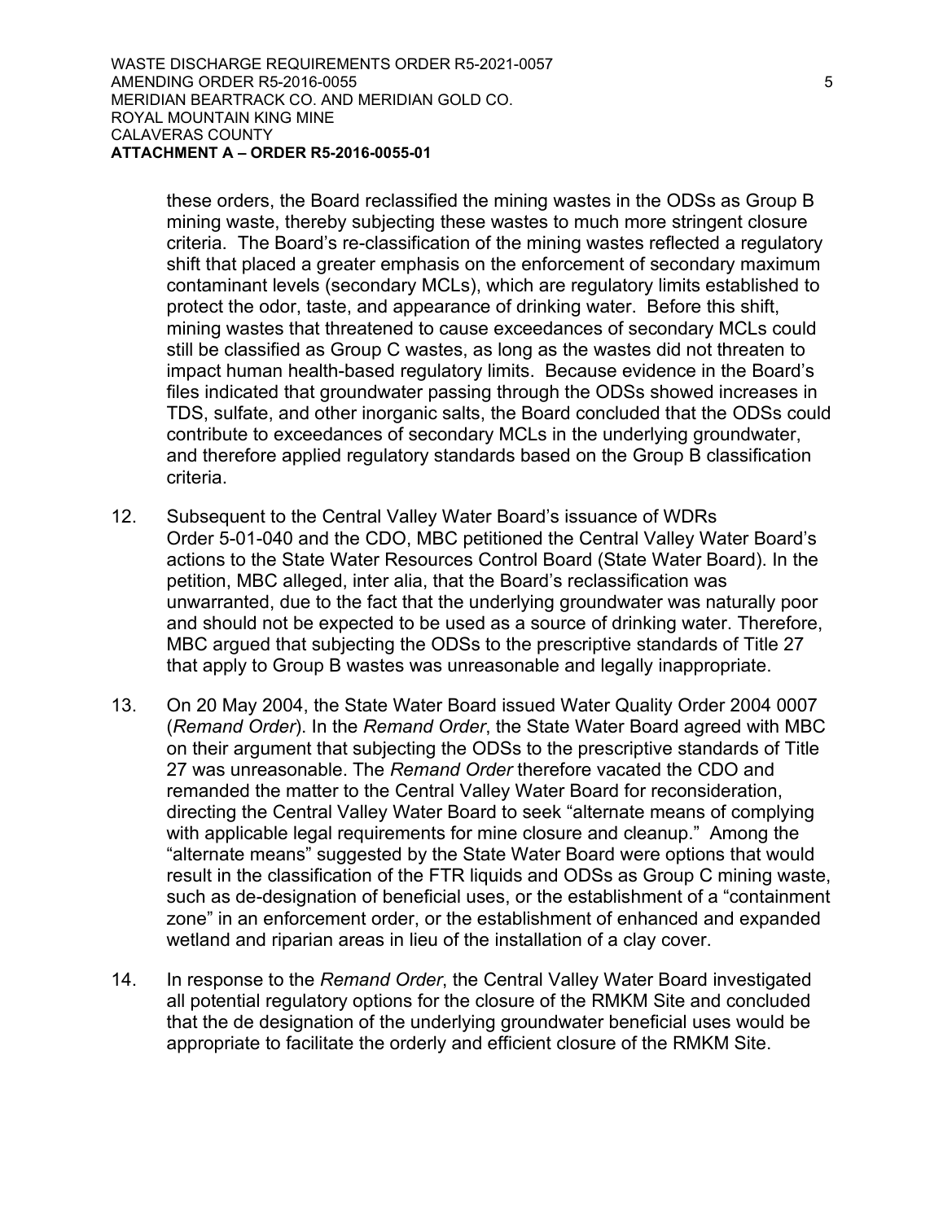these orders, the Board reclassified the mining wastes in the ODSs as Group B mining waste, thereby subjecting these wastes to much more stringent closure criteria. The Board's re-classification of the mining wastes reflected a regulatory shift that placed a greater emphasis on the enforcement of secondary maximum contaminant levels (secondary MCLs), which are regulatory limits established to protect the odor, taste, and appearance of drinking water. Before this shift, mining wastes that threatened to cause exceedances of secondary MCLs could still be classified as Group C wastes, as long as the wastes did not threaten to impact human health-based regulatory limits. Because evidence in the Board's files indicated that groundwater passing through the ODSs showed increases in TDS, sulfate, and other inorganic salts, the Board concluded that the ODSs could contribute to exceedances of secondary MCLs in the underlying groundwater, and therefore applied regulatory standards based on the Group B classification criteria.

12. Subsequent to the Central Valley Water Board's issuance of WDRs Order 5-01-040 and the CDO, MBC petitioned the Central Valley Water Board's actions to the State Water Resources Control Board (State Water Board). In the petition, MBC alleged, inter alia, that the Board's reclassification was unwarranted, due to the fact that the underlying groundwater was naturally poor and should not be expected to be used as a source of drinking water. Therefore, MBC argued that subjecting the ODSs to the prescriptive standards of Title 27 that apply to Group B wastes was unreasonable and legally inappropriate.

13. On 20 May 2004, the State Water Board issued Water Quality Order 2004 0007 (*Remand Order*). In the *Remand Order*, the State Water Board agreed with MBC on their argument that subjecting the ODSs to the prescriptive standards of Title 27 was unreasonable. The *Remand Order* therefore vacated the CDO and remanded the matter to the Central Valley Water Board for reconsideration, directing the Central Valley Water Board to seek "alternate means of complying with applicable legal requirements for mine closure and cleanup." Among the "alternate means" suggested by the State Water Board were options that would result in the classification of the FTR liquids and ODSs as Group C mining waste, such as de-designation of beneficial uses, or the establishment of a "containment zone" in an enforcement order, or the establishment of enhanced and expanded wetland and riparian areas in lieu of the installation of a clay cover.

14. In response to the *Remand Order*, the Central Valley Water Board investigated all potential regulatory options for the closure of the RMKM Site and concluded that the de designation of the underlying groundwater beneficial uses would be appropriate to facilitate the orderly and efficient closure of the RMKM Site.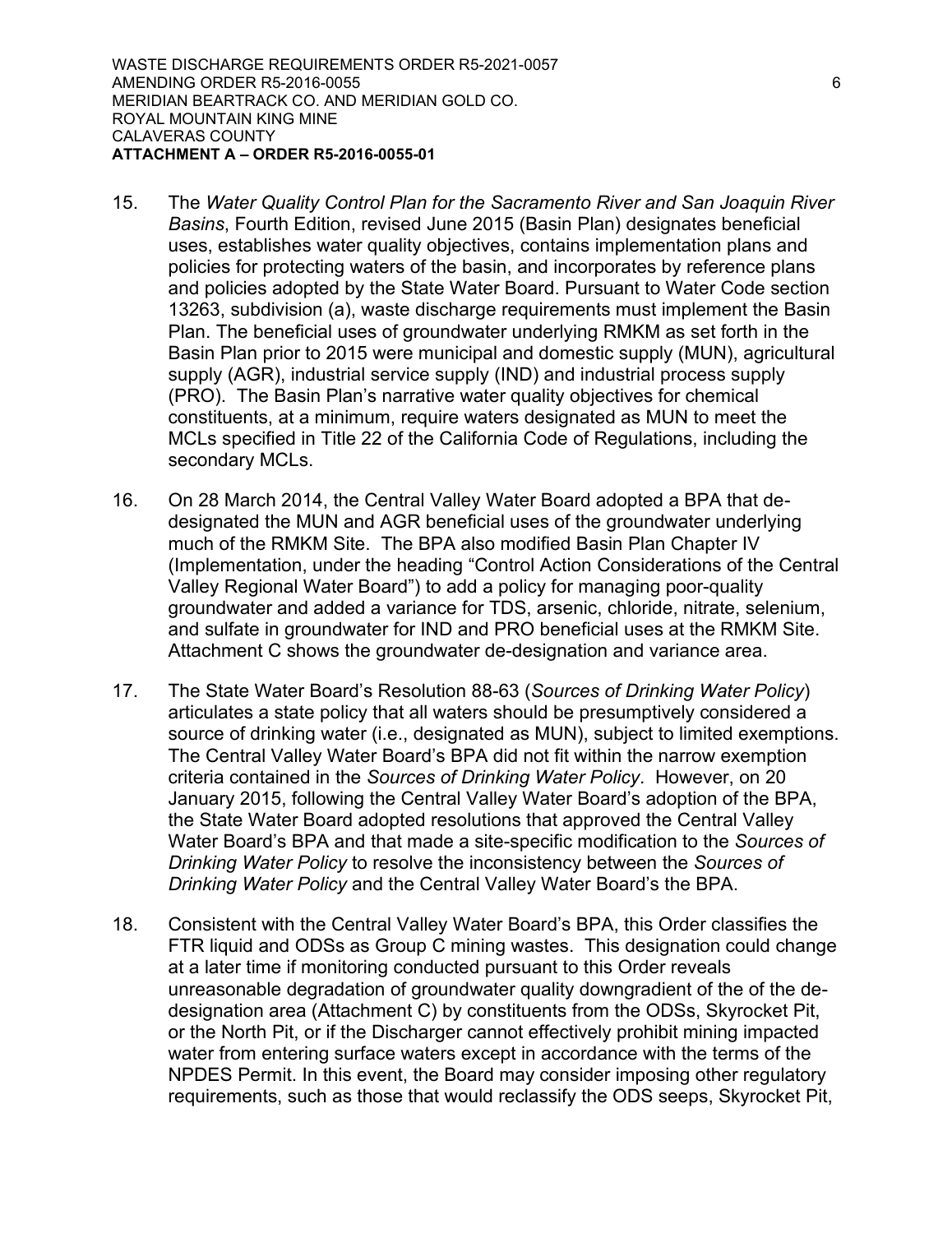15. The *Water Quality Control Plan for the Sacramento River and San Joaquin River Basins*, Fourth Edition, revised June 2015 (Basin Plan) designates beneficial uses, establishes water quality objectives, contains implementation plans and policies for protecting waters of the basin, and incorporates by reference plans and policies adopted by the State Water Board. Pursuant to Water Code section 13263, subdivision (a), waste discharge requirements must implement the Basin Plan. The beneficial uses of groundwater underlying RMKM as set forth in the Basin Plan prior to 2015 were municipal and domestic supply (MUN), agricultural supply (AGR), industrial service supply (IND) and industrial process supply (PRO). The Basin Plan's narrative water quality objectives for chemical constituents, at a minimum, require waters designated as MUN to meet the MCLs specified in Title 22 of the California Code of Regulations, including the secondary MCLs.

16. On 28 March 2014, the Central Valley Water Board adopted a BPA that de-designated the MUN and AGR beneficial uses of the groundwater underlying much of the RMKM Site. The BPA also modified Basin Plan Chapter IV (Implementation, under the heading "Control Action Considerations of the Central Valley Regional Water Board") to add a policy for managing poor-quality groundwater and added a variance for TDS, arsenic, chloride, nitrate, selenium, and sulfate in groundwater for IND and PRO beneficial uses at the RMKM Site. Attachment C shows the groundwater de-designation and variance area.

17. The State Water Board's Resolution 88-63 (*Sources of Drinking Water Policy*) articulates a state policy that all waters should be presumptively considered a source of drinking water (i.e., designated as MUN), subject to limited exemptions. The Central Valley Water Board's BPA did not fit within the narrow exemption criteria contained in the *Sources of Drinking Water Policy*. However, on 20 January 2015, following the Central Valley Water Board's adoption of the BPA, the State Water Board adopted resolutions that approved the Central Valley Water Board's BPA and that made a site-specific modification to the *Sources of Drinking Water Policy* to resolve the inconsistency between the *Sources of Drinking Water Policy* and the Central Valley Water Board's the BPA.

18. Consistent with the Central Valley Water Board's BPA, this Order classifies the FTR liquid and ODSs as Group C mining wastes. This designation could change at a later time if monitoring conducted pursuant to this Order reveals unreasonable degradation of groundwater quality downgradient of the of the de-designation area (Attachment C) by constituents from the ODSs, Skyrocket Pit, or the North Pit, or if the Discharger cannot effectively prohibit mining impacted water from entering surface waters except in accordance with the terms of the NPDES Permit. In this event, the Board may consider imposing other regulatory requirements, such as those that would reclassify the ODS seeps, Skyrocket Pit,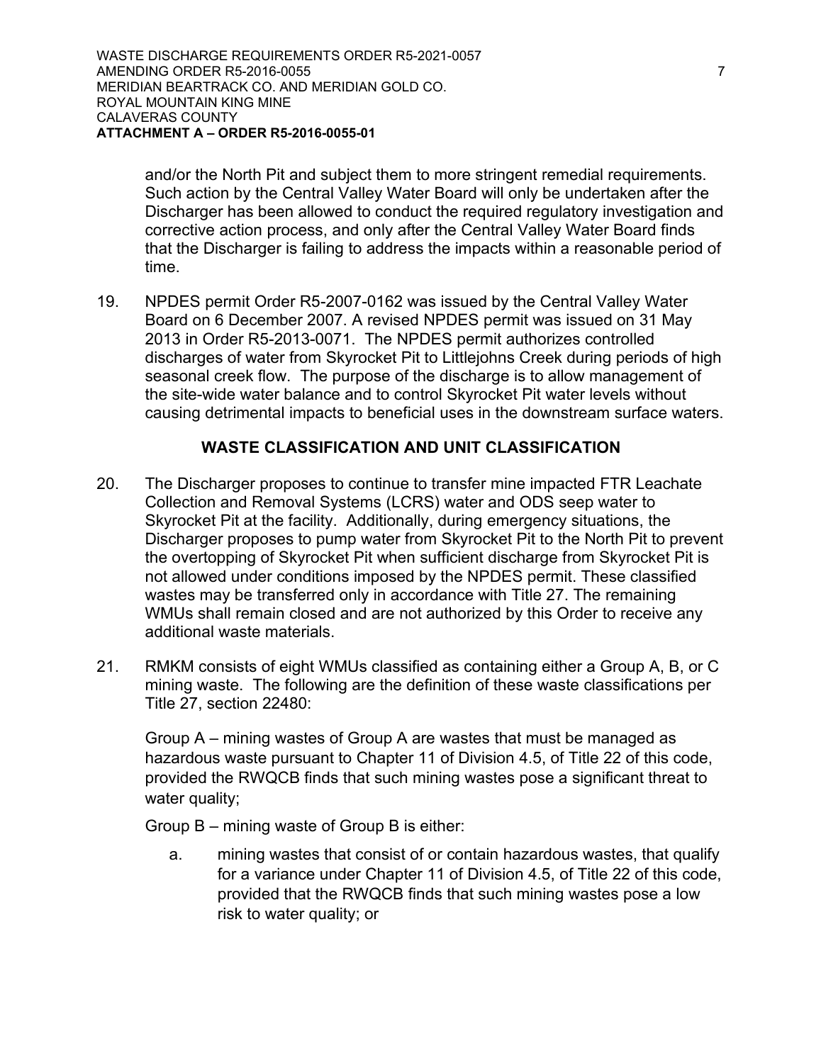and/or the North Pit and subject them to more stringent remedial requirements. Such action by the Central Valley Water Board will only be undertaken after the Discharger has been allowed to conduct the required regulatory investigation and corrective action process, and only after the Central Valley Water Board finds that the Discharger is failing to address the impacts within a reasonable period of time.

19. NPDES permit Order R5-2007-0162 was issued by the Central Valley Water Board on 6 December 2007. A revised NPDES permit was issued on 31 May 2013 in Order R5-2013-0071. The NPDES permit authorizes controlled discharges of water from Skyrocket Pit to Littlejohns Creek during periods of high seasonal creek flow. The purpose of the discharge is to allow management of the site-wide water balance and to control Skyrocket Pit water levels without causing detrimental impacts to beneficial uses in the downstream surface waters.

## WASTE CLASSIFICATION AND UNIT CLASSIFICATION

20. The Discharger proposes to continue to transfer mine impacted FTR Leachate Collection and Removal Systems (LCRS) water and ODS seep water to Skyrocket Pit at the facility. Additionally, during emergency situations, the Discharger proposes to pump water from Skyrocket Pit to the North Pit to prevent the overtopping of Skyrocket Pit when sufficient discharge from Skyrocket Pit is not allowed under conditions imposed by the NPDES permit. These classified wastes may be transferred only in accordance with Title 27. The remaining WMUs shall remain closed and are not authorized by this Order to receive any additional waste materials.

21. RMKM consists of eight WMUs classified as containing either a Group A, B, or C mining waste. The following are the definition of these waste classifications per Title 27, section 22480:

    Group A – mining wastes of Group A are wastes that must be managed as hazardous waste pursuant to Chapter 11 of Division 4.5, of Title 22 of this code, provided the RWQCB finds that such mining wastes pose a significant threat to water quality;

    Group B – mining waste of Group B is either:

    a. mining wastes that consist of or contain hazardous wastes, that qualify for a variance under Chapter 11 of Division 4.5, of Title 22 of this code, provided that the RWQCB finds that such mining wastes pose a low risk to water quality; or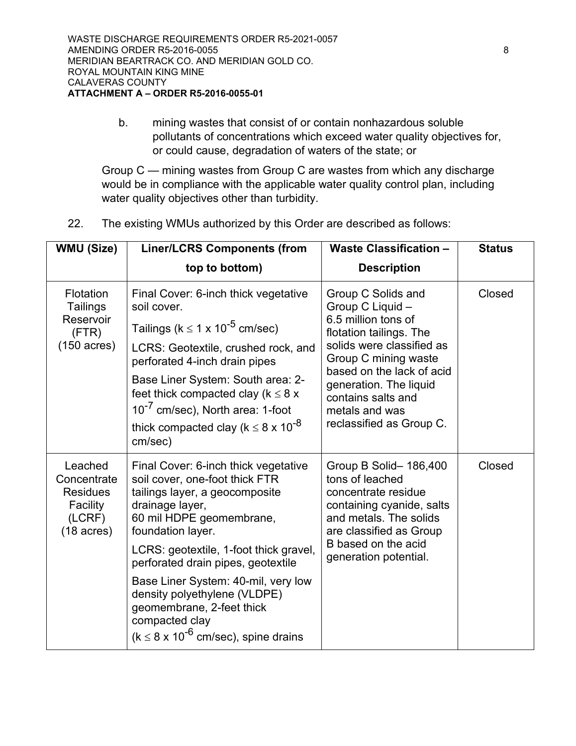b. mining wastes that consist of or contain nonhazardous soluble pollutants of concentrations which exceed water quality objectives for, or could cause, degradation of waters of the state; or

Group C — mining wastes from Group C are wastes from which any discharge would be in compliance with the applicable water quality control plan, including water quality objectives other than turbidity.

22. The existing WMUs authorized by this Order are described as follows:

| WMU (Size) | Liner/LCRS Components (from top to bottom) | Waste Classification – Description | Status |
|---|---|---|---|
| Flotation Tailings Reservoir (FTR) (150 acres) | Final Cover: 6-inch thick vegetative soil cover.<br>Tailings ($k \leq 1 \times 10^{-5}$ cm/sec)<br>LCRS: Geotextile, crushed rock, and perforated 4-inch drain pipes<br>Base Liner System: South area: 2-feet thick compacted clay ($k \leq 8 \times 10^{-7}$ cm/sec), North area: 1-foot thick compacted clay ($k \leq 8 \times 10^{-8}$ cm/sec) | Group C Solids and Group C Liquid – 6.5 million tons of flotation tailings. The solids were classified as Group C mining waste based on the lack of acid generation. The liquid contains salts and metals and was reclassified as Group C. | Closed |
| Leached Concentrate Residues Facility (LCRF) (18 acres) | Final Cover: 6-inch thick vegetative soil cover, one-foot thick FTR tailings layer, a geocomposite drainage layer, 60 mil HDPE geomembrane, foundation layer.<br>LCRS: geotextile, 1-foot thick gravel, perforated drain pipes, geotextile<br>Base Liner System: 40-mil, very low density polyethylene (VLDPE) geomembrane, 2-feet thick compacted clay ($k \leq 8 \times 10^{-6}$ cm/sec), spine drains | Group B Solid– 186,400 tons of leached concentrate residue containing cyanide, salts and metals. The solids are classified as Group B based on the acid generation potential. | Closed |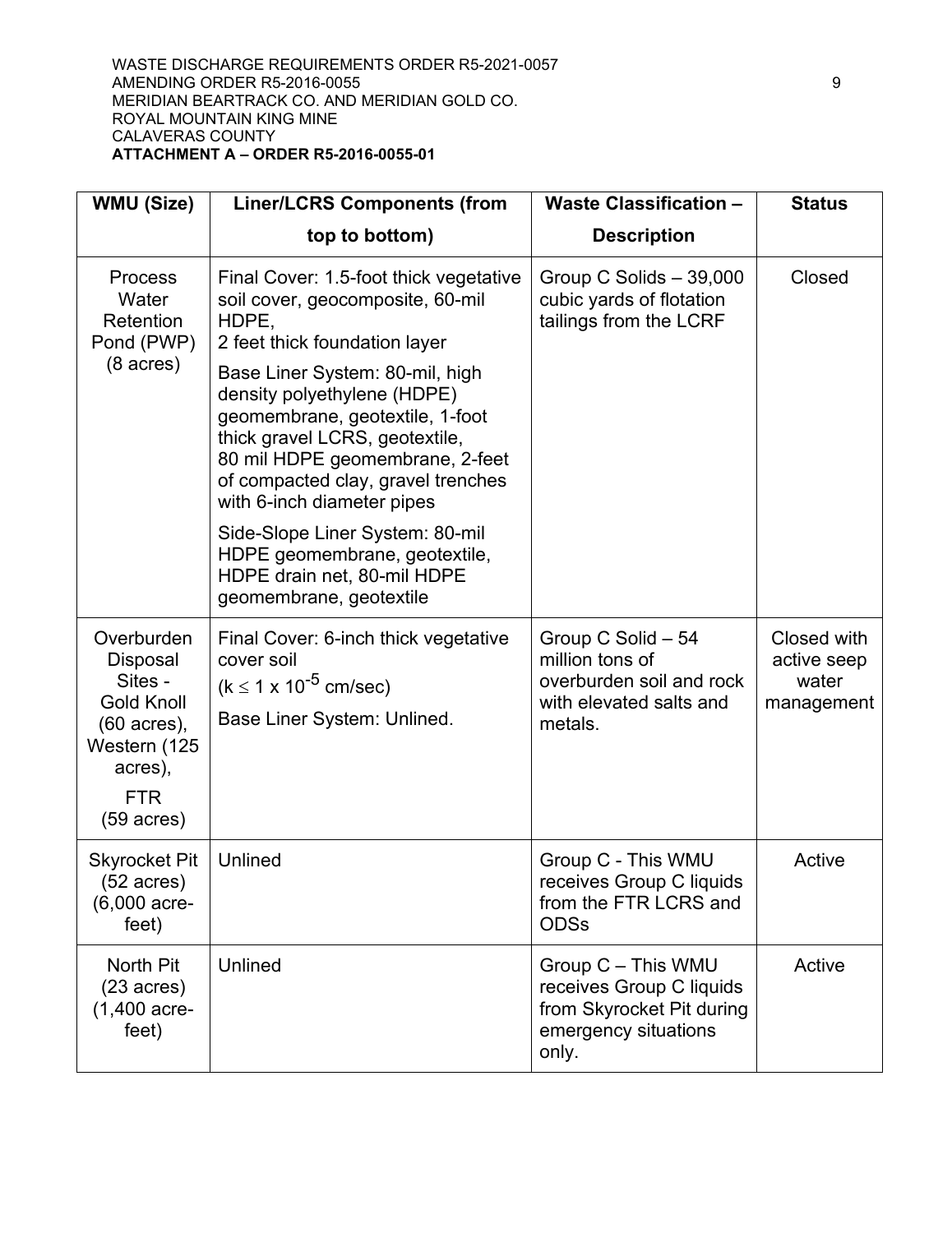| WMU (Size) | Liner/LCRS Components (from top to bottom) | Waste Classification – Description | Status |
|---|---|---|---|
| Process Water Retention Pond (PWP) (8 acres) | Final Cover: 1.5-foot thick vegetative soil cover, geocomposite, 60-mil HDPE, 2 feet thick foundation layer<br>Base Liner System: 80-mil, high density polyethylene (HDPE) geomembrane, geotextile, 1-foot thick gravel LCRS, geotextile, 80 mil HDPE geomembrane, 2-feet of compacted clay, gravel trenches with 6-inch diameter pipes<br>Side-Slope Liner System: 80-mil HDPE geomembrane, geotextile, HDPE drain net, 80-mil HDPE geomembrane, geotextile | Group C Solids – 39,000 cubic yards of flotation tailings from the LCRF | Closed |
| Overburden Disposal Sites - Gold Knoll (60 acres), Western (125 acres), FTR (59 acres) | Final Cover: 6-inch thick vegetative cover soil ($k \leq 1 \times 10^{-5}$ cm/sec)<br>Base Liner System: Unlined. | Group C Solid – 54 million tons of overburden soil and rock with elevated salts and metals. | Closed with active seep water management |
| Skyrocket Pit (52 acres) (6,000 acre-feet) | Unlined | Group C - This WMU receives Group C liquids from the FTR LCRS and ODSs | Active |
| North Pit (23 acres) (1,400 acre-feet) | Unlined | Group C – This WMU receives Group C liquids from Skyrocket Pit during emergency situations only. | Active |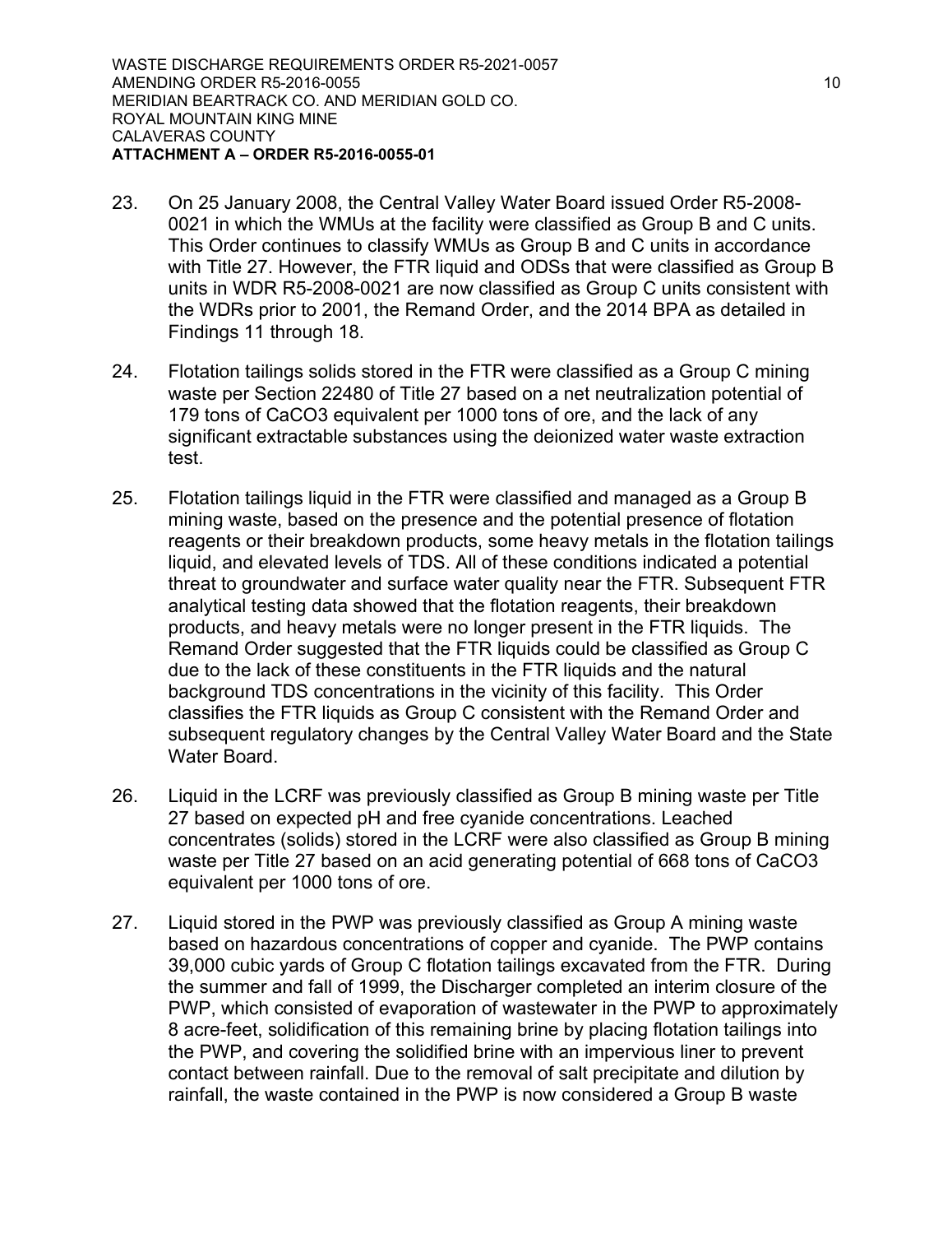23. On 25 January 2008, the Central Valley Water Board issued Order R5-2008-0021 in which the WMUs at the facility were classified as Group B and C units. This Order continues to classify WMUs as Group B and C units in accordance with Title 27. However, the FTR liquid and ODSs that were classified as Group B units in WDR R5-2008-0021 are now classified as Group C units consistent with the WDRs prior to 2001, the Remand Order, and the 2014 BPA as detailed in Findings 11 through 18.

24. Flotation tailings solids stored in the FTR were classified as a Group C mining waste per Section 22480 of Title 27 based on a net neutralization potential of 179 tons of $CaCO_3$ equivalent per 1000 tons of ore, and the lack of any significant extractable substances using the deionized water waste extraction test.

25. Flotation tailings liquid in the FTR were classified and managed as a Group B mining waste, based on the presence and the potential presence of flotation reagents or their breakdown products, some heavy metals in the flotation tailings liquid, and elevated levels of TDS. All of these conditions indicated a potential threat to groundwater and surface water quality near the FTR. Subsequent FTR analytical testing data showed that the flotation reagents, their breakdown products, and heavy metals were no longer present in the FTR liquids. The Remand Order suggested that the FTR liquids could be classified as Group C due to the lack of these constituents in the FTR liquids and the natural background TDS concentrations in the vicinity of this facility. This Order classifies the FTR liquids as Group C consistent with the Remand Order and subsequent regulatory changes by the Central Valley Water Board and the State Water Board.

26. Liquid in the LCRF was previously classified as Group B mining waste per Title 27 based on expected pH and free cyanide concentrations. Leached concentrates (solids) stored in the LCRF were also classified as Group B mining waste per Title 27 based on an acid generating potential of 668 tons of $CaCO_3$ equivalent per 1000 tons of ore.

27. Liquid stored in the PWP was previously classified as Group A mining waste based on hazardous concentrations of copper and cyanide. The PWP contains 39,000 cubic yards of Group C flotation tailings excavated from the FTR. During the summer and fall of 1999, the Discharger completed an interim closure of the PWP, which consisted of evaporation of wastewater in the PWP to approximately 8 acre-feet, solidification of this remaining brine by placing flotation tailings into the PWP, and covering the solidified brine with an impervious liner to prevent contact between rainfall. Due to the removal of salt precipitate and dilution by rainfall, the waste contained in the PWP is now considered a Group B waste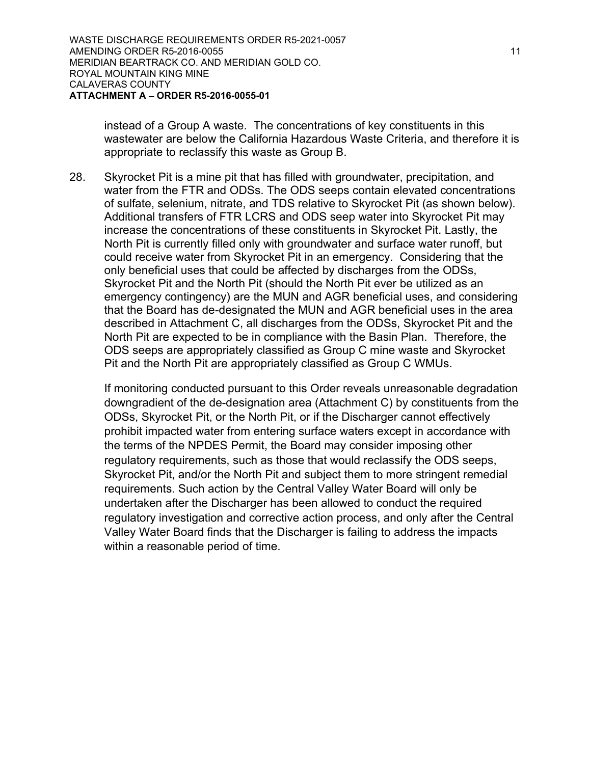instead of a Group A waste. The concentrations of key constituents in this wastewater are below the California Hazardous Waste Criteria, and therefore it is appropriate to reclassify this waste as Group B.

28. Skyrocket Pit is a mine pit that has filled with groundwater, precipitation, and water from the FTR and ODSs. The ODS seeps contain elevated concentrations of sulfate, selenium, nitrate, and TDS relative to Skyrocket Pit (as shown below). Additional transfers of FTR LCRS and ODS seep water into Skyrocket Pit may increase the concentrations of these constituents in Skyrocket Pit. Lastly, the North Pit is currently filled only with groundwater and surface water runoff, but could receive water from Skyrocket Pit in an emergency. Considering that the only beneficial uses that could be affected by discharges from the ODSs, Skyrocket Pit and the North Pit (should the North Pit ever be utilized as an emergency contingency) are the MUN and AGR beneficial uses, and considering that the Board has de-designated the MUN and AGR beneficial uses in the area described in Attachment C, all discharges from the ODSs, Skyrocket Pit and the North Pit are expected to be in compliance with the Basin Plan. Therefore, the ODS seeps are appropriately classified as Group C mine waste and Skyrocket Pit and the North Pit are appropriately classified as Group C WMUs.

    If monitoring conducted pursuant to this Order reveals unreasonable degradation downgradient of the de-designation area (Attachment C) by constituents from the ODSs, Skyrocket Pit, or the North Pit, or if the Discharger cannot effectively prohibit impacted water from entering surface waters except in accordance with the terms of the NPDES Permit, the Board may consider imposing other regulatory requirements, such as those that would reclassify the ODS seeps, Skyrocket Pit, and/or the North Pit and subject them to more stringent remedial requirements. Such action by the Central Valley Water Board will only be undertaken after the Discharger has been allowed to conduct the required regulatory investigation and corrective action process, and only after the Central Valley Water Board finds that the Discharger is failing to address the impacts within a reasonable period of time.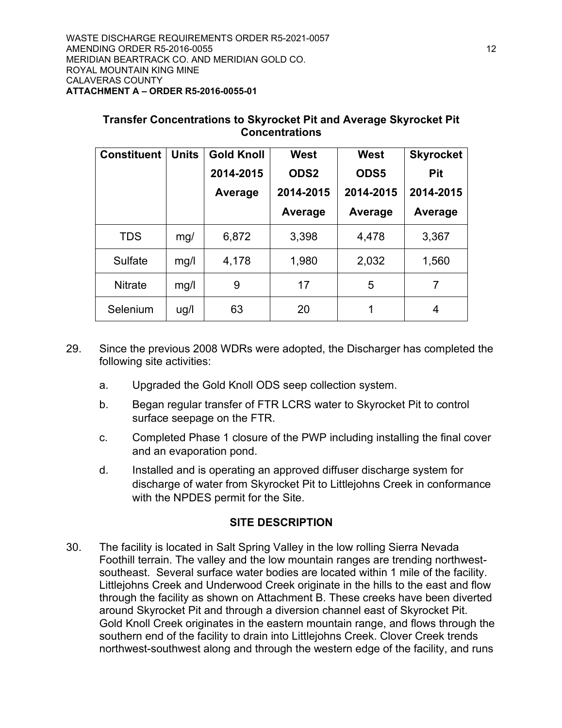**Transfer Concentrations to Skyrocket Pit and Average Skyrocket Pit Concentrations**

| Constituent | Units | Gold Knoll 2014-2015 Average | West ODS2 2014-2015 Average | West ODS5 2014-2015 Average | Skyrocket Pit 2014-2015 Average |
|---|---|---|---|---|---|
| TDS | mg/ | 6,872 | 3,398 | 4,478 | 3,367 |
| Sulfate | mg/l | 4,178 | 1,980 | 2,032 | 1,560 |
| Nitrate | mg/l | 9 | 17 | 5 | 7 |
| Selenium | ug/l | 63 | 20 | 1 | 4 |

29. Since the previous 2008 WDRs were adopted, the Discharger has completed the following site activities:

    a. Upgraded the Gold Knoll ODS seep collection system.

    b. Began regular transfer of FTR LCRS water to Skyrocket Pit to control surface seepage on the FTR.

    c. Completed Phase 1 closure of the PWP including installing the final cover and an evaporation pond.

    d. Installed and is operating an approved diffuser discharge system for discharge of water from Skyrocket Pit to Littlejohns Creek in conformance with the NPDES permit for the Site.

## SITE DESCRIPTION

30. The facility is located in Salt Spring Valley in the low rolling Sierra Nevada Foothill terrain. The valley and the low mountain ranges are trending northwest-southeast. Several surface water bodies are located within 1 mile of the facility. Littlejohns Creek and Underwood Creek originate in the hills to the east and flow through the facility as shown on Attachment B. These creeks have been diverted around Skyrocket Pit and through a diversion channel east of Skyrocket Pit. Gold Knoll Creek originates in the eastern mountain range, and flows through the southern end of the facility to drain into Littlejohns Creek. Clover Creek trends northwest-southwest along and through the western edge of the facility, and runs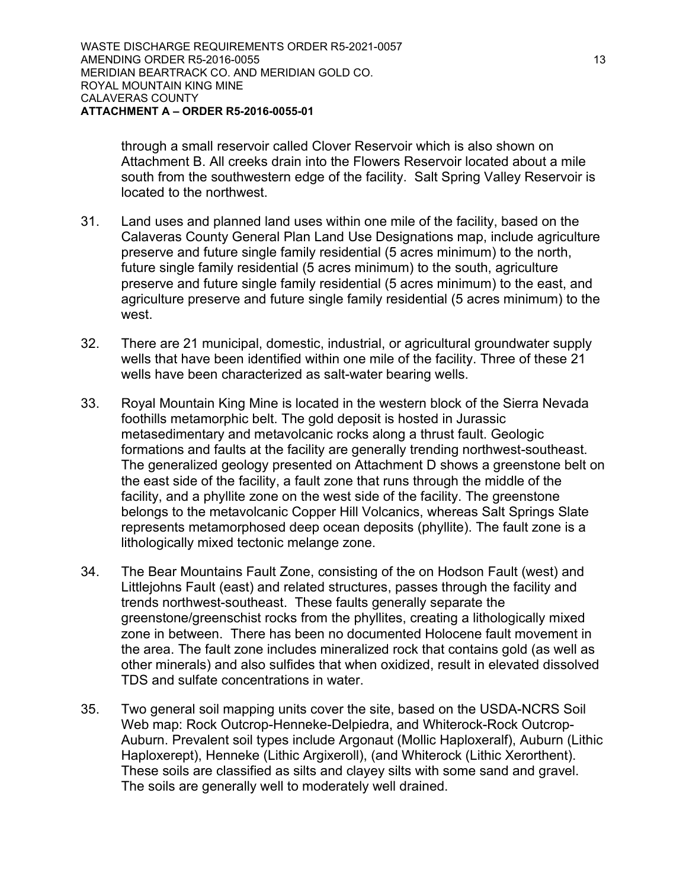through a small reservoir called Clover Reservoir which is also shown on Attachment B. All creeks drain into the Flowers Reservoir located about a mile south from the southwestern edge of the facility. Salt Spring Valley Reservoir is located to the northwest.

31. Land uses and planned land uses within one mile of the facility, based on the Calaveras County General Plan Land Use Designations map, include agriculture preserve and future single family residential (5 acres minimum) to the north, future single family residential (5 acres minimum) to the south, agriculture preserve and future single family residential (5 acres minimum) to the east, and agriculture preserve and future single family residential (5 acres minimum) to the west.

32. There are 21 municipal, domestic, industrial, or agricultural groundwater supply wells that have been identified within one mile of the facility. Three of these 21 wells have been characterized as salt-water bearing wells.

33. Royal Mountain King Mine is located in the western block of the Sierra Nevada foothills metamorphic belt. The gold deposit is hosted in Jurassic metasedimentary and metavolcanic rocks along a thrust fault. Geologic formations and faults at the facility are generally trending northwest-southeast. The generalized geology presented on Attachment D shows a greenstone belt on the east side of the facility, a fault zone that runs through the middle of the facility, and a phyllite zone on the west side of the facility. The greenstone belongs to the metavolcanic Copper Hill Volcanics, whereas Salt Springs Slate represents metamorphosed deep ocean deposits (phyllite). The fault zone is a lithologically mixed tectonic melange zone.

34. The Bear Mountains Fault Zone, consisting of the on Hodson Fault (west) and Littlejohns Fault (east) and related structures, passes through the facility and trends northwest-southeast. These faults generally separate the greenstone/greenschist rocks from the phyllites, creating a lithologically mixed zone in between. There has been no documented Holocene fault movement in the area. The fault zone includes mineralized rock that contains gold (as well as other minerals) and also sulfides that when oxidized, result in elevated dissolved TDS and sulfate concentrations in water.

35. Two general soil mapping units cover the site, based on the USDA-NCRS Soil Web map: Rock Outcrop-Henneke-Delpiedra, and Whiterock-Rock Outcrop-Auburn. Prevalent soil types include Argonaut (Mollic Haploxeralf), Auburn (Lithic Haploxerept), Henneke (Lithic Argixeroll), (and Whiterock (Lithic Xerorthent). These soils are classified as silts and clayey silts with some sand and gravel. The soils are generally well to moderately well drained.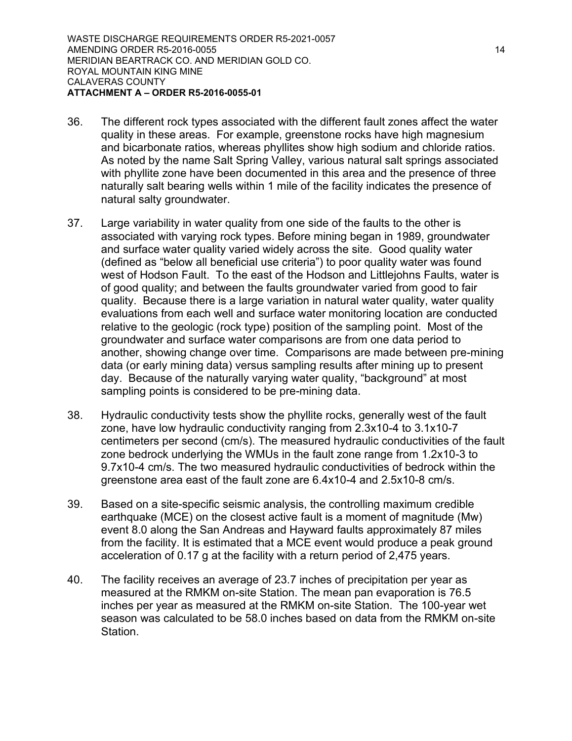36. The different rock types associated with the different fault zones affect the water quality in these areas. For example, greenstone rocks have high magnesium and bicarbonate ratios, whereas phyllites show high sodium and chloride ratios. As noted by the name Salt Spring Valley, various natural salt springs associated with phyllite zone have been documented in this area and the presence of three naturally salt bearing wells within 1 mile of the facility indicates the presence of natural salty groundwater.

37. Large variability in water quality from one side of the faults to the other is associated with varying rock types. Before mining began in 1989, groundwater and surface water quality varied widely across the site. Good quality water (defined as "below all beneficial use criteria") to poor quality water was found west of Hodson Fault. To the east of the Hodson and Littlejohns Faults, water is of good quality; and between the faults groundwater varied from good to fair quality. Because there is a large variation in natural water quality, water quality evaluations from each well and surface water monitoring location are conducted relative to the geologic (rock type) position of the sampling point. Most of the groundwater and surface water comparisons are from one data period to another, showing change over time. Comparisons are made between pre-mining data (or early mining data) versus sampling results after mining up to present day. Because of the naturally varying water quality, "background" at most sampling points is considered to be pre-mining data.

38. Hydraulic conductivity tests show the phyllite rocks, generally west of the fault zone, have low hydraulic conductivity ranging from $2.3 \times 10^{-4}$ to $3.1 \times 10^{-7}$ centimeters per second (cm/s). The measured hydraulic conductivities of the fault zone bedrock underlying the WMUs in the fault zone range from $1.2 \times 10^{-3}$ to $9.7 \times 10^{-4}$ cm/s. The two measured hydraulic conductivities of bedrock within the greenstone area east of the fault zone are $6.4 \times 10^{-4}$ and $2.5 \times 10^{-8}$ cm/s.

39. Based on a site-specific seismic analysis, the controlling maximum credible earthquake (MCE) on the closest active fault is a moment of magnitude (Mw) event 8.0 along the San Andreas and Hayward faults approximately 87 miles from the facility. It is estimated that a MCE event would produce a peak ground acceleration of 0.17 g at the facility with a return period of 2,475 years.

40. The facility receives an average of 23.7 inches of precipitation per year as measured at the RMKM on-site Station. The mean pan evaporation is 76.5 inches per year as measured at the RMKM on-site Station. The 100-year wet season was calculated to be 58.0 inches based on data from the RMKM on-site Station.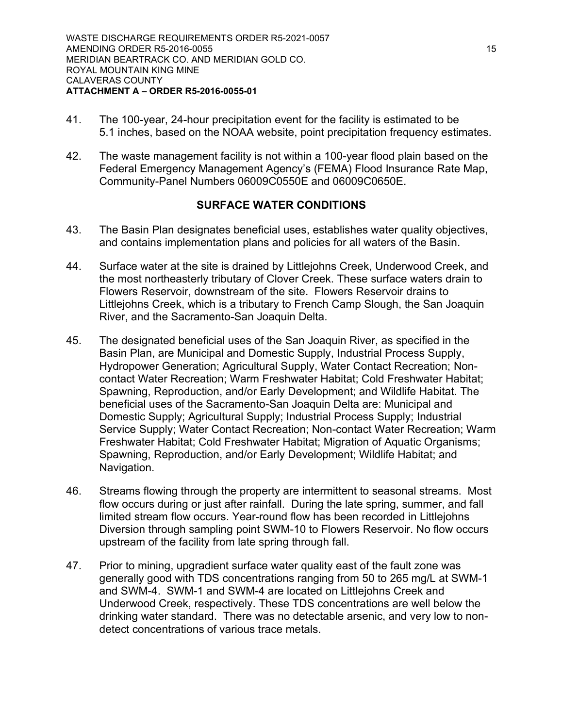41. The 100-year, 24-hour precipitation event for the facility is estimated to be 5.1 inches, based on the NOAA website, point precipitation frequency estimates.

42. The waste management facility is not within a 100-year flood plain based on the Federal Emergency Management Agency's (FEMA) Flood Insurance Rate Map, Community-Panel Numbers 06009C0550E and 06009C0650E.

## SURFACE WATER CONDITIONS

43. The Basin Plan designates beneficial uses, establishes water quality objectives, and contains implementation plans and policies for all waters of the Basin.

44. Surface water at the site is drained by Littlejohns Creek, Underwood Creek, and the most northeasterly tributary of Clover Creek. These surface waters drain to Flowers Reservoir, downstream of the site. Flowers Reservoir drains to Littlejohns Creek, which is a tributary to French Camp Slough, the San Joaquin River, and the Sacramento-San Joaquin Delta.

45. The designated beneficial uses of the San Joaquin River, as specified in the Basin Plan, are Municipal and Domestic Supply, Industrial Process Supply, Hydropower Generation; Agricultural Supply, Water Contact Recreation; Non-contact Water Recreation; Warm Freshwater Habitat; Cold Freshwater Habitat; Spawning, Reproduction, and/or Early Development; and Wildlife Habitat. The beneficial uses of the Sacramento-San Joaquin Delta are: Municipal and Domestic Supply; Agricultural Supply; Industrial Process Supply; Industrial Service Supply; Water Contact Recreation; Non-contact Water Recreation; Warm Freshwater Habitat; Cold Freshwater Habitat; Migration of Aquatic Organisms; Spawning, Reproduction, and/or Early Development; Wildlife Habitat; and Navigation.

46. Streams flowing through the property are intermittent to seasonal streams. Most flow occurs during or just after rainfall. During the late spring, summer, and fall limited stream flow occurs. Year-round flow has been recorded in Littlejohns Diversion through sampling point SWM-10 to Flowers Reservoir. No flow occurs upstream of the facility from late spring through fall.

47. Prior to mining, upgradient surface water quality east of the fault zone was generally good with TDS concentrations ranging from 50 to 265 mg/L at SWM-1 and SWM-4. SWM-1 and SWM-4 are located on Littlejohns Creek and Underwood Creek, respectively. These TDS concentrations are well below the drinking water standard. There was no detectable arsenic, and very low to non-detect concentrations of various trace metals.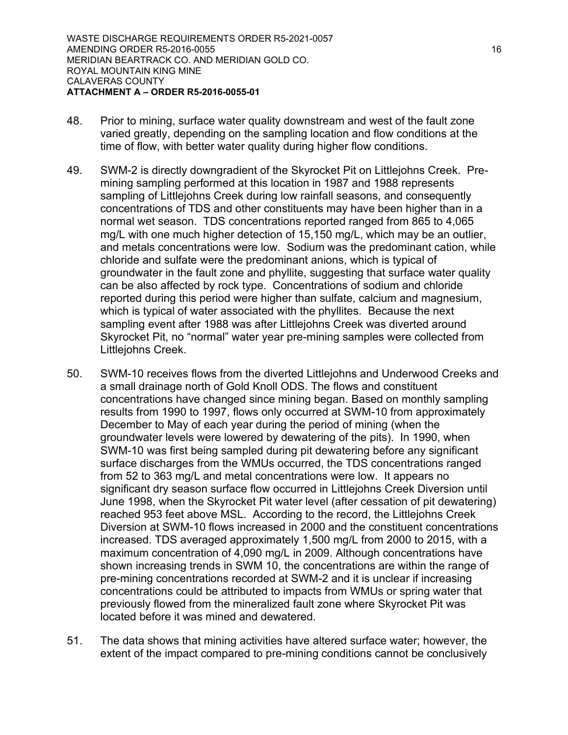48. Prior to mining, surface water quality downstream and west of the fault zone varied greatly, depending on the sampling location and flow conditions at the time of flow, with better water quality during higher flow conditions.

49. SWM-2 is directly downgradient of the Skyrocket Pit on Littlejohns Creek. Pre-mining sampling performed at this location in 1987 and 1988 represents sampling of Littlejohns Creek during low rainfall seasons, and consequently concentrations of TDS and other constituents may have been higher than in a normal wet season. TDS concentrations reported ranged from 865 to 4,065 mg/L with one much higher detection of 15,150 mg/L, which may be an outlier, and metals concentrations were low. Sodium was the predominant cation, while chloride and sulfate were the predominant anions, which is typical of groundwater in the fault zone and phyllite, suggesting that surface water quality can be also affected by rock type. Concentrations of sodium and chloride reported during this period were higher than sulfate, calcium and magnesium, which is typical of water associated with the phyllites. Because the next sampling event after 1988 was after Littlejohns Creek was diverted around Skyrocket Pit, no "normal" water year pre-mining samples were collected from Littlejohns Creek.

50. SWM-10 receives flows from the diverted Littlejohns and Underwood Creeks and a small drainage north of Gold Knoll ODS. The flows and constituent concentrations have changed since mining began. Based on monthly sampling results from 1990 to 1997, flows only occurred at SWM-10 from approximately December to May of each year during the period of mining (when the groundwater levels were lowered by dewatering of the pits). In 1990, when SWM-10 was first being sampled during pit dewatering before any significant surface discharges from the WMUs occurred, the TDS concentrations ranged from 52 to 363 mg/L and metal concentrations were low. It appears no significant dry season surface flow occurred in Littlejohns Creek Diversion until June 1998, when the Skyrocket Pit water level (after cessation of pit dewatering) reached 953 feet above MSL. According to the record, the Littlejohns Creek Diversion at SWM-10 flows increased in 2000 and the constituent concentrations increased. TDS averaged approximately 1,500 mg/L from 2000 to 2015, with a maximum concentration of 4,090 mg/L in 2009. Although concentrations have shown increasing trends in SWM 10, the concentrations are within the range of pre-mining concentrations recorded at SWM-2 and it is unclear if increasing concentrations could be attributed to impacts from WMUs or spring water that previously flowed from the mineralized fault zone where Skyrocket Pit was located before it was mined and dewatered.

51. The data shows that mining activities have altered surface water; however, the extent of the impact compared to pre-mining conditions cannot be conclusively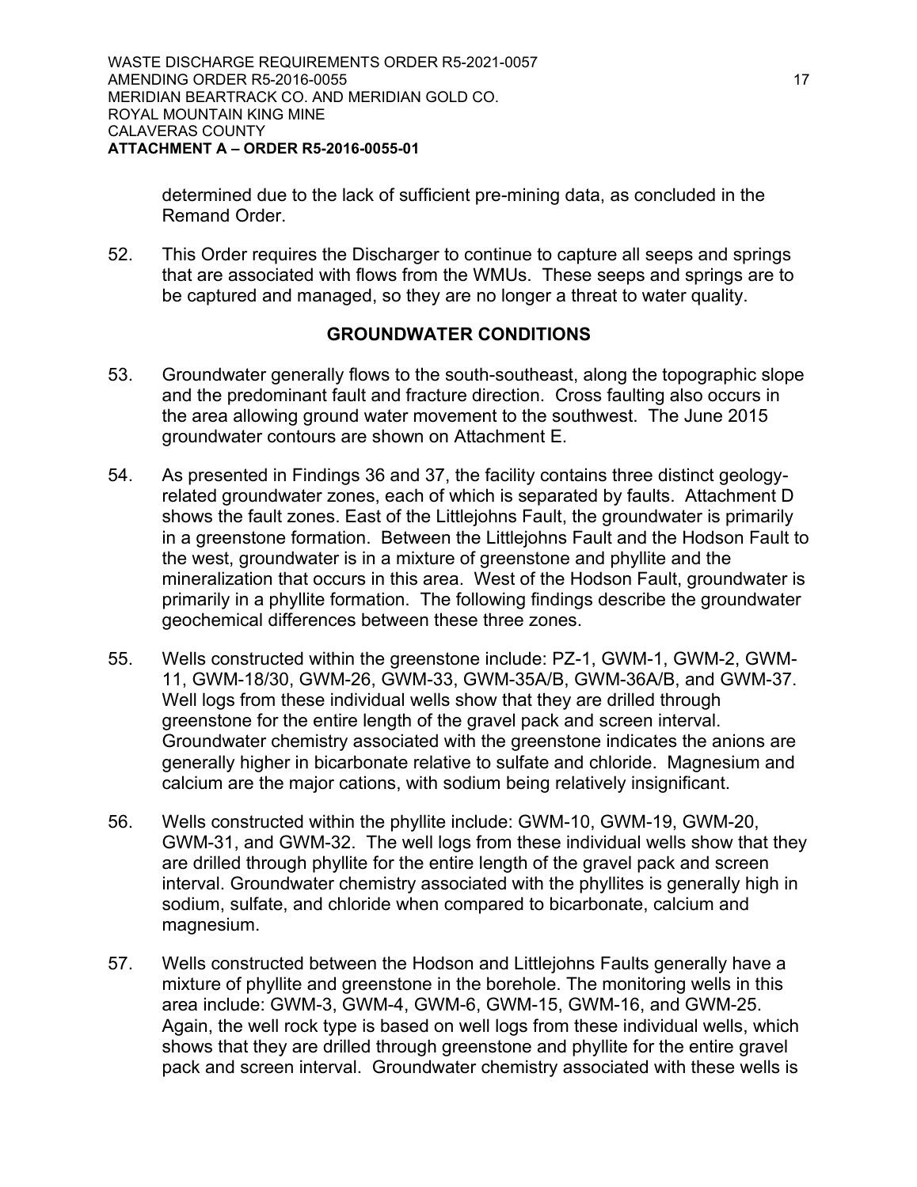determined due to the lack of sufficient pre-mining data, as concluded in the Remand Order.

52. This Order requires the Discharger to continue to capture all seeps and springs that are associated with flows from the WMUs. These seeps and springs are to be captured and managed, so they are no longer a threat to water quality.

## GROUNDWATER CONDITIONS

53. Groundwater generally flows to the south-southeast, along the topographic slope and the predominant fault and fracture direction. Cross faulting also occurs in the area allowing ground water movement to the southwest. The June 2015 groundwater contours are shown on Attachment E.

54. As presented in Findings 36 and 37, the facility contains three distinct geology-related groundwater zones, each of which is separated by faults. Attachment D shows the fault zones. East of the Littlejohns Fault, the groundwater is primarily in a greenstone formation. Between the Littlejohns Fault and the Hodson Fault to the west, groundwater is in a mixture of greenstone and phyllite and the mineralization that occurs in this area. West of the Hodson Fault, groundwater is primarily in a phyllite formation. The following findings describe the groundwater geochemical differences between these three zones.

55. Wells constructed within the greenstone include: PZ-1, GWM-1, GWM-2, GWM-11, GWM-18/30, GWM-26, GWM-33, GWM-35A/B, GWM-36A/B, and GWM-37. Well logs from these individual wells show that they are drilled through greenstone for the entire length of the gravel pack and screen interval. Groundwater chemistry associated with the greenstone indicates the anions are generally higher in bicarbonate relative to sulfate and chloride. Magnesium and calcium are the major cations, with sodium being relatively insignificant.

56. Wells constructed within the phyllite include: GWM-10, GWM-19, GWM-20, GWM-31, and GWM-32. The well logs from these individual wells show that they are drilled through phyllite for the entire length of the gravel pack and screen interval. Groundwater chemistry associated with the phyllites is generally high in sodium, sulfate, and chloride when compared to bicarbonate, calcium and magnesium.

57. Wells constructed between the Hodson and Littlejohns Faults generally have a mixture of phyllite and greenstone in the borehole. The monitoring wells in this area include: GWM-3, GWM-4, GWM-6, GWM-15, GWM-16, and GWM-25. Again, the well rock type is based on well logs from these individual wells, which shows that they are drilled through greenstone and phyllite for the entire gravel pack and screen interval. Groundwater chemistry associated with these wells is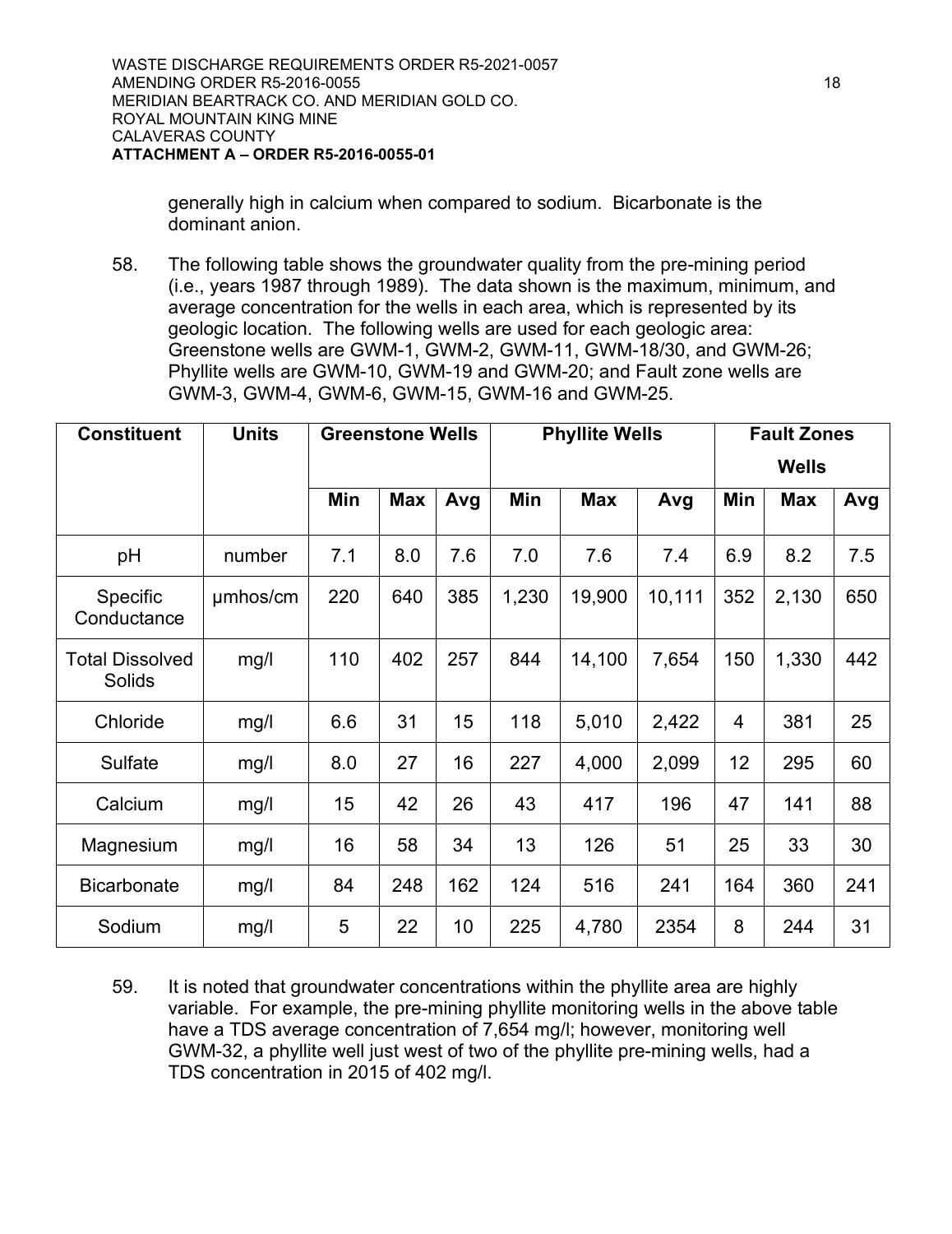generally high in calcium when compared to sodium. Bicarbonate is the dominant anion.

58. The following table shows the groundwater quality from the pre-mining period (i.e., years 1987 through 1989). The data shown is the maximum, minimum, and average concentration for the wells in each area, which is represented by its geologic location. The following wells are used for each geologic area: Greenstone wells are GWM-1, GWM-2, GWM-11, GWM-18/30, and GWM-26; Phyllite wells are GWM-10, GWM-19 and GWM-20; and Fault zone wells are GWM-3, GWM-4, GWM-6, GWM-15, GWM-16 and GWM-25.

| Constituent | Units | Greenstone Wells | | | Phyllite Wells | | | Fault Zones Wells | | |
|---|---|---|---|---|---|---|---|---|---|---|
| | | Min | Max | Avg | Min | Max | Avg | Min | Max | Avg |
| pH | number | 7.1 | 8.0 | 7.6 | 7.0 | 7.6 | 7.4 | 6.9 | 8.2 | 7.5 |
| Specific Conductance | µmhos/cm | 220 | 640 | 385 | 1,230 | 19,900 | 10,111 | 352 | 2,130 | 650 |
| Total Dissolved Solids | mg/l | 110 | 402 | 257 | 844 | 14,100 | 7,654 | 150 | 1,330 | 442 |
| Chloride | mg/l | 6.6 | 31 | 15 | 118 | 5,010 | 2,422 | 4 | 381 | 25 |
| Sulfate | mg/l | 8.0 | 27 | 16 | 227 | 4,000 | 2,099 | 12 | 295 | 60 |
| Calcium | mg/l | 15 | 42 | 26 | 43 | 417 | 196 | 47 | 141 | 88 |
| Magnesium | mg/l | 16 | 58 | 34 | 13 | 126 | 51 | 25 | 33 | 30 |
| Bicarbonate | mg/l | 84 | 248 | 162 | 124 | 516 | 241 | 164 | 360 | 241 |
| Sodium | mg/l | 5 | 22 | 10 | 225 | 4,780 | 2354 | 8 | 244 | 31 |

59. It is noted that groundwater concentrations within the phyllite area are highly variable. For example, the pre-mining phyllite monitoring wells in the above table have a TDS average concentration of 7,654 mg/l; however, monitoring well GWM-32, a phyllite well just west of two of the phyllite pre-mining wells, had a TDS concentration in 2015 of 402 mg/l.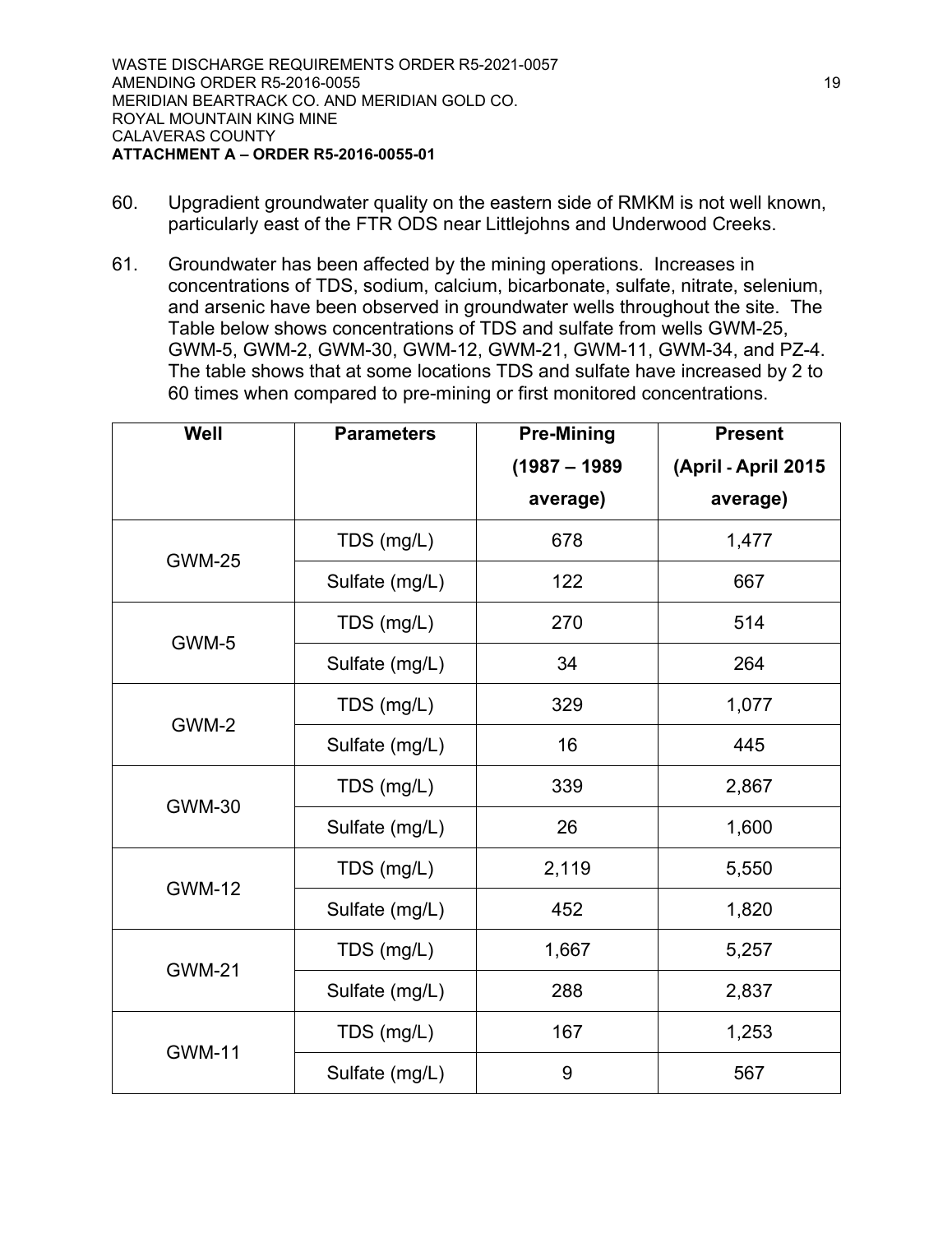60. Upgradient groundwater quality on the eastern side of RMKM is not well known, particularly east of the FTR ODS near Littlejohns and Underwood Creeks.

61. Groundwater has been affected by the mining operations. Increases in concentrations of TDS, sodium, calcium, bicarbonate, sulfate, nitrate, selenium, and arsenic have been observed in groundwater wells throughout the site. The Table below shows concentrations of TDS and sulfate from wells GWM-25, GWM-5, GWM-2, GWM-30, GWM-12, GWM-21, GWM-11, GWM-34, and PZ-4. The table shows that at some locations TDS and sulfate have increased by 2 to 60 times when compared to pre-mining or first monitored concentrations.

| Well | Parameters | Pre-Mining (1987 – 1989 average) | Present (April - April 2015 average) |
|---|---|---|---|
| GWM-25 | TDS (mg/L) | 678 | 1,477 |
| | Sulfate (mg/L) | 122 | 667 |
| GWM-5 | TDS (mg/L) | 270 | 514 |
| | Sulfate (mg/L) | 34 | 264 |
| GWM-2 | TDS (mg/L) | 329 | 1,077 |
| | Sulfate (mg/L) | 16 | 445 |
| GWM-30 | TDS (mg/L) | 339 | 2,867 |
| | Sulfate (mg/L) | 26 | 1,600 |
| GWM-12 | TDS (mg/L) | 2,119 | 5,550 |
| | Sulfate (mg/L) | 452 | 1,820 |
| GWM-21 | TDS (mg/L) | 1,667 | 5,257 |
| | Sulfate (mg/L) | 288 | 2,837 |
| GWM-11 | TDS (mg/L) | 167 | 1,253 |
| | Sulfate (mg/L) | 9 | 567 |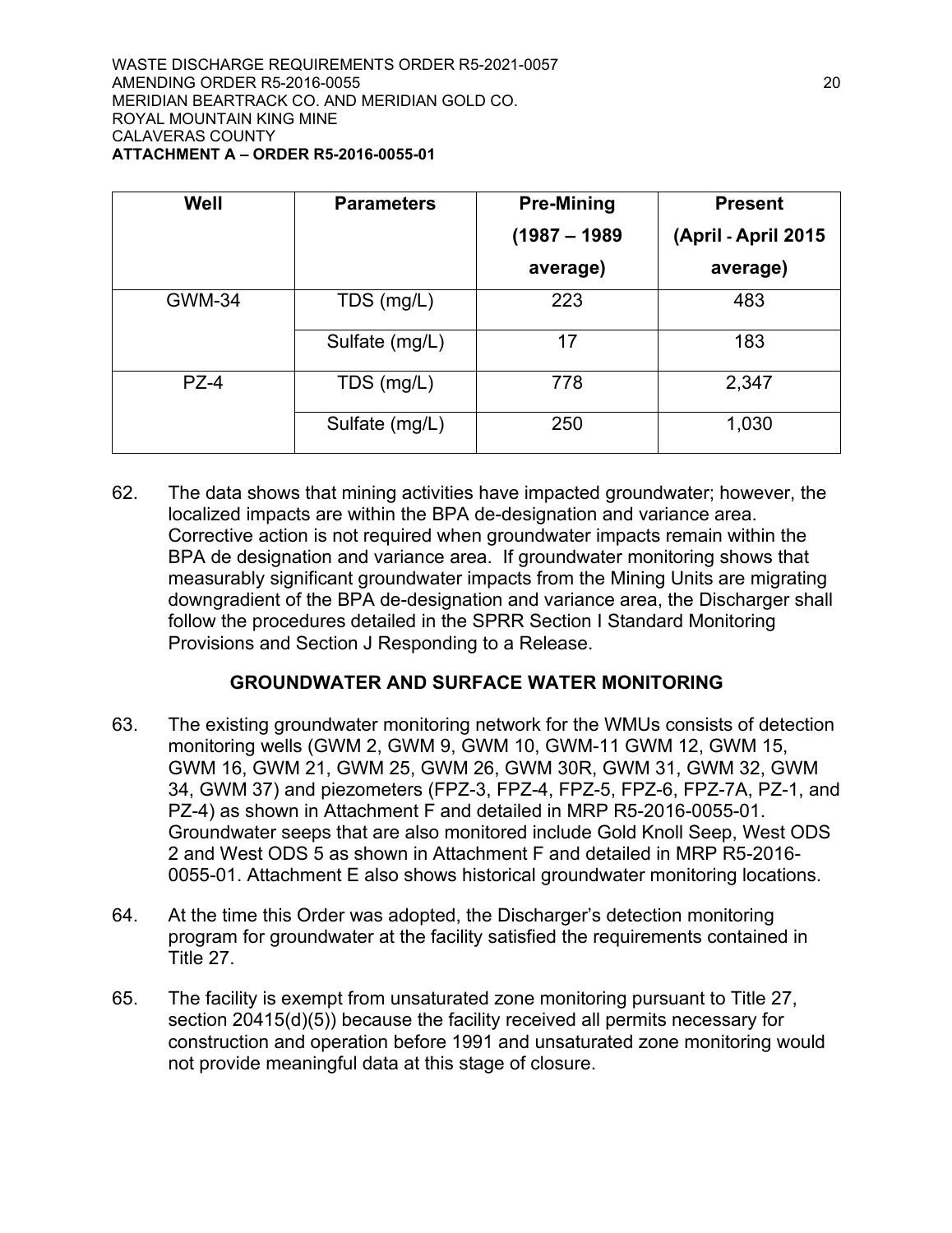| Well | Parameters | Pre-Mining (1987 – 1989 average) | Present (April - April 2015 average) |
|---|---|---|---|
| GWM-34 | TDS (mg/L) | 223 | 483 |
| | Sulfate (mg/L) | 17 | 183 |
| PZ-4 | TDS (mg/L) | 778 | 2,347 |
| | Sulfate (mg/L) | 250 | 1,030 |

62. The data shows that mining activities have impacted groundwater; however, the localized impacts are within the BPA de-designation and variance area. Corrective action is not required when groundwater impacts remain within the BPA de designation and variance area. If groundwater monitoring shows that measurably significant groundwater impacts from the Mining Units are migrating downgradient of the BPA de-designation and variance area, the Discharger shall follow the procedures detailed in the SPRR Section I Standard Monitoring Provisions and Section J Responding to a Release.

## GROUNDWATER AND SURFACE WATER MONITORING

63. The existing groundwater monitoring network for the WMUs consists of detection monitoring wells (GWM 2, GWM 9, GWM 10, GWM-11 GWM 12, GWM 15, GWM 16, GWM 21, GWM 25, GWM 26, GWM 30R, GWM 31, GWM 32, GWM 34, GWM 37) and piezometers (FPZ-3, FPZ-4, FPZ-5, FPZ-6, FPZ-7A, PZ-1, and PZ-4) as shown in Attachment F and detailed in MRP R5-2016-0055-01. Groundwater seeps that are also monitored include Gold Knoll Seep, West ODS 2 and West ODS 5 as shown in Attachment F and detailed in MRP R5-2016-0055-01. Attachment E also shows historical groundwater monitoring locations.

64. At the time this Order was adopted, the Discharger's detection monitoring program for groundwater at the facility satisfied the requirements contained in Title 27.

65. The facility is exempt from unsaturated zone monitoring pursuant to Title 27, section 20415(d)(5)) because the facility received all permits necessary for construction and operation before 1991 and unsaturated zone monitoring would not provide meaningful data at this stage of closure.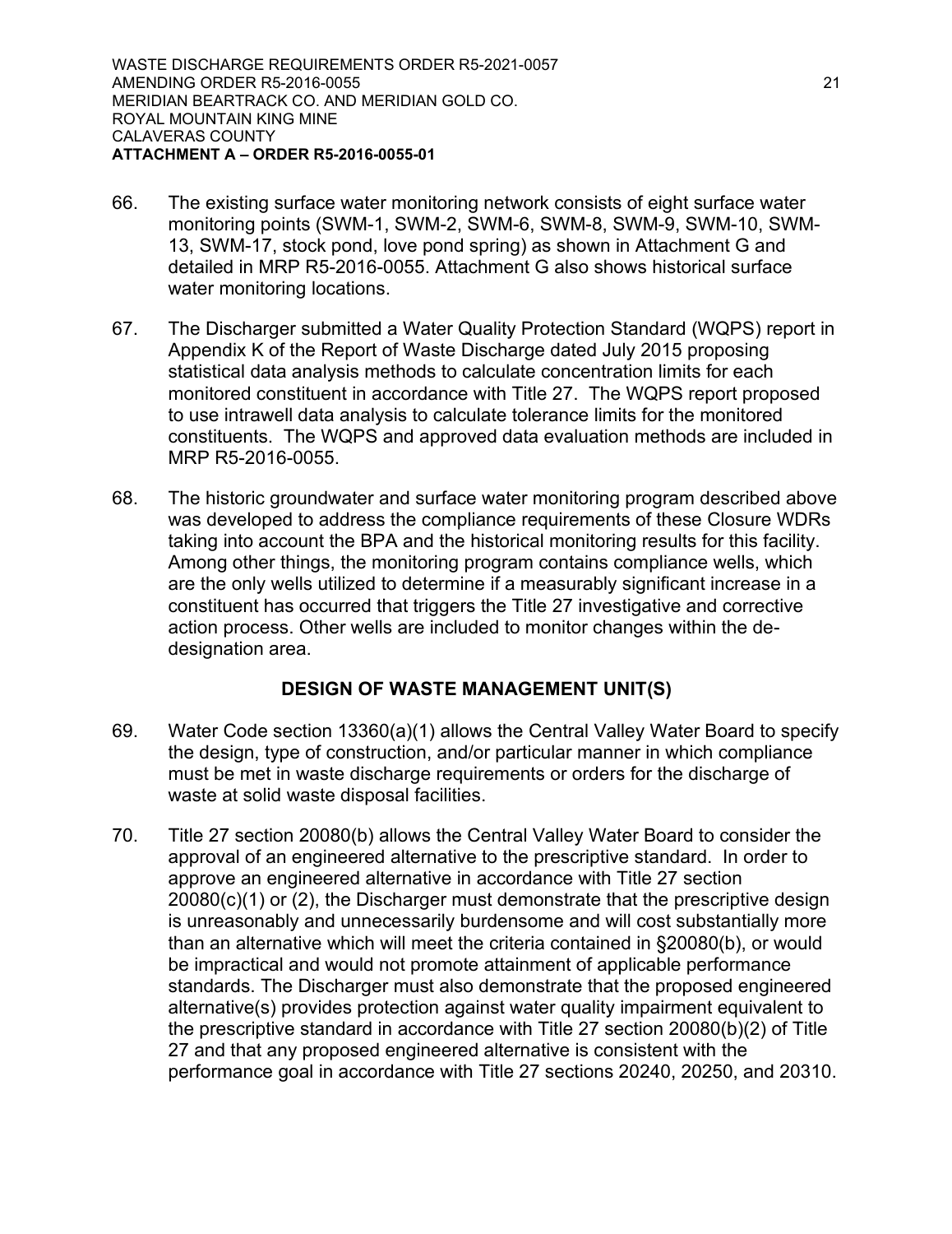66. The existing surface water monitoring network consists of eight surface water monitoring points (SWM-1, SWM-2, SWM-6, SWM-8, SWM-9, SWM-10, SWM-13, SWM-17, stock pond, love pond spring) as shown in Attachment G and detailed in MRP R5-2016-0055. Attachment G also shows historical surface water monitoring locations.

67. The Discharger submitted a Water Quality Protection Standard (WQPS) report in Appendix K of the Report of Waste Discharge dated July 2015 proposing statistical data analysis methods to calculate concentration limits for each monitored constituent in accordance with Title 27. The WQPS report proposed to use intrawell data analysis to calculate tolerance limits for the monitored constituents. The WQPS and approved data evaluation methods are included in MRP R5-2016-0055.

68. The historic groundwater and surface water monitoring program described above was developed to address the compliance requirements of these Closure WDRs taking into account the BPA and the historical monitoring results for this facility. Among other things, the monitoring program contains compliance wells, which are the only wells utilized to determine if a measurably significant increase in a constituent has occurred that triggers the Title 27 investigative and corrective action process. Other wells are included to monitor changes within the de-designation area.

## DESIGN OF WASTE MANAGEMENT UNIT(S)

69. Water Code section 13360(a)(1) allows the Central Valley Water Board to specify the design, type of construction, and/or particular manner in which compliance must be met in waste discharge requirements or orders for the discharge of waste at solid waste disposal facilities.

70. Title 27 section 20080(b) allows the Central Valley Water Board to consider the approval of an engineered alternative to the prescriptive standard. In order to approve an engineered alternative in accordance with Title 27 section 20080(c)(1) or (2), the Discharger must demonstrate that the prescriptive design is unreasonably and unnecessarily burdensome and will cost substantially more than an alternative which will meet the criteria contained in §20080(b), or would be impractical and would not promote attainment of applicable performance standards. The Discharger must also demonstrate that the proposed engineered alternative(s) provides protection against water quality impairment equivalent to the prescriptive standard in accordance with Title 27 section 20080(b)(2) of Title 27 and that any proposed engineered alternative is consistent with the performance goal in accordance with Title 27 sections 20240, 20250, and 20310.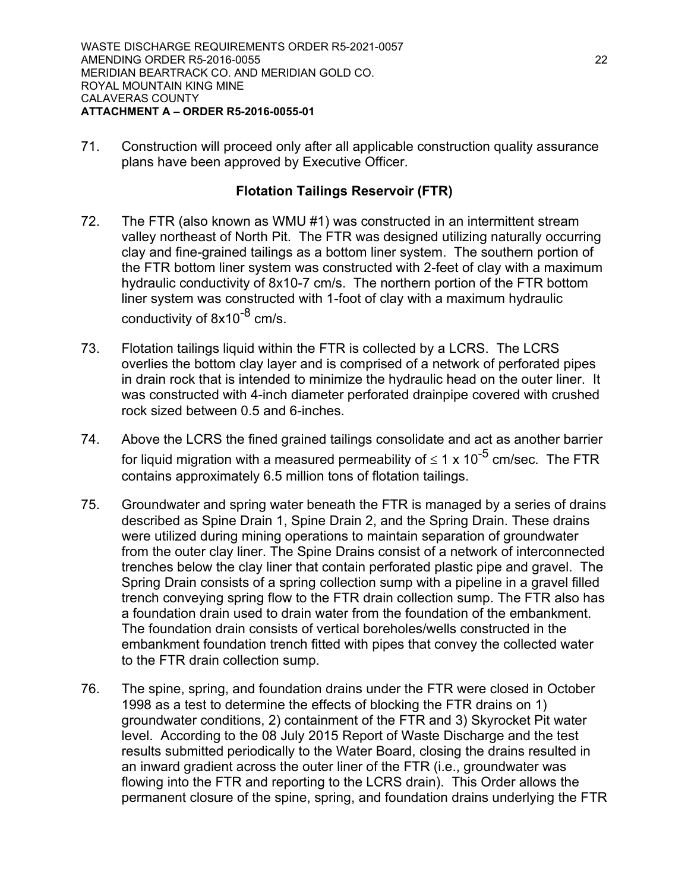71. Construction will proceed only after all applicable construction quality assurance plans have been approved by Executive Officer.

### Flotation Tailings Reservoir (FTR)

72. The FTR (also known as WMU #1) was constructed in an intermittent stream valley northeast of North Pit. The FTR was designed utilizing naturally occurring clay and fine-grained tailings as a bottom liner system. The southern portion of the FTR bottom liner system was constructed with 2-feet of clay with a maximum hydraulic conductivity of 8x10-7 cm/s. The northern portion of the FTR bottom liner system was constructed with 1-foot of clay with a maximum hydraulic conductivity of $8x10^{-8}$ cm/s.

73. Flotation tailings liquid within the FTR is collected by a LCRS. The LCRS overlies the bottom clay layer and is comprised of a network of perforated pipes in drain rock that is intended to minimize the hydraulic head on the outer liner. It was constructed with 4-inch diameter perforated drainpipe covered with crushed rock sized between 0.5 and 6-inches.

74. Above the LCRS the fined grained tailings consolidate and act as another barrier for liquid migration with a measured permeability of $\leq 1 \times 10^{-5}$ cm/sec. The FTR contains approximately 6.5 million tons of flotation tailings.

75. Groundwater and spring water beneath the FTR is managed by a series of drains described as Spine Drain 1, Spine Drain 2, and the Spring Drain. These drains were utilized during mining operations to maintain separation of groundwater from the outer clay liner. The Spine Drains consist of a network of interconnected trenches below the clay liner that contain perforated plastic pipe and gravel. The Spring Drain consists of a spring collection sump with a pipeline in a gravel filled trench conveying spring flow to the FTR drain collection sump. The FTR also has a foundation drain used to drain water from the foundation of the embankment. The foundation drain consists of vertical boreholes/wells constructed in the embankment foundation trench fitted with pipes that convey the collected water to the FTR drain collection sump.

76. The spine, spring, and foundation drains under the FTR were closed in October 1998 as a test to determine the effects of blocking the FTR drains on 1) groundwater conditions, 2) containment of the FTR and 3) Skyrocket Pit water level. According to the 08 July 2015 Report of Waste Discharge and the test results submitted periodically to the Water Board, closing the drains resulted in an inward gradient across the outer liner of the FTR (i.e., groundwater was flowing into the FTR and reporting to the LCRS drain). This Order allows the permanent closure of the spine, spring, and foundation drains underlying the FTR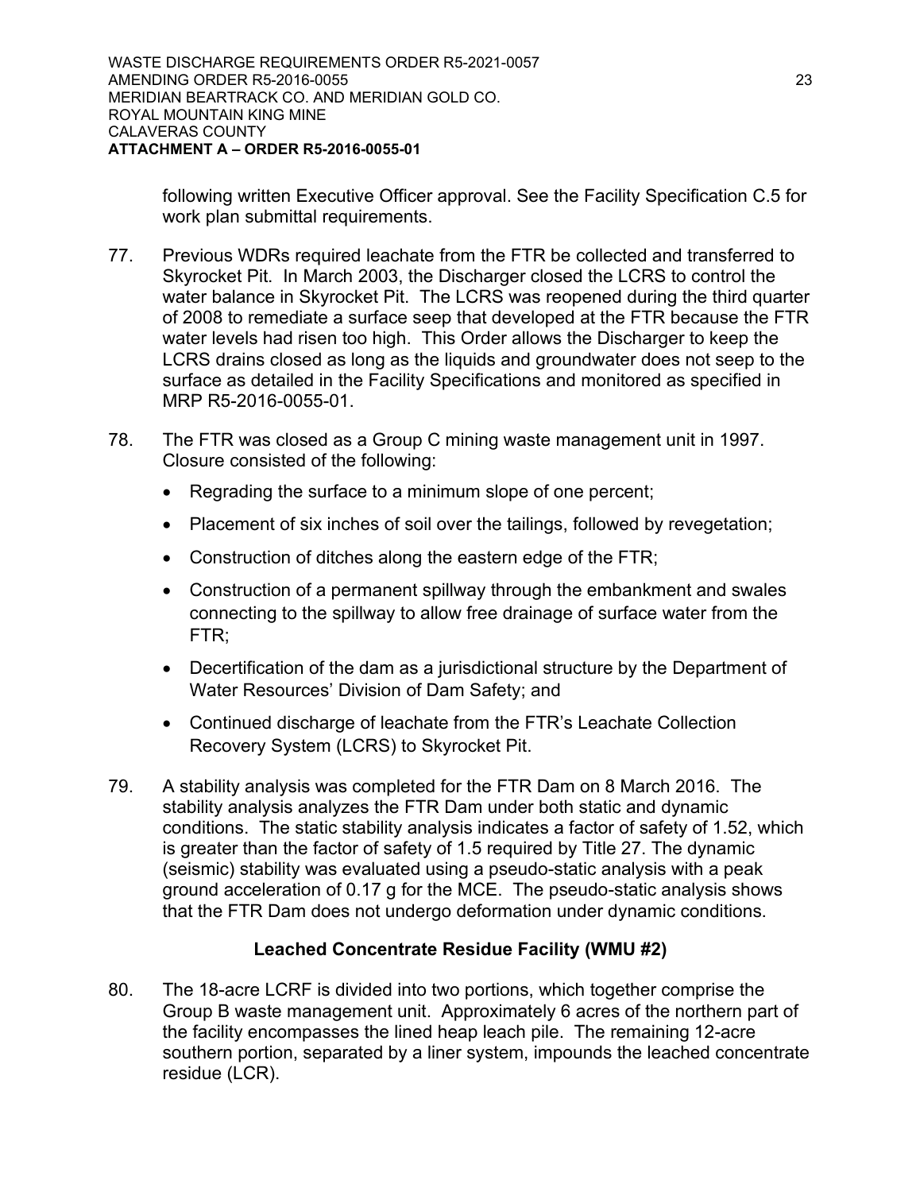following written Executive Officer approval. See the Facility Specification C.5 for work plan submittal requirements.

77. Previous WDRs required leachate from the FTR be collected and transferred to Skyrocket Pit. In March 2003, the Discharger closed the LCRS to control the water balance in Skyrocket Pit. The LCRS was reopened during the third quarter of 2008 to remediate a surface seep that developed at the FTR because the FTR water levels had risen too high. This Order allows the Discharger to keep the LCRS drains closed as long as the liquids and groundwater does not seep to the surface as detailed in the Facility Specifications and monitored as specified in MRP R5-2016-0055-01.

78. The FTR was closed as a Group C mining waste management unit in 1997. Closure consisted of the following:

    - Regrading the surface to a minimum slope of one percent;
    - Placement of six inches of soil over the tailings, followed by revegetation;
    - Construction of ditches along the eastern edge of the FTR;
    - Construction of a permanent spillway through the embankment and swales connecting to the spillway to allow free drainage of surface water from the FTR;
    - Decertification of the dam as a jurisdictional structure by the Department of Water Resources' Division of Dam Safety; and
    - Continued discharge of leachate from the FTR's Leachate Collection Recovery System (LCRS) to Skyrocket Pit.

79. A stability analysis was completed for the FTR Dam on 8 March 2016. The stability analysis analyzes the FTR Dam under both static and dynamic conditions. The static stability analysis indicates a factor of safety of 1.52, which is greater than the factor of safety of 1.5 required by Title 27. The dynamic (seismic) stability was evaluated using a pseudo-static analysis with a peak ground acceleration of 0.17 g for the MCE. The pseudo-static analysis shows that the FTR Dam does not undergo deformation under dynamic conditions.

### Leached Concentrate Residue Facility (WMU #2)

80. The 18-acre LCRF is divided into two portions, which together comprise the Group B waste management unit. Approximately 6 acres of the northern part of the facility encompasses the lined heap leach pile. The remaining 12-acre southern portion, separated by a liner system, impounds the leached concentrate residue (LCR).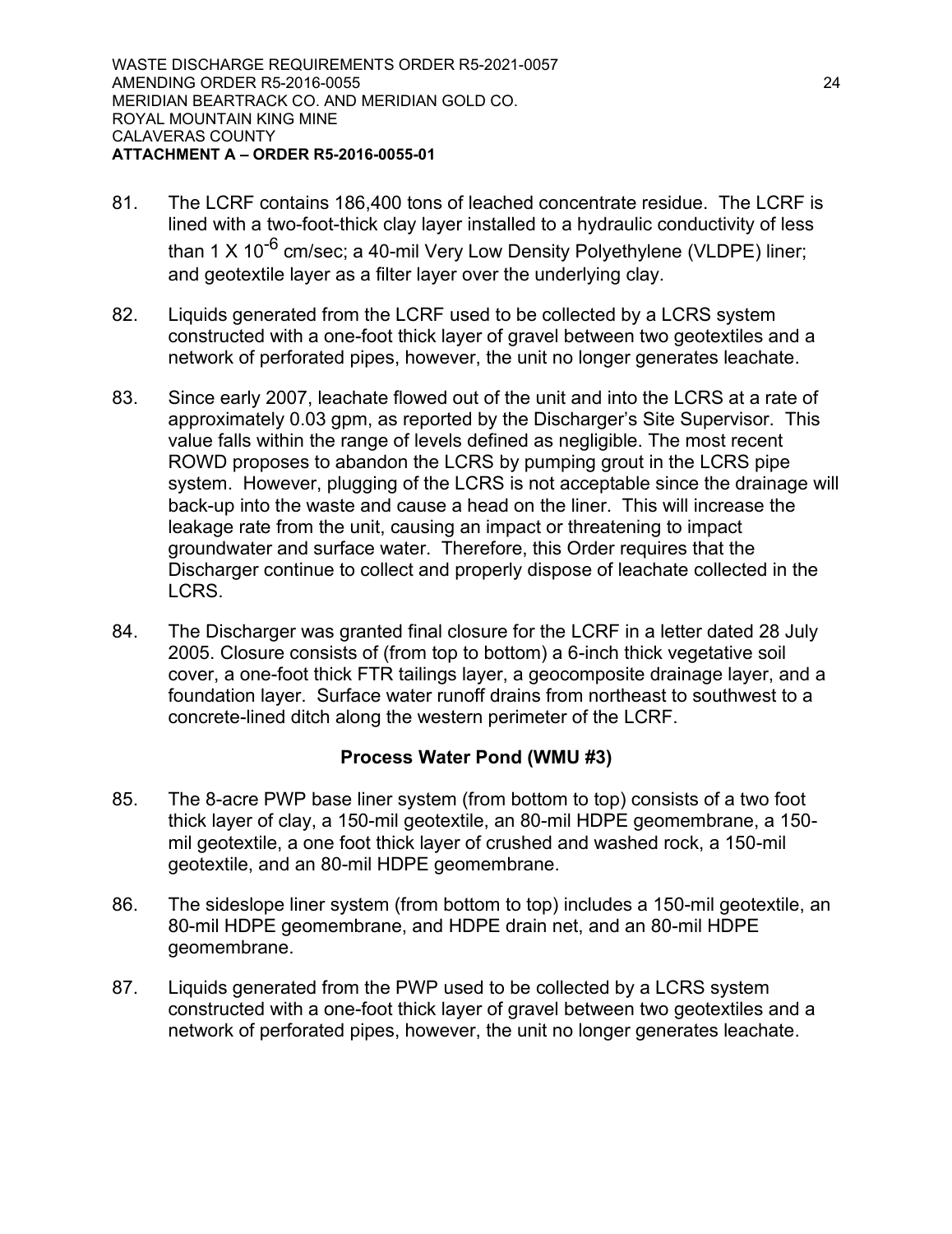81. The LCRF contains 186,400 tons of leached concentrate residue. The LCRF is lined with a two-foot-thick clay layer installed to a hydraulic conductivity of less than 1 X $10^{-6}$ cm/sec; a 40-mil Very Low Density Polyethylene (VLDPE) liner; and geotextile layer as a filter layer over the underlying clay.

82. Liquids generated from the LCRF used to be collected by a LCRS system constructed with a one-foot thick layer of gravel between two geotextiles and a network of perforated pipes, however, the unit no longer generates leachate.

83. Since early 2007, leachate flowed out of the unit and into the LCRS at a rate of approximately 0.03 gpm, as reported by the Discharger's Site Supervisor. This value falls within the range of levels defined as negligible. The most recent ROWD proposes to abandon the LCRS by pumping grout in the LCRS pipe system. However, plugging of the LCRS is not acceptable since the drainage will back-up into the waste and cause a head on the liner. This will increase the leakage rate from the unit, causing an impact or threatening to impact groundwater and surface water. Therefore, this Order requires that the Discharger continue to collect and properly dispose of leachate collected in the LCRS.

84. The Discharger was granted final closure for the LCRF in a letter dated 28 July 2005. Closure consists of (from top to bottom) a 6-inch thick vegetative soil cover, a one-foot thick FTR tailings layer, a geocomposite drainage layer, and a foundation layer. Surface water runoff drains from northeast to southwest to a concrete-lined ditch along the western perimeter of the LCRF.

### Process Water Pond (WMU #3)

85. The 8-acre PWP base liner system (from bottom to top) consists of a two foot thick layer of clay, a 150-mil geotextile, an 80-mil HDPE geomembrane, a 150-mil geotextile, a one foot thick layer of crushed and washed rock, a 150-mil geotextile, and an 80-mil HDPE geomembrane.

86. The sideslope liner system (from bottom to top) includes a 150-mil geotextile, an 80-mil HDPE geomembrane, and HDPE drain net, and an 80-mil HDPE geomembrane.

87. Liquids generated from the PWP used to be collected by a LCRS system constructed with a one-foot thick layer of gravel between two geotextiles and a network of perforated pipes, however, the unit no longer generates leachate.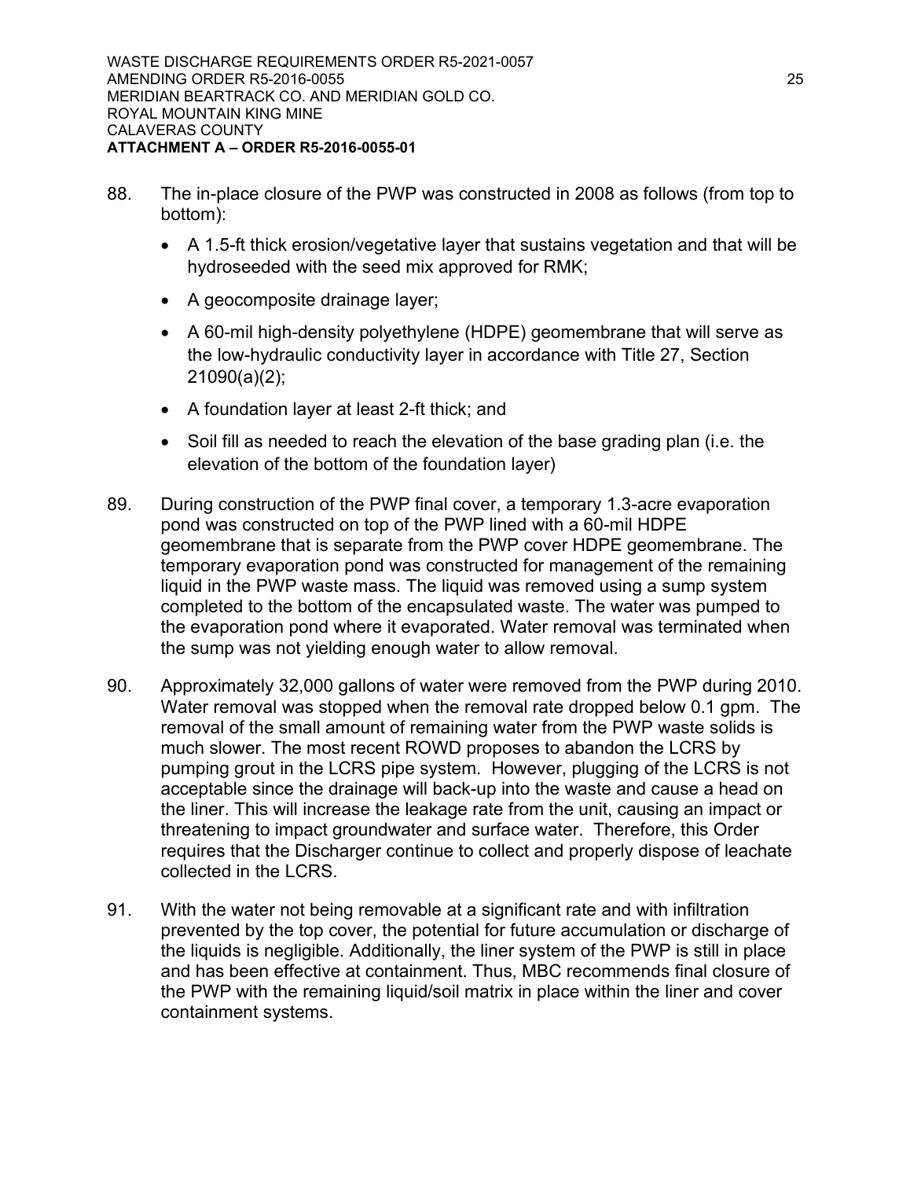88. The in-place closure of the PWP was constructed in 2008 as follows (from top to bottom):

    - A 1.5-ft thick erosion/vegetative layer that sustains vegetation and that will be hydroseeded with the seed mix approved for RMK;
    - A geocomposite drainage layer;
    - A 60-mil high-density polyethylene (HDPE) geomembrane that will serve as the low-hydraulic conductivity layer in accordance with Title 27, Section 21090(a)(2);
    - A foundation layer at least 2-ft thick; and
    - Soil fill as needed to reach the elevation of the base grading plan (i.e. the elevation of the bottom of the foundation layer)

89. During construction of the PWP final cover, a temporary 1.3-acre evaporation pond was constructed on top of the PWP lined with a 60-mil HDPE geomembrane that is separate from the PWP cover HDPE geomembrane. The temporary evaporation pond was constructed for management of the remaining liquid in the PWP waste mass. The liquid was removed using a sump system completed to the bottom of the encapsulated waste. The water was pumped to the evaporation pond where it evaporated. Water removal was terminated when the sump was not yielding enough water to allow removal.

90. Approximately 32,000 gallons of water were removed from the PWP during 2010. Water removal was stopped when the removal rate dropped below 0.1 gpm. The removal of the small amount of remaining water from the PWP waste solids is much slower. The most recent ROWD proposes to abandon the LCRS by pumping grout in the LCRS pipe system. However, plugging of the LCRS is not acceptable since the drainage will back-up into the waste and cause a head on the liner. This will increase the leakage rate from the unit, causing an impact or threatening to impact groundwater and surface water. Therefore, this Order requires that the Discharger continue to collect and properly dispose of leachate collected in the LCRS.

91. With the water not being removable at a significant rate and with infiltration prevented by the top cover, the potential for future accumulation or discharge of the liquids is negligible. Additionally, the liner system of the PWP is still in place and has been effective at containment. Thus, MBC recommends final closure of the PWP with the remaining liquid/soil matrix in place within the liner and cover containment systems.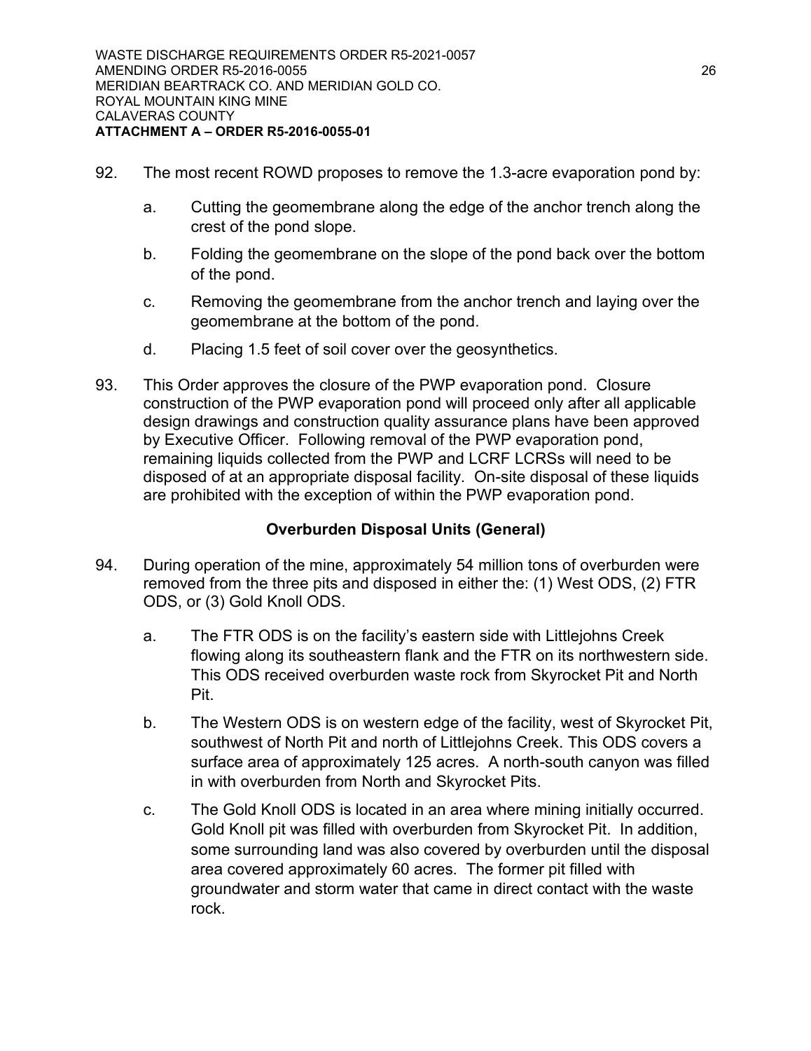92. The most recent ROWD proposes to remove the 1.3-acre evaporation pond by:

    a. Cutting the geomembrane along the edge of the anchor trench along the crest of the pond slope.

    b. Folding the geomembrane on the slope of the pond back over the bottom of the pond.

    c. Removing the geomembrane from the anchor trench and laying over the geomembrane at the bottom of the pond.

    d. Placing 1.5 feet of soil cover over the geosynthetics.

93. This Order approves the closure of the PWP evaporation pond. Closure construction of the PWP evaporation pond will proceed only after all applicable design drawings and construction quality assurance plans have been approved by Executive Officer. Following removal of the PWP evaporation pond, remaining liquids collected from the PWP and LCRF LCRSs will need to be disposed of at an appropriate disposal facility. On-site disposal of these liquids are prohibited with the exception of within the PWP evaporation pond.

### Overburden Disposal Units (General)

94. During operation of the mine, approximately 54 million tons of overburden were removed from the three pits and disposed in either the: (1) West ODS, (2) FTR ODS, or (3) Gold Knoll ODS.

    a. The FTR ODS is on the facility's eastern side with Littlejohns Creek flowing along its southeastern flank and the FTR on its northwestern side. This ODS received overburden waste rock from Skyrocket Pit and North Pit.

    b. The Western ODS is on western edge of the facility, west of Skyrocket Pit, southwest of North Pit and north of Littlejohns Creek. This ODS covers a surface area of approximately 125 acres. A north-south canyon was filled in with overburden from North and Skyrocket Pits.

    c. The Gold Knoll ODS is located in an area where mining initially occurred. Gold Knoll pit was filled with overburden from Skyrocket Pit. In addition, some surrounding land was also covered by overburden until the disposal area covered approximately 60 acres. The former pit filled with groundwater and storm water that came in direct contact with the waste rock.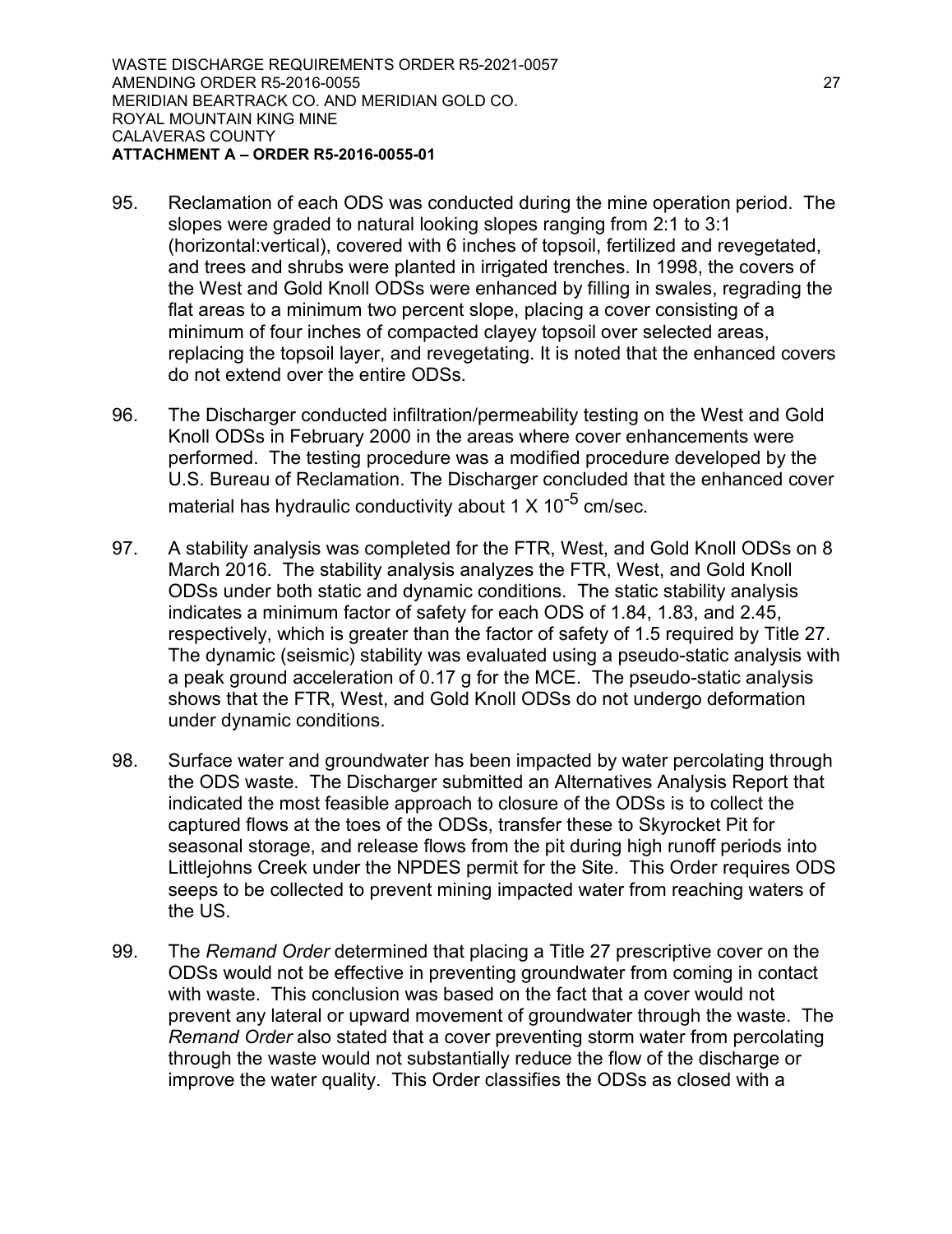95. Reclamation of each ODS was conducted during the mine operation period. The slopes were graded to natural looking slopes ranging from 2:1 to 3:1 (horizontal:vertical), covered with 6 inches of topsoil, fertilized and revegetated, and trees and shrubs were planted in irrigated trenches. In 1998, the covers of the West and Gold Knoll ODSs were enhanced by filling in swales, regrading the flat areas to a minimum two percent slope, placing a cover consisting of a minimum of four inches of compacted clayey topsoil over selected areas, replacing the topsoil layer, and revegetating. It is noted that the enhanced covers do not extend over the entire ODSs.

96. The Discharger conducted infiltration/permeability testing on the West and Gold Knoll ODSs in February 2000 in the areas where cover enhancements were performed. The testing procedure was a modified procedure developed by the U.S. Bureau of Reclamation. The Discharger concluded that the enhanced cover material has hydraulic conductivity about $1 \times 10^{-5}$ cm/sec.

97. A stability analysis was completed for the FTR, West, and Gold Knoll ODSs on 8 March 2016. The stability analysis analyzes the FTR, West, and Gold Knoll ODSs under both static and dynamic conditions. The static stability analysis indicates a minimum factor of safety for each ODS of 1.84, 1.83, and 2.45, respectively, which is greater than the factor of safety of 1.5 required by Title 27. The dynamic (seismic) stability was evaluated using a pseudo-static analysis with a peak ground acceleration of 0.17 g for the MCE. The pseudo-static analysis shows that the FTR, West, and Gold Knoll ODSs do not undergo deformation under dynamic conditions.

98. Surface water and groundwater has been impacted by water percolating through the ODS waste. The Discharger submitted an Alternatives Analysis Report that indicated the most feasible approach to closure of the ODSs is to collect the captured flows at the toes of the ODSs, transfer these to Skyrocket Pit for seasonal storage, and release flows from the pit during high runoff periods into Littlejohns Creek under the NPDES permit for the Site. This Order requires ODS seeps to be collected to prevent mining impacted water from reaching waters of the US.

99. The *Remand Order* determined that placing a Title 27 prescriptive cover on the ODSs would not be effective in preventing groundwater from coming in contact with waste. This conclusion was based on the fact that a cover would not prevent any lateral or upward movement of groundwater through the waste. The *Remand Order* also stated that a cover preventing storm water from percolating through the waste would not substantially reduce the flow of the discharge or improve the water quality. This Order classifies the ODSs as closed with a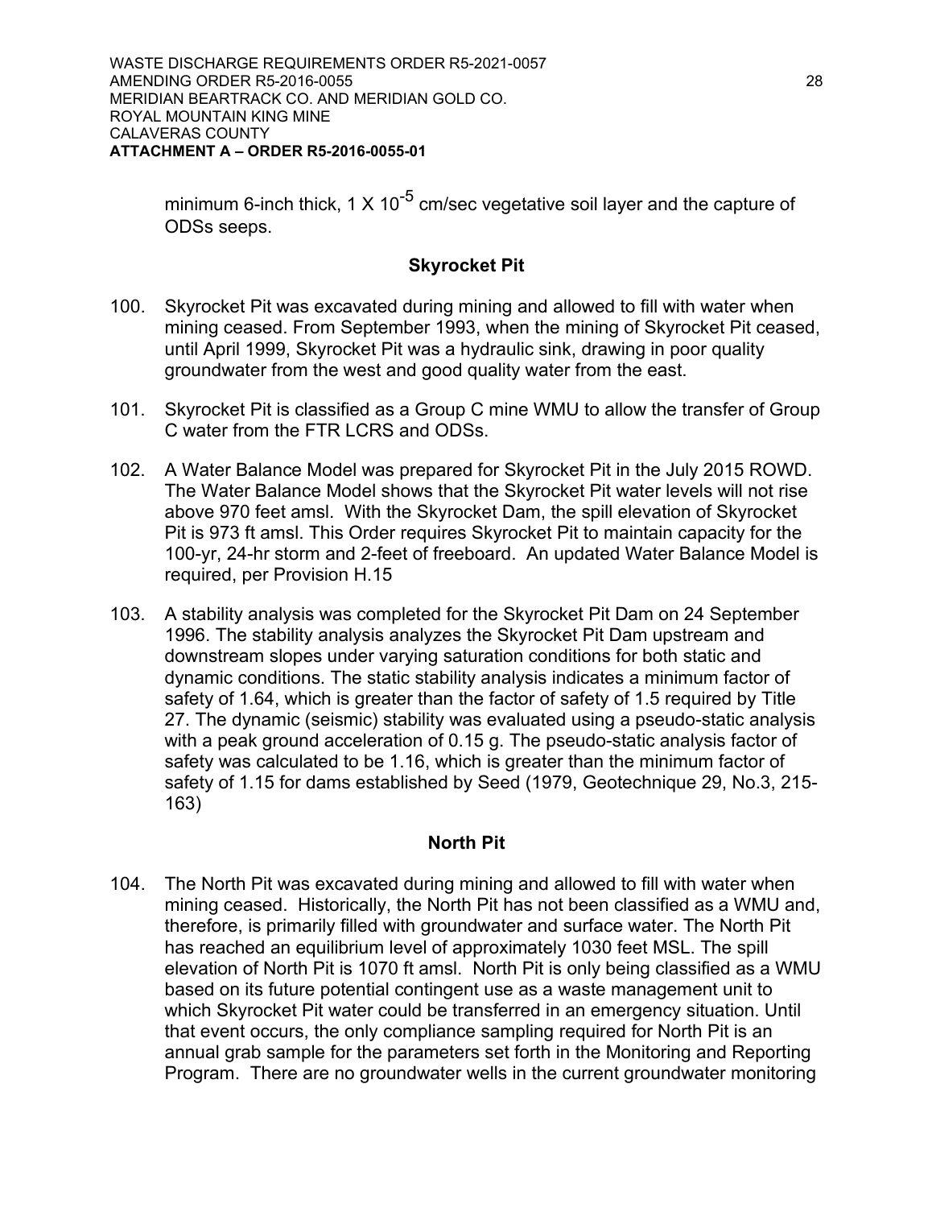minimum 6-inch thick, 1 X $10^{-5}$ cm/sec vegetative soil layer and the capture of ODSs seeps.

### Skyrocket Pit

100. Skyrocket Pit was excavated during mining and allowed to fill with water when mining ceased. From September 1993, when the mining of Skyrocket Pit ceased, until April 1999, Skyrocket Pit was a hydraulic sink, drawing in poor quality groundwater from the west and good quality water from the east.

101. Skyrocket Pit is classified as a Group C mine WMU to allow the transfer of Group C water from the FTR LCRS and ODSs.

102. A Water Balance Model was prepared for Skyrocket Pit in the July 2015 ROWD. The Water Balance Model shows that the Skyrocket Pit water levels will not rise above 970 feet amsl. With the Skyrocket Dam, the spill elevation of Skyrocket Pit is 973 ft amsl. This Order requires Skyrocket Pit to maintain capacity for the 100-yr, 24-hr storm and 2-feet of freeboard. An updated Water Balance Model is required, per Provision H.15

103. A stability analysis was completed for the Skyrocket Pit Dam on 24 September 1996. The stability analysis analyzes the Skyrocket Pit Dam upstream and downstream slopes under varying saturation conditions for both static and dynamic conditions. The static stability analysis indicates a minimum factor of safety of 1.64, which is greater than the factor of safety of 1.5 required by Title 27. The dynamic (seismic) stability was evaluated using a pseudo-static analysis with a peak ground acceleration of 0.15 g. The pseudo-static analysis factor of safety was calculated to be 1.16, which is greater than the minimum factor of safety of 1.15 for dams established by Seed (1979, Geotechnique 29, No.3, 215-163)

### North Pit

104. The North Pit was excavated during mining and allowed to fill with water when mining ceased. Historically, the North Pit has not been classified as a WMU and, therefore, is primarily filled with groundwater and surface water. The North Pit has reached an equilibrium level of approximately 1030 feet MSL. The spill elevation of North Pit is 1070 ft amsl. North Pit is only being classified as a WMU based on its future potential contingent use as a waste management unit to which Skyrocket Pit water could be transferred in an emergency situation. Until that event occurs, the only compliance sampling required for North Pit is an annual grab sample for the parameters set forth in the Monitoring and Reporting Program. There are no groundwater wells in the current groundwater monitoring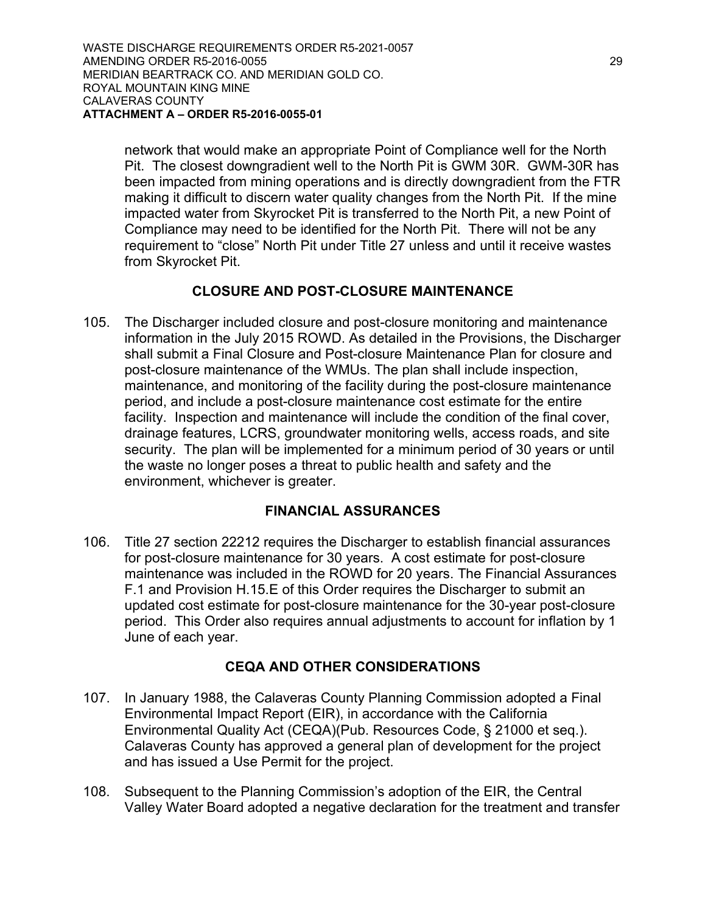network that would make an appropriate Point of Compliance well for the North Pit. The closest downgradient well to the North Pit is GWM 30R. GWM-30R has been impacted from mining operations and is directly downgradient from the FTR making it difficult to discern water quality changes from the North Pit. If the mine impacted water from Skyrocket Pit is transferred to the North Pit, a new Point of Compliance may need to be identified for the North Pit. There will not be any requirement to "close" North Pit under Title 27 unless and until it receive wastes from Skyrocket Pit.

## CLOSURE AND POST-CLOSURE MAINTENANCE

105. The Discharger included closure and post-closure monitoring and maintenance information in the July 2015 ROWD. As detailed in the Provisions, the Discharger shall submit a Final Closure and Post-closure Maintenance Plan for closure and post-closure maintenance of the WMUs. The plan shall include inspection, maintenance, and monitoring of the facility during the post-closure maintenance period, and include a post-closure maintenance cost estimate for the entire facility. Inspection and maintenance will include the condition of the final cover, drainage features, LCRS, groundwater monitoring wells, access roads, and site security. The plan will be implemented for a minimum period of 30 years or until the waste no longer poses a threat to public health and safety and the environment, whichever is greater.

## FINANCIAL ASSURANCES

106. Title 27 section 22212 requires the Discharger to establish financial assurances for post-closure maintenance for 30 years. A cost estimate for post-closure maintenance was included in the ROWD for 20 years. The Financial Assurances F.1 and Provision H.15.E of this Order requires the Discharger to submit an updated cost estimate for post-closure maintenance for the 30-year post-closure period. This Order also requires annual adjustments to account for inflation by 1 June of each year.

## CEQA AND OTHER CONSIDERATIONS

107. In January 1988, the Calaveras County Planning Commission adopted a Final Environmental Impact Report (EIR), in accordance with the California Environmental Quality Act (CEQA)(Pub. Resources Code, § 21000 et seq.). Calaveras County has approved a general plan of development for the project and has issued a Use Permit for the project.

108. Subsequent to the Planning Commission's adoption of the EIR, the Central Valley Water Board adopted a negative declaration for the treatment and transfer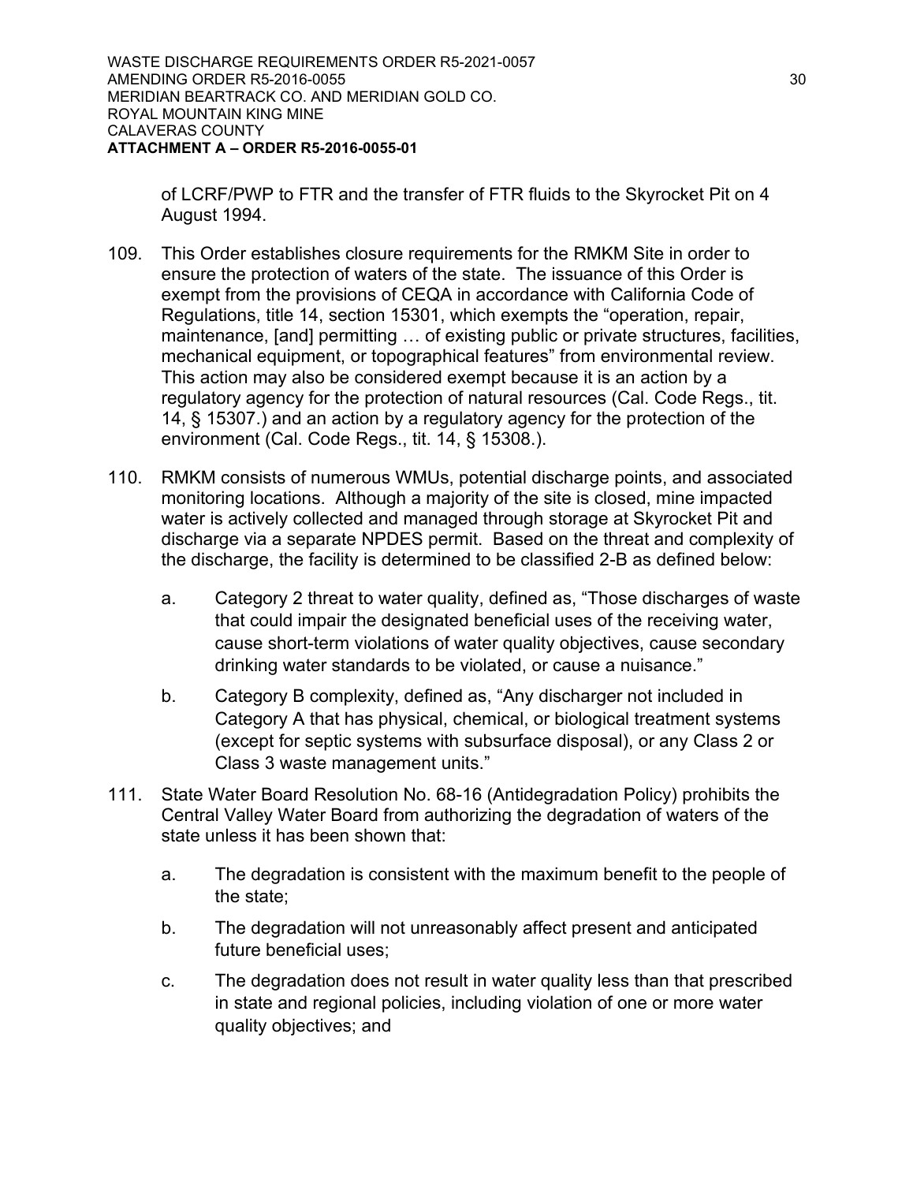of LCRF/PWP to FTR and the transfer of FTR fluids to the Skyrocket Pit on 4 August 1994.

109. This Order establishes closure requirements for the RMKM Site in order to ensure the protection of waters of the state. The issuance of this Order is exempt from the provisions of CEQA in accordance with California Code of Regulations, title 14, section 15301, which exempts the "operation, repair, maintenance, [and] permitting … of existing public or private structures, facilities, mechanical equipment, or topographical features" from environmental review. This action may also be considered exempt because it is an action by a regulatory agency for the protection of natural resources (Cal. Code Regs., tit. 14, § 15307.) and an action by a regulatory agency for the protection of the environment (Cal. Code Regs., tit. 14, § 15308.).

110. RMKM consists of numerous WMUs, potential discharge points, and associated monitoring locations. Although a majority of the site is closed, mine impacted water is actively collected and managed through storage at Skyrocket Pit and discharge via a separate NPDES permit. Based on the threat and complexity of the discharge, the facility is determined to be classified 2-B as defined below:

    a. Category 2 threat to water quality, defined as, "Those discharges of waste that could impair the designated beneficial uses of the receiving water, cause short-term violations of water quality objectives, cause secondary drinking water standards to be violated, or cause a nuisance."

    b. Category B complexity, defined as, "Any discharger not included in Category A that has physical, chemical, or biological treatment systems (except for septic systems with subsurface disposal), or any Class 2 or Class 3 waste management units."

111. State Water Board Resolution No. 68-16 (Antidegradation Policy) prohibits the Central Valley Water Board from authorizing the degradation of waters of the state unless it has been shown that:

    a. The degradation is consistent with the maximum benefit to the people of the state;

    b. The degradation will not unreasonably affect present and anticipated future beneficial uses;

    c. The degradation does not result in water quality less than that prescribed in state and regional policies, including violation of one or more water quality objectives; and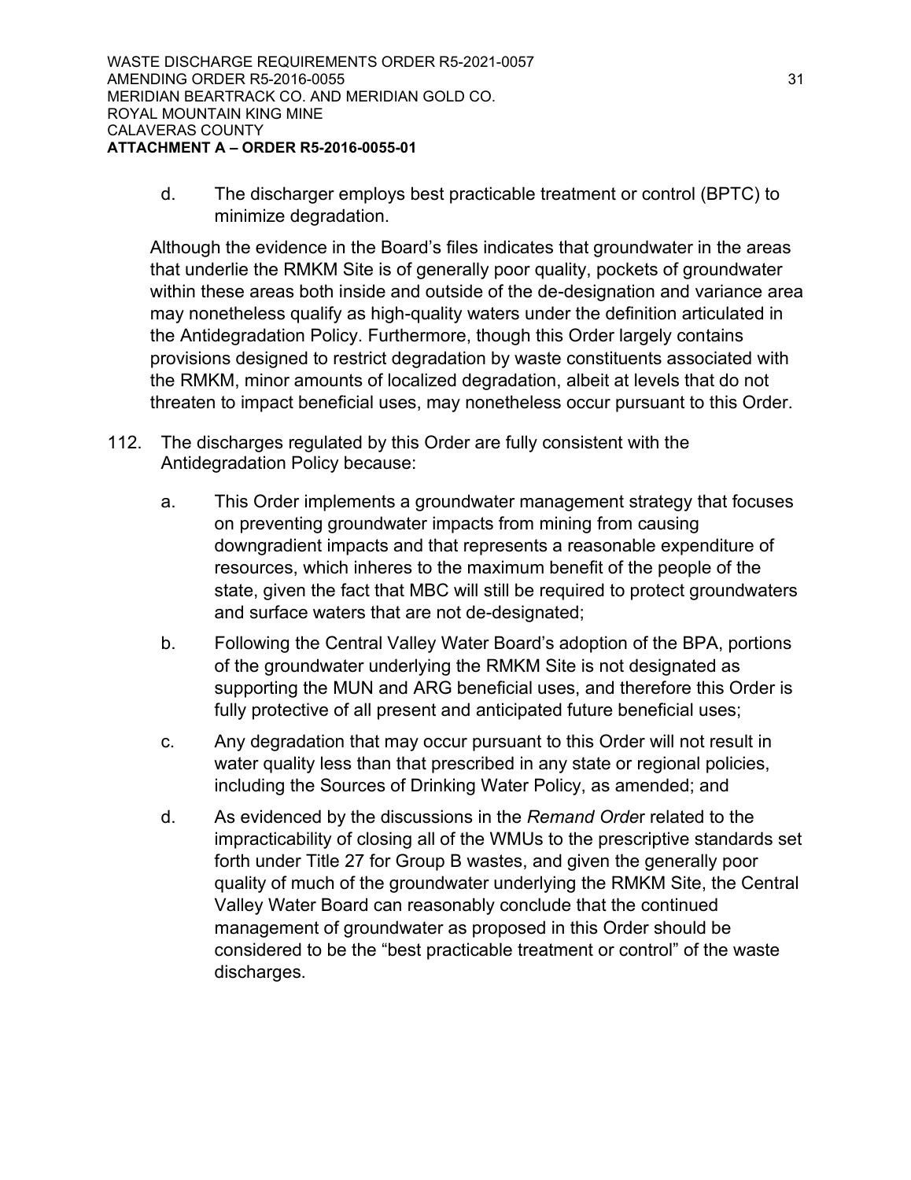d. The discharger employs best practicable treatment or control (BPTC) to minimize degradation.

Although the evidence in the Board's files indicates that groundwater in the areas that underlie the RMKM Site is of generally poor quality, pockets of groundwater within these areas both inside and outside of the de-designation and variance area may nonetheless qualify as high-quality waters under the definition articulated in the Antidegradation Policy. Furthermore, though this Order largely contains provisions designed to restrict degradation by waste constituents associated with the RMKM, minor amounts of localized degradation, albeit at levels that do not threaten to impact beneficial uses, may nonetheless occur pursuant to this Order.

112. The discharges regulated by this Order are fully consistent with the Antidegradation Policy because:

 a. This Order implements a groundwater management strategy that focuses on preventing groundwater impacts from mining from causing downgradient impacts and that represents a reasonable expenditure of resources, which inheres to the maximum benefit of the people of the state, given the fact that MBC will still be required to protect groundwaters and surface waters that are not de-designated;

 b. Following the Central Valley Water Board's adoption of the BPA, portions of the groundwater underlying the RMKM Site is not designated as supporting the MUN and ARG beneficial uses, and therefore this Order is fully protective of all present and anticipated future beneficial uses;

 c. Any degradation that may occur pursuant to this Order will not result in water quality less than that prescribed in any state or regional policies, including the Sources of Drinking Water Policy, as amended; and

 d. As evidenced by the discussions in the *Remand Order* related to the impracticability of closing all of the WMUs to the prescriptive standards set forth under Title 27 for Group B wastes, and given the generally poor quality of much of the groundwater underlying the RMKM Site, the Central Valley Water Board can reasonably conclude that the continued management of groundwater as proposed in this Order should be considered to be the "best practicable treatment or control" of the waste discharges.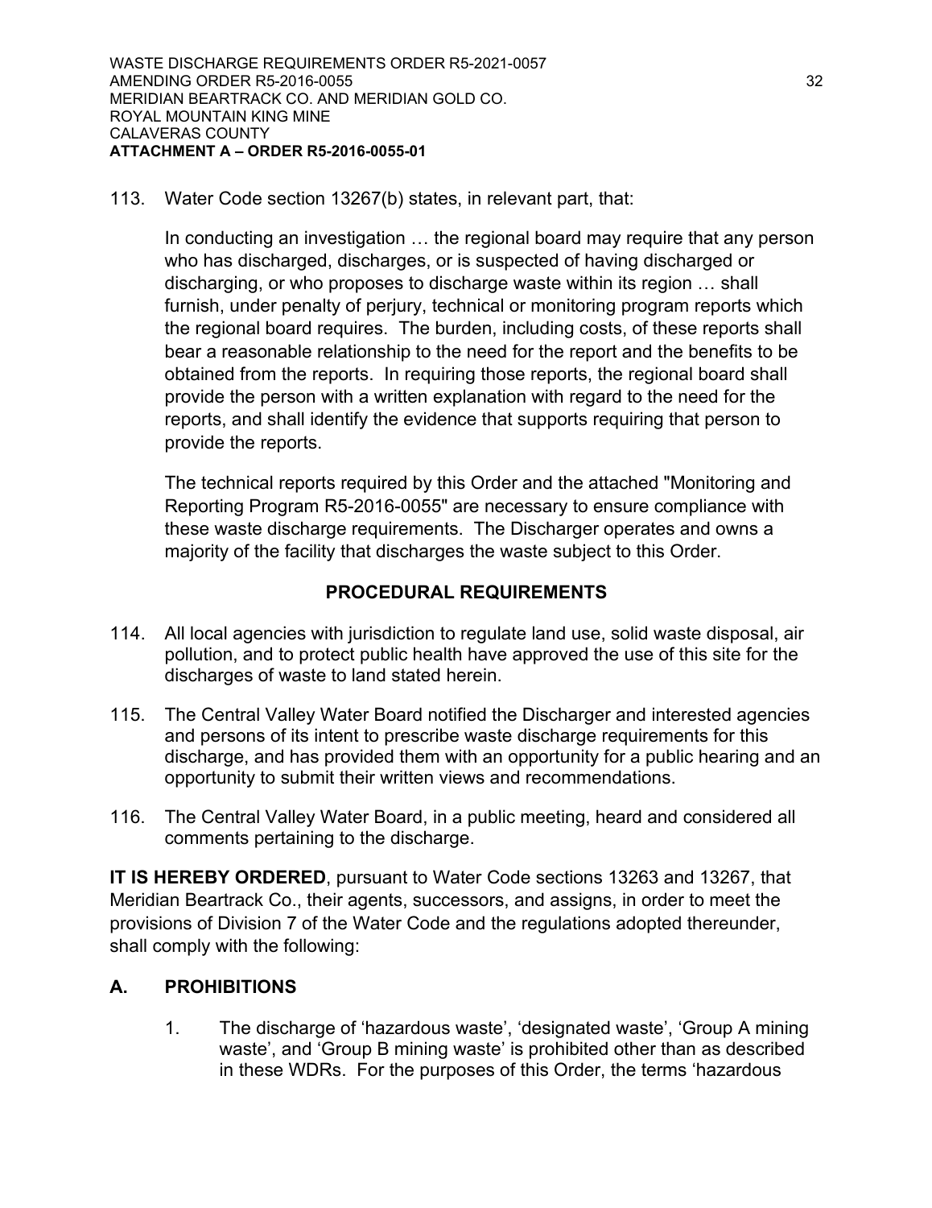113. Water Code section 13267(b) states, in relevant part, that:

  In conducting an investigation … the regional board may require that any person who has discharged, discharges, or is suspected of having discharged or discharging, or who proposes to discharge waste within its region … shall furnish, under penalty of perjury, technical or monitoring program reports which the regional board requires. The burden, including costs, of these reports shall bear a reasonable relationship to the need for the report and the benefits to be obtained from the reports. In requiring those reports, the regional board shall provide the person with a written explanation with regard to the need for the reports, and shall identify the evidence that supports requiring that person to provide the reports.

  The technical reports required by this Order and the attached "Monitoring and Reporting Program R5-2016-0055" are necessary to ensure compliance with these waste discharge requirements. The Discharger operates and owns a majority of the facility that discharges the waste subject to this Order.

## PROCEDURAL REQUIREMENTS

114. All local agencies with jurisdiction to regulate land use, solid waste disposal, air pollution, and to protect public health have approved the use of this site for the discharges of waste to land stated herein.

115. The Central Valley Water Board notified the Discharger and interested agencies and persons of its intent to prescribe waste discharge requirements for this discharge, and has provided them with an opportunity for a public hearing and an opportunity to submit their written views and recommendations.

116. The Central Valley Water Board, in a public meeting, heard and considered all comments pertaining to the discharge.

**IT IS HEREBY ORDERED**, pursuant to Water Code sections 13263 and 13267, that Meridian Beartrack Co., their agents, successors, and assigns, in order to meet the provisions of Division 7 of the Water Code and the regulations adopted thereunder, shall comply with the following:

## A. PROHIBITIONS

1. The discharge of 'hazardous waste', 'designated waste', 'Group A mining waste', and 'Group B mining waste' is prohibited other than as described in these WDRs. For the purposes of this Order, the terms 'hazardous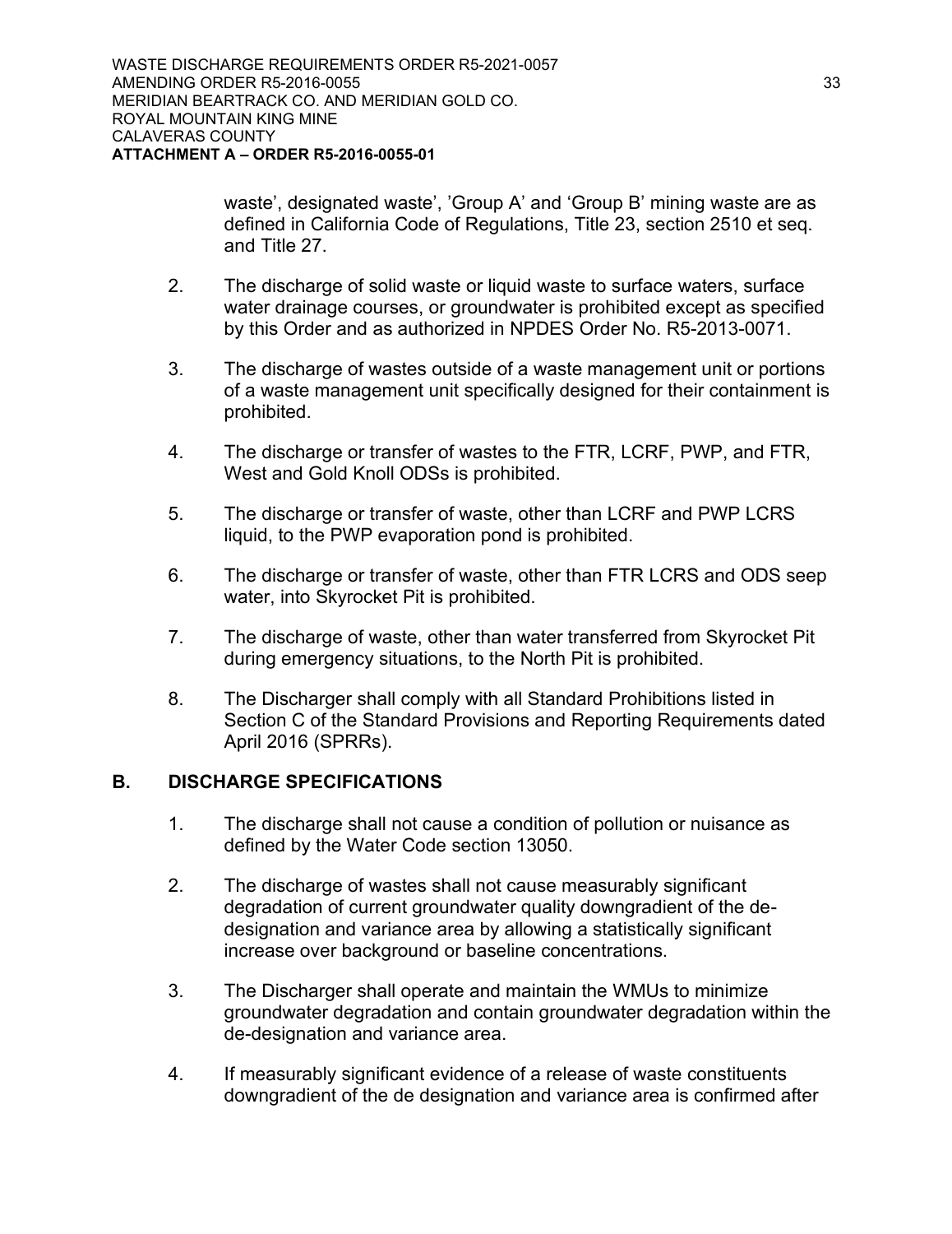waste', designated waste', 'Group A' and 'Group B' mining waste are as defined in California Code of Regulations, Title 23, section 2510 et seq. and Title 27.

2. The discharge of solid waste or liquid waste to surface waters, surface water drainage courses, or groundwater is prohibited except as specified by this Order and as authorized in NPDES Order No. R5-2013-0071.

3. The discharge of wastes outside of a waste management unit or portions of a waste management unit specifically designed for their containment is prohibited.

4. The discharge or transfer of wastes to the FTR, LCRF, PWP, and FTR, West and Gold Knoll ODSs is prohibited.

5. The discharge or transfer of waste, other than LCRF and PWP LCRS liquid, to the PWP evaporation pond is prohibited.

6. The discharge or transfer of waste, other than FTR LCRS and ODS seep water, into Skyrocket Pit is prohibited.

7. The discharge of waste, other than water transferred from Skyrocket Pit during emergency situations, to the North Pit is prohibited.

8. The Discharger shall comply with all Standard Prohibitions listed in Section C of the Standard Provisions and Reporting Requirements dated April 2016 (SPRRs).

## B. DISCHARGE SPECIFICATIONS

1. The discharge shall not cause a condition of pollution or nuisance as defined by the Water Code section 13050.

2. The discharge of wastes shall not cause measurably significant degradation of current groundwater quality downgradient of the de-designation and variance area by allowing a statistically significant increase over background or baseline concentrations.

3. The Discharger shall operate and maintain the WMUs to minimize groundwater degradation and contain groundwater degradation within the de-designation and variance area.

4. If measurably significant evidence of a release of waste constituents downgradient of the de designation and variance area is confirmed after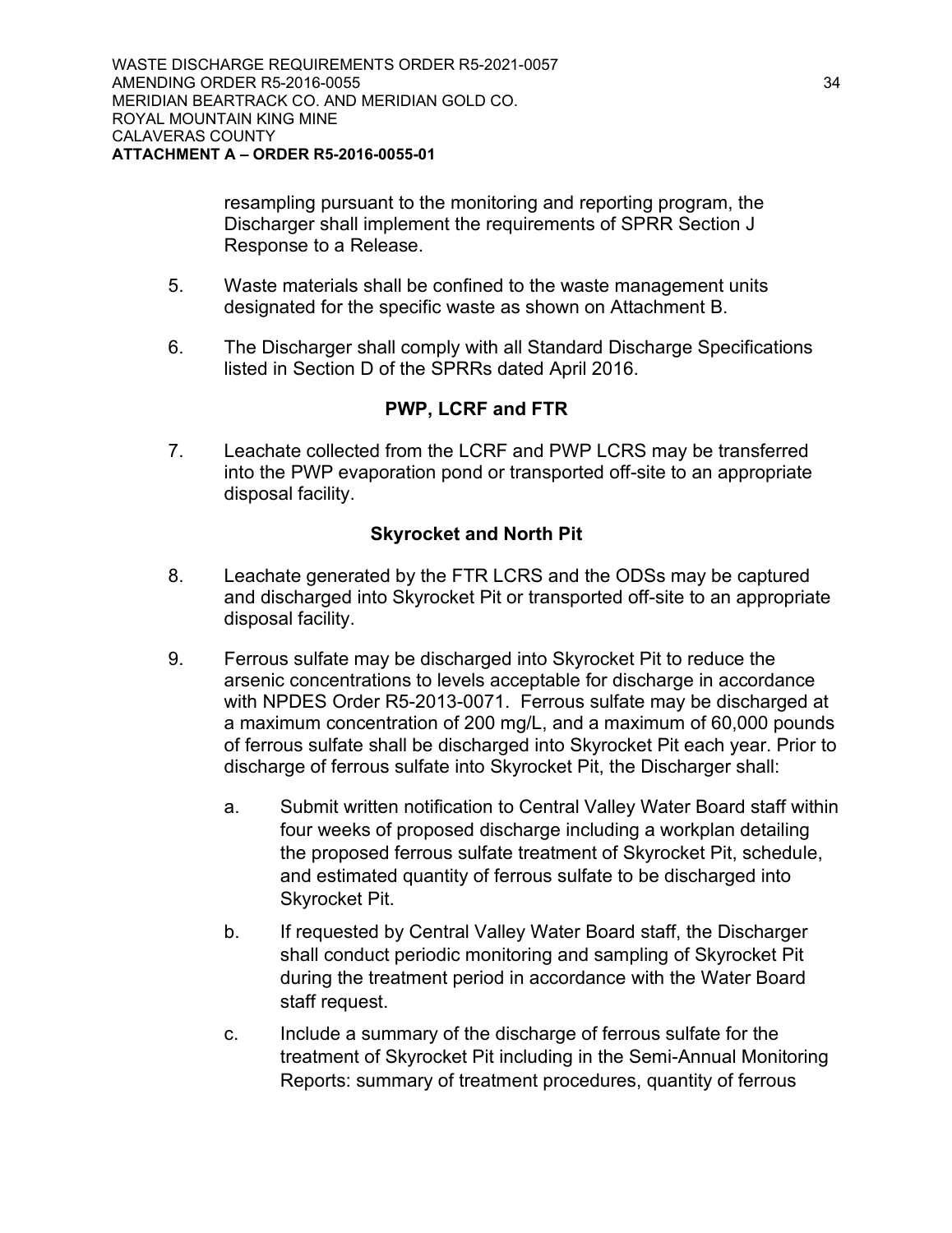resampling pursuant to the monitoring and reporting program, the Discharger shall implement the requirements of SPRR Section J Response to a Release.

5. Waste materials shall be confined to the waste management units designated for the specific waste as shown on Attachment B.

6. The Discharger shall comply with all Standard Discharge Specifications listed in Section D of the SPRRs dated April 2016.

**PWP, LCRF and FTR**

7. Leachate collected from the LCRF and PWP LCRS may be transferred into the PWP evaporation pond or transported off-site to an appropriate disposal facility.

**Skyrocket and North Pit**

8. Leachate generated by the FTR LCRS and the ODSs may be captured and discharged into Skyrocket Pit or transported off-site to an appropriate disposal facility.

9. Ferrous sulfate may be discharged into Skyrocket Pit to reduce the arsenic concentrations to levels acceptable for discharge in accordance with NPDES Order R5-2013-0071. Ferrous sulfate may be discharged at a maximum concentration of 200 mg/L, and a maximum of 60,000 pounds of ferrous sulfate shall be discharged into Skyrocket Pit each year. Prior to discharge of ferrous sulfate into Skyrocket Pit, the Discharger shall:

   a. Submit written notification to Central Valley Water Board staff within four weeks of proposed discharge including a workplan detailing the proposed ferrous sulfate treatment of Skyrocket Pit, schedule, and estimated quantity of ferrous sulfate to be discharged into Skyrocket Pit.

   b. If requested by Central Valley Water Board staff, the Discharger shall conduct periodic monitoring and sampling of Skyrocket Pit during the treatment period in accordance with the Water Board staff request.

   c. Include a summary of the discharge of ferrous sulfate for the treatment of Skyrocket Pit including in the Semi-Annual Monitoring Reports: summary of treatment procedures, quantity of ferrous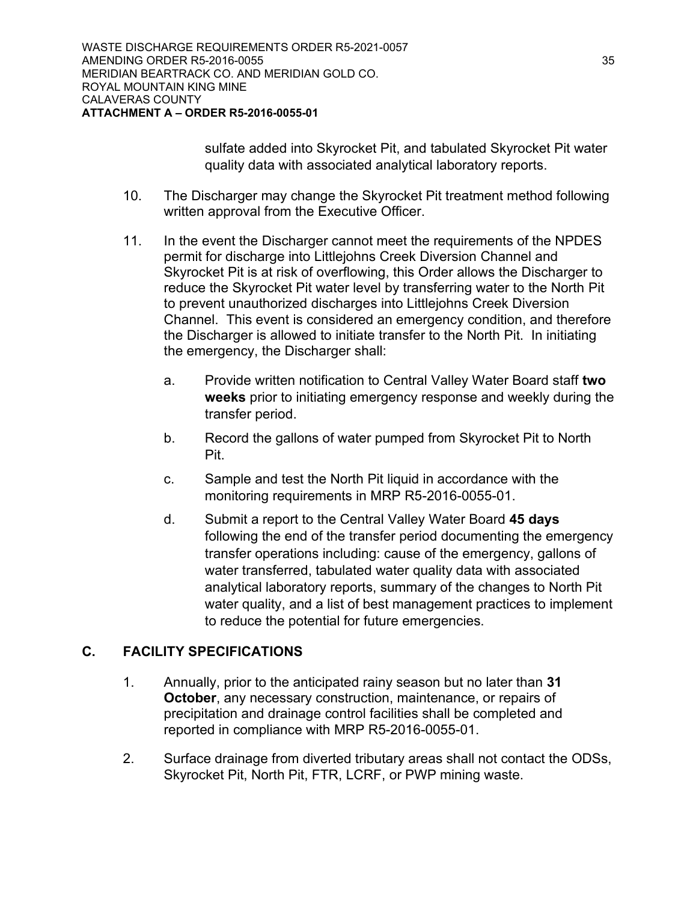sulfate added into Skyrocket Pit, and tabulated Skyrocket Pit water quality data with associated analytical laboratory reports.

10. The Discharger may change the Skyrocket Pit treatment method following written approval from the Executive Officer.

11. In the event the Discharger cannot meet the requirements of the NPDES permit for discharge into Littlejohns Creek Diversion Channel and Skyrocket Pit is at risk of overflowing, this Order allows the Discharger to reduce the Skyrocket Pit water level by transferring water to the North Pit to prevent unauthorized discharges into Littlejohns Creek Diversion Channel. This event is considered an emergency condition, and therefore the Discharger is allowed to initiate transfer to the North Pit. In initiating the emergency, the Discharger shall:

    a. Provide written notification to Central Valley Water Board staff **two weeks** prior to initiating emergency response and weekly during the transfer period.

    b. Record the gallons of water pumped from Skyrocket Pit to North Pit.

    c. Sample and test the North Pit liquid in accordance with the monitoring requirements in MRP R5-2016-0055-01.

    d. Submit a report to the Central Valley Water Board **45 days** following the end of the transfer period documenting the emergency transfer operations including: cause of the emergency, gallons of water transferred, tabulated water quality data with associated analytical laboratory reports, summary of the changes to North Pit water quality, and a list of best management practices to implement to reduce the potential for future emergencies.

## C. FACILITY SPECIFICATIONS

1. Annually, prior to the anticipated rainy season but no later than **31 October**, any necessary construction, maintenance, or repairs of precipitation and drainage control facilities shall be completed and reported in compliance with MRP R5-2016-0055-01.

2. Surface drainage from diverted tributary areas shall not contact the ODSs, Skyrocket Pit, North Pit, FTR, LCRF, or PWP mining waste.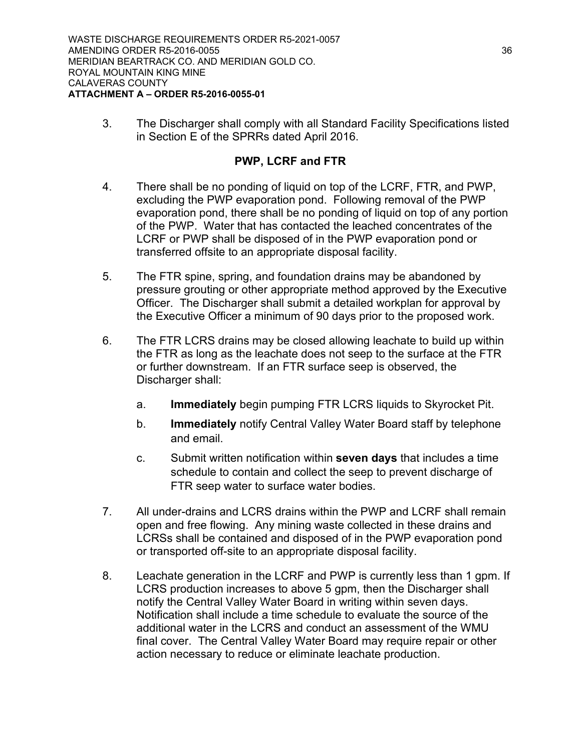3. The Discharger shall comply with all Standard Facility Specifications listed in Section E of the SPRRs dated April 2016.

### PWP, LCRF and FTR

4. There shall be no ponding of liquid on top of the LCRF, FTR, and PWP, excluding the PWP evaporation pond. Following removal of the PWP evaporation pond, there shall be no ponding of liquid on top of any portion of the PWP. Water that has contacted the leached concentrates of the LCRF or PWP shall be disposed of in the PWP evaporation pond or transferred offsite to an appropriate disposal facility.

5. The FTR spine, spring, and foundation drains may be abandoned by pressure grouting or other appropriate method approved by the Executive Officer. The Discharger shall submit a detailed workplan for approval by the Executive Officer a minimum of 90 days prior to the proposed work.

6. The FTR LCRS drains may be closed allowing leachate to build up within the FTR as long as the leachate does not seep to the surface at the FTR or further downstream. If an FTR surface seep is observed, the Discharger shall:

   a. **Immediately** begin pumping FTR LCRS liquids to Skyrocket Pit.

   b. **Immediately** notify Central Valley Water Board staff by telephone and email.

   c. Submit written notification within **seven days** that includes a time schedule to contain and collect the seep to prevent discharge of FTR seep water to surface water bodies.

7. All under-drains and LCRS drains within the PWP and LCRF shall remain open and free flowing. Any mining waste collected in these drains and LCRSs shall be contained and disposed of in the PWP evaporation pond or transported off-site to an appropriate disposal facility.

8. Leachate generation in the LCRF and PWP is currently less than 1 gpm. If LCRS production increases to above 5 gpm, then the Discharger shall notify the Central Valley Water Board in writing within seven days. Notification shall include a time schedule to evaluate the source of the additional water in the LCRS and conduct an assessment of the WMU final cover. The Central Valley Water Board may require repair or other action necessary to reduce or eliminate leachate production.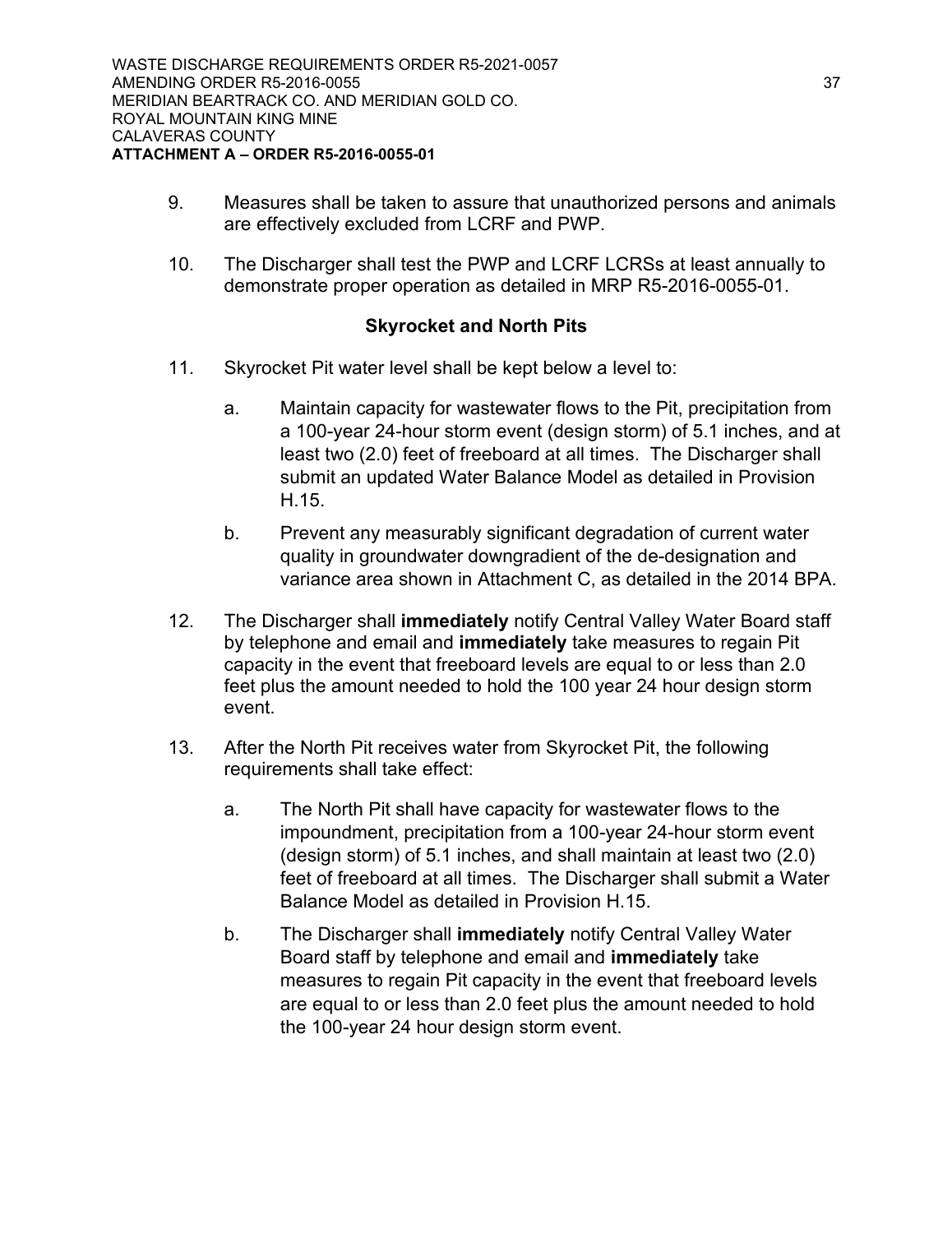9. Measures shall be taken to assure that unauthorized persons and animals are effectively excluded from LCRF and PWP.

10. The Discharger shall test the PWP and LCRF LCRSs at least annually to demonstrate proper operation as detailed in MRP R5-2016-0055-01.

### Skyrocket and North Pits

11. Skyrocket Pit water level shall be kept below a level to:

    a. Maintain capacity for wastewater flows to the Pit, precipitation from a 100-year 24-hour storm event (design storm) of 5.1 inches, and at least two (2.0) feet of freeboard at all times. The Discharger shall submit an updated Water Balance Model as detailed in Provision H.15.

    b. Prevent any measurably significant degradation of current water quality in groundwater downgradient of the de-designation and variance area shown in Attachment C, as detailed in the 2014 BPA.

12. The Discharger shall **immediately** notify Central Valley Water Board staff by telephone and email and **immediately** take measures to regain Pit capacity in the event that freeboard levels are equal to or less than 2.0 feet plus the amount needed to hold the 100 year 24 hour design storm event.

13. After the North Pit receives water from Skyrocket Pit, the following requirements shall take effect:

    a. The North Pit shall have capacity for wastewater flows to the impoundment, precipitation from a 100-year 24-hour storm event (design storm) of 5.1 inches, and shall maintain at least two (2.0) feet of freeboard at all times. The Discharger shall submit a Water Balance Model as detailed in Provision H.15.

    b. The Discharger shall **immediately** notify Central Valley Water Board staff by telephone and email and **immediately** take measures to regain Pit capacity in the event that freeboard levels are equal to or less than 2.0 feet plus the amount needed to hold the 100-year 24 hour design storm event.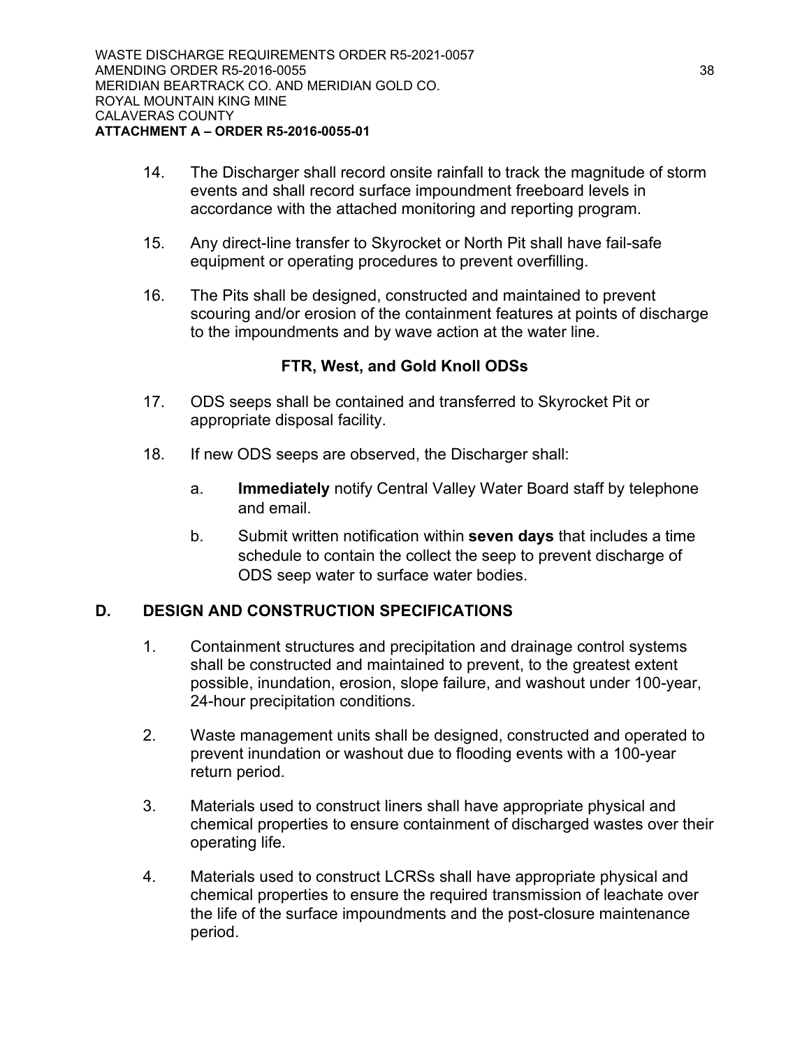14. The Discharger shall record onsite rainfall to track the magnitude of storm events and shall record surface impoundment freeboard levels in accordance with the attached monitoring and reporting program.

15. Any direct-line transfer to Skyrocket or North Pit shall have fail-safe equipment or operating procedures to prevent overfilling.

16. The Pits shall be designed, constructed and maintained to prevent scouring and/or erosion of the containment features at points of discharge to the impoundments and by wave action at the water line.

### FTR, West, and Gold Knoll ODSs

17. ODS seeps shall be contained and transferred to Skyrocket Pit or appropriate disposal facility.

18. If new ODS seeps are observed, the Discharger shall:

    a. **Immediately** notify Central Valley Water Board staff by telephone and email.

    b. Submit written notification within **seven days** that includes a time schedule to contain the collect the seep to prevent discharge of ODS seep water to surface water bodies.

## D. DESIGN AND CONSTRUCTION SPECIFICATIONS

1. Containment structures and precipitation and drainage control systems shall be constructed and maintained to prevent, to the greatest extent possible, inundation, erosion, slope failure, and washout under 100-year, 24-hour precipitation conditions.

2. Waste management units shall be designed, constructed and operated to prevent inundation or washout due to flooding events with a 100-year return period.

3. Materials used to construct liners shall have appropriate physical and chemical properties to ensure containment of discharged wastes over their operating life.

4. Materials used to construct LCRSs shall have appropriate physical and chemical properties to ensure the required transmission of leachate over the life of the surface impoundments and the post-closure maintenance period.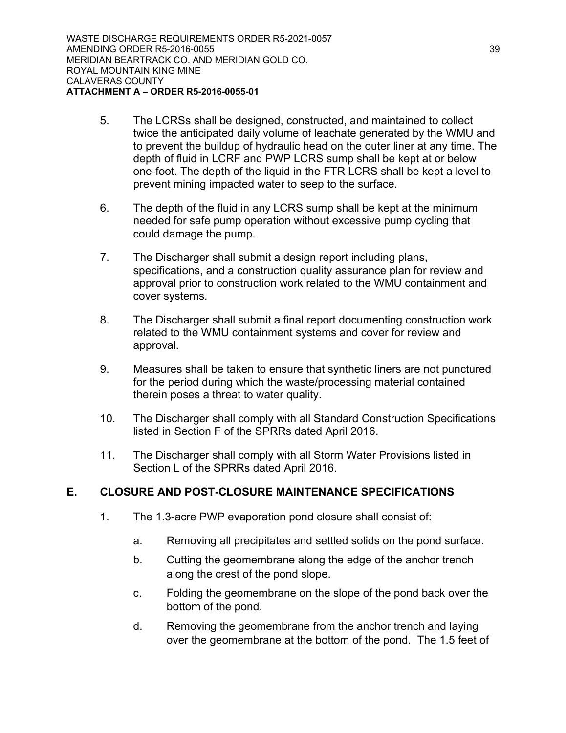5. The LCRSs shall be designed, constructed, and maintained to collect twice the anticipated daily volume of leachate generated by the WMU and to prevent the buildup of hydraulic head on the outer liner at any time. The depth of fluid in LCRF and PWP LCRS sump shall be kept at or below one-foot. The depth of the liquid in the FTR LCRS shall be kept a level to prevent mining impacted water to seep to the surface.

6. The depth of the fluid in any LCRS sump shall be kept at the minimum needed for safe pump operation without excessive pump cycling that could damage the pump.

7. The Discharger shall submit a design report including plans, specifications, and a construction quality assurance plan for review and approval prior to construction work related to the WMU containment and cover systems.

8. The Discharger shall submit a final report documenting construction work related to the WMU containment systems and cover for review and approval.

9. Measures shall be taken to ensure that synthetic liners are not punctured for the period during which the waste/processing material contained therein poses a threat to water quality.

10. The Discharger shall comply with all Standard Construction Specifications listed in Section F of the SPRRs dated April 2016.

11. The Discharger shall comply with all Storm Water Provisions listed in Section L of the SPRRs dated April 2016.

## E. CLOSURE AND POST-CLOSURE MAINTENANCE SPECIFICATIONS

1. The 1.3-acre PWP evaporation pond closure shall consist of:

   a. Removing all precipitates and settled solids on the pond surface.

   b. Cutting the geomembrane along the edge of the anchor trench along the crest of the pond slope.

   c. Folding the geomembrane on the slope of the pond back over the bottom of the pond.

   d. Removing the geomembrane from the anchor trench and laying over the geomembrane at the bottom of the pond. The 1.5 feet of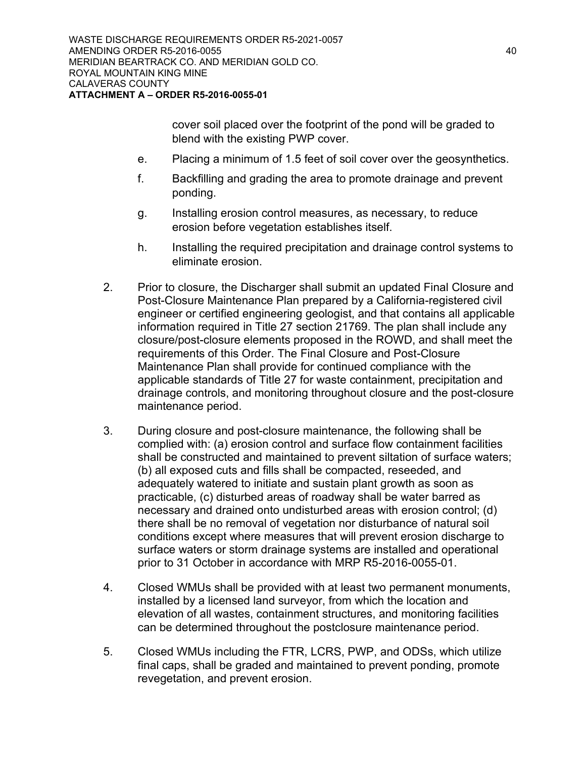cover soil placed over the footprint of the pond will be graded to blend with the existing PWP cover.

e. Placing a minimum of 1.5 feet of soil cover over the geosynthetics.

f. Backfilling and grading the area to promote drainage and prevent ponding.

g. Installing erosion control measures, as necessary, to reduce erosion before vegetation establishes itself.

h. Installing the required precipitation and drainage control systems to eliminate erosion.

2. Prior to closure, the Discharger shall submit an updated Final Closure and Post-Closure Maintenance Plan prepared by a California-registered civil engineer or certified engineering geologist, and that contains all applicable information required in Title 27 section 21769. The plan shall include any closure/post-closure elements proposed in the ROWD, and shall meet the requirements of this Order. The Final Closure and Post-Closure Maintenance Plan shall provide for continued compliance with the applicable standards of Title 27 for waste containment, precipitation and drainage controls, and monitoring throughout closure and the post-closure maintenance period.

3. During closure and post-closure maintenance, the following shall be complied with: (a) erosion control and surface flow containment facilities shall be constructed and maintained to prevent siltation of surface waters; (b) all exposed cuts and fills shall be compacted, reseeded, and adequately watered to initiate and sustain plant growth as soon as practicable, (c) disturbed areas of roadway shall be water barred as necessary and drained onto undisturbed areas with erosion control; (d) there shall be no removal of vegetation nor disturbance of natural soil conditions except where measures that will prevent erosion discharge to surface waters or storm drainage systems are installed and operational prior to 31 October in accordance with MRP R5-2016-0055-01.

4. Closed WMUs shall be provided with at least two permanent monuments, installed by a licensed land surveyor, from which the location and elevation of all wastes, containment structures, and monitoring facilities can be determined throughout the postclosure maintenance period.

5. Closed WMUs including the FTR, LCRS, PWP, and ODSs, which utilize final caps, shall be graded and maintained to prevent ponding, promote revegetation, and prevent erosion.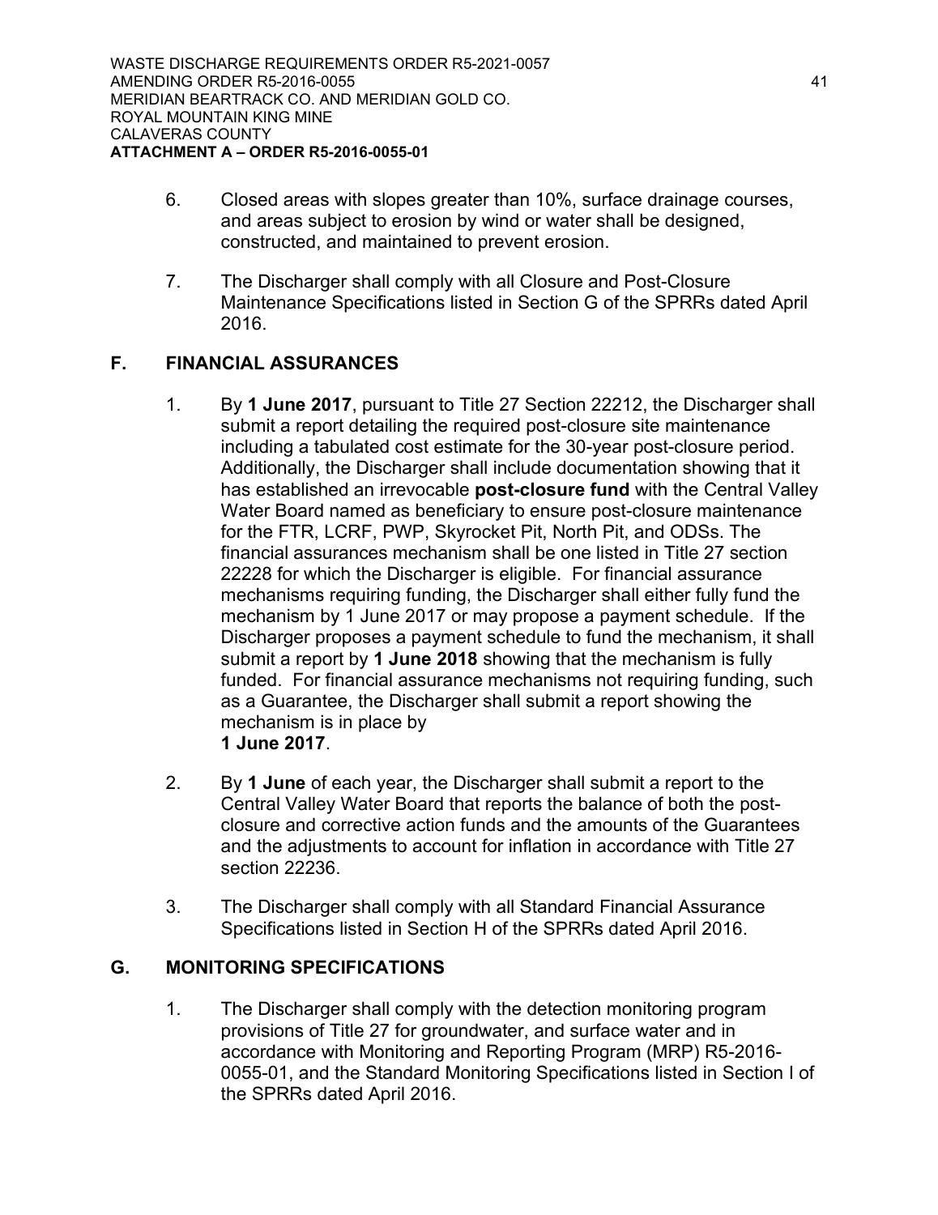6. Closed areas with slopes greater than 10%, surface drainage courses, and areas subject to erosion by wind or water shall be designed, constructed, and maintained to prevent erosion.

7. The Discharger shall comply with all Closure and Post-Closure Maintenance Specifications listed in Section G of the SPRRs dated April 2016.

## F. FINANCIAL ASSURANCES

1. By **1 June 2017**, pursuant to Title 27 Section 22212, the Discharger shall submit a report detailing the required post-closure site maintenance including a tabulated cost estimate for the 30-year post-closure period. Additionally, the Discharger shall include documentation showing that it has established an irrevocable **post-closure fund** with the Central Valley Water Board named as beneficiary to ensure post-closure maintenance for the FTR, LCRF, PWP, Skyrocket Pit, North Pit, and ODSs. The financial assurances mechanism shall be one listed in Title 27 section 22228 for which the Discharger is eligible. For financial assurance mechanisms requiring funding, the Discharger shall either fully fund the mechanism by 1 June 2017 or may propose a payment schedule. If the Discharger proposes a payment schedule to fund the mechanism, it shall submit a report by **1 June 2018** showing that the mechanism is fully funded. For financial assurance mechanisms not requiring funding, such as a Guarantee, the Discharger shall submit a report showing the mechanism is in place by **1 June 2017**.

2. By **1 June** of each year, the Discharger shall submit a report to the Central Valley Water Board that reports the balance of both the post-closure and corrective action funds and the amounts of the Guarantees and the adjustments to account for inflation in accordance with Title 27 section 22236.

3. The Discharger shall comply with all Standard Financial Assurance Specifications listed in Section H of the SPRRs dated April 2016.

## G. MONITORING SPECIFICATIONS

1. The Discharger shall comply with the detection monitoring program provisions of Title 27 for groundwater, and surface water and in accordance with Monitoring and Reporting Program (MRP) R5-2016-0055-01, and the Standard Monitoring Specifications listed in Section I of the SPRRs dated April 2016.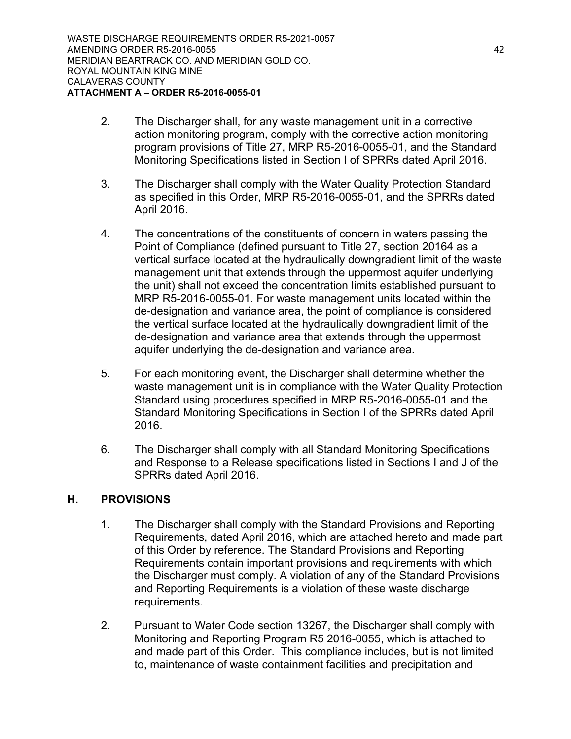2. The Discharger shall, for any waste management unit in a corrective action monitoring program, comply with the corrective action monitoring program provisions of Title 27, MRP R5-2016-0055-01, and the Standard Monitoring Specifications listed in Section I of SPRRs dated April 2016.

3. The Discharger shall comply with the Water Quality Protection Standard as specified in this Order, MRP R5-2016-0055-01, and the SPRRs dated April 2016.

4. The concentrations of the constituents of concern in waters passing the Point of Compliance (defined pursuant to Title 27, section 20164 as a vertical surface located at the hydraulically downgradient limit of the waste management unit that extends through the uppermost aquifer underlying the unit) shall not exceed the concentration limits established pursuant to MRP R5-2016-0055-01. For waste management units located within the de-designation and variance area, the point of compliance is considered the vertical surface located at the hydraulically downgradient limit of the de-designation and variance area that extends through the uppermost aquifer underlying the de-designation and variance area.

5. For each monitoring event, the Discharger shall determine whether the waste management unit is in compliance with the Water Quality Protection Standard using procedures specified in MRP R5-2016-0055-01 and the Standard Monitoring Specifications in Section I of the SPRRs dated April 2016.

6. The Discharger shall comply with all Standard Monitoring Specifications and Response to a Release specifications listed in Sections I and J of the SPRRs dated April 2016.

## H. PROVISIONS

1. The Discharger shall comply with the Standard Provisions and Reporting Requirements, dated April 2016, which are attached hereto and made part of this Order by reference. The Standard Provisions and Reporting Requirements contain important provisions and requirements with which the Discharger must comply. A violation of any of the Standard Provisions and Reporting Requirements is a violation of these waste discharge requirements.

2. Pursuant to Water Code section 13267, the Discharger shall comply with Monitoring and Reporting Program R5 2016-0055, which is attached to and made part of this Order. This compliance includes, but is not limited to, maintenance of waste containment facilities and precipitation and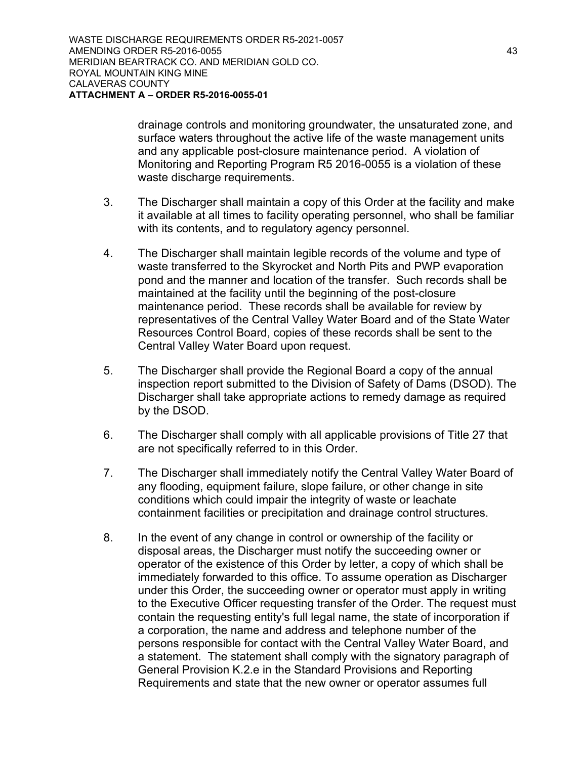drainage controls and monitoring groundwater, the unsaturated zone, and surface waters throughout the active life of the waste management units and any applicable post-closure maintenance period. A violation of Monitoring and Reporting Program R5 2016-0055 is a violation of these waste discharge requirements.

3. The Discharger shall maintain a copy of this Order at the facility and make it available at all times to facility operating personnel, who shall be familiar with its contents, and to regulatory agency personnel.

4. The Discharger shall maintain legible records of the volume and type of waste transferred to the Skyrocket and North Pits and PWP evaporation pond and the manner and location of the transfer. Such records shall be maintained at the facility until the beginning of the post-closure maintenance period. These records shall be available for review by representatives of the Central Valley Water Board and of the State Water Resources Control Board, copies of these records shall be sent to the Central Valley Water Board upon request.

5. The Discharger shall provide the Regional Board a copy of the annual inspection report submitted to the Division of Safety of Dams (DSOD). The Discharger shall take appropriate actions to remedy damage as required by the DSOD.

6. The Discharger shall comply with all applicable provisions of Title 27 that are not specifically referred to in this Order.

7. The Discharger shall immediately notify the Central Valley Water Board of any flooding, equipment failure, slope failure, or other change in site conditions which could impair the integrity of waste or leachate containment facilities or precipitation and drainage control structures.

8. In the event of any change in control or ownership of the facility or disposal areas, the Discharger must notify the succeeding owner or operator of the existence of this Order by letter, a copy of which shall be immediately forwarded to this office. To assume operation as Discharger under this Order, the succeeding owner or operator must apply in writing to the Executive Officer requesting transfer of the Order. The request must contain the requesting entity's full legal name, the state of incorporation if a corporation, the name and address and telephone number of the persons responsible for contact with the Central Valley Water Board, and a statement. The statement shall comply with the signatory paragraph of General Provision K.2.e in the Standard Provisions and Reporting Requirements and state that the new owner or operator assumes full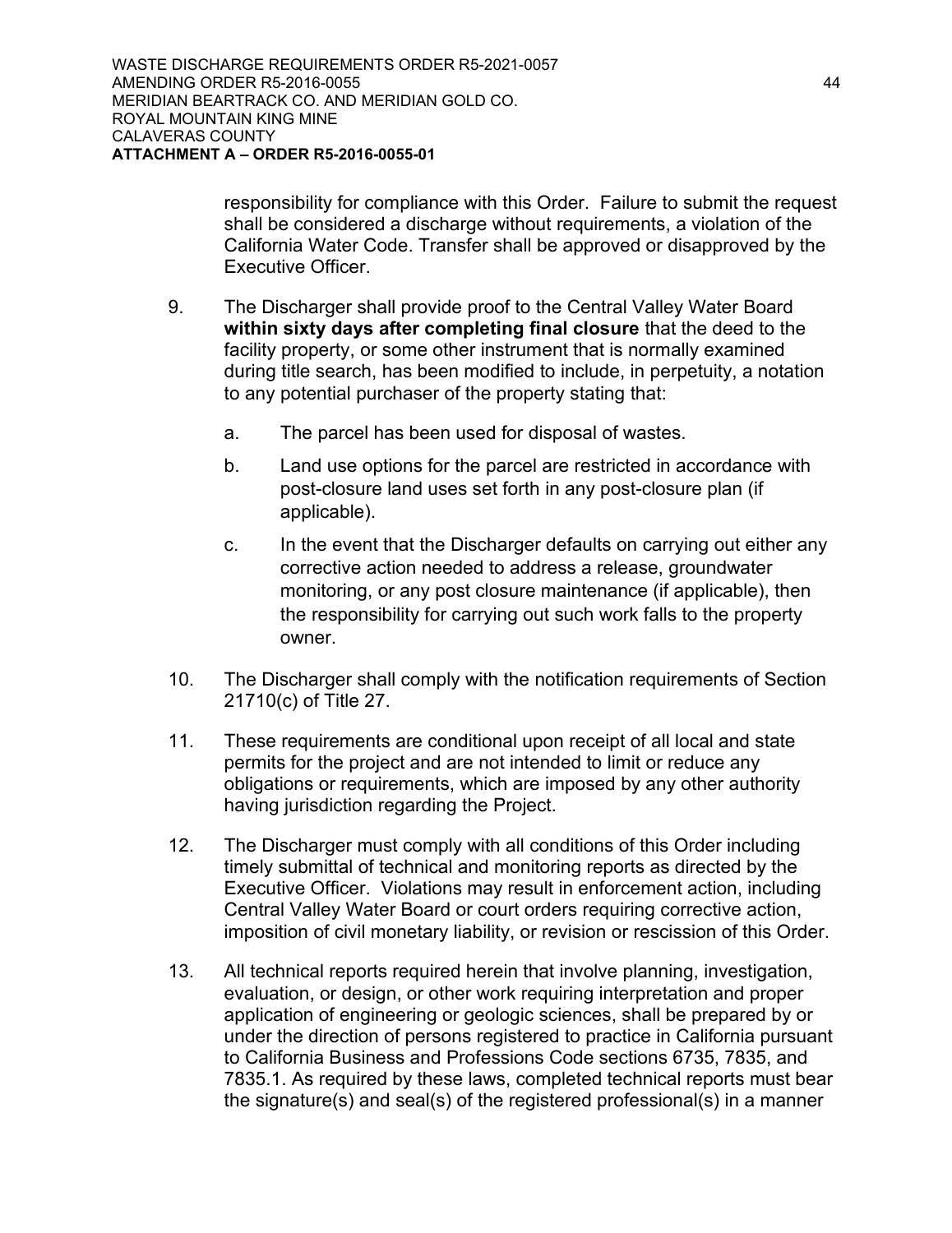responsibility for compliance with this Order. Failure to submit the request shall be considered a discharge without requirements, a violation of the California Water Code. Transfer shall be approved or disapproved by the Executive Officer.

9. The Discharger shall provide proof to the Central Valley Water Board **within sixty days after completing final closure** that the deed to the facility property, or some other instrument that is normally examined during title search, has been modified to include, in perpetuity, a notation to any potential purchaser of the property stating that:

   a. The parcel has been used for disposal of wastes.

   b. Land use options for the parcel are restricted in accordance with post-closure land uses set forth in any post-closure plan (if applicable).

   c. In the event that the Discharger defaults on carrying out either any corrective action needed to address a release, groundwater monitoring, or any post closure maintenance (if applicable), then the responsibility for carrying out such work falls to the property owner.

10. The Discharger shall comply with the notification requirements of Section 21710(c) of Title 27.

11. These requirements are conditional upon receipt of all local and state permits for the project and are not intended to limit or reduce any obligations or requirements, which are imposed by any other authority having jurisdiction regarding the Project.

12. The Discharger must comply with all conditions of this Order including timely submittal of technical and monitoring reports as directed by the Executive Officer. Violations may result in enforcement action, including Central Valley Water Board or court orders requiring corrective action, imposition of civil monetary liability, or revision or rescission of this Order.

13. All technical reports required herein that involve planning, investigation, evaluation, or design, or other work requiring interpretation and proper application of engineering or geologic sciences, shall be prepared by or under the direction of persons registered to practice in California pursuant to California Business and Professions Code sections 6735, 7835, and 7835.1. As required by these laws, completed technical reports must bear the signature(s) and seal(s) of the registered professional(s) in a manner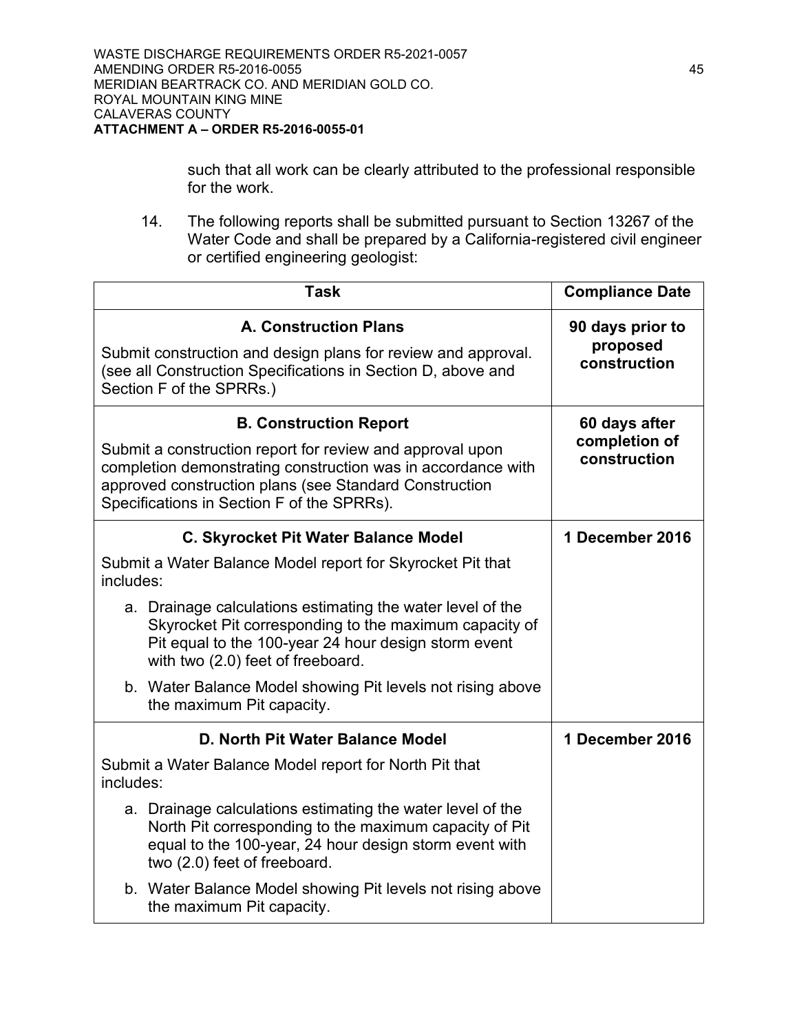such that all work can be clearly attributed to the professional responsible for the work.

14. The following reports shall be submitted pursuant to Section 13267 of the Water Code and shall be prepared by a California-registered civil engineer or certified engineering geologist:

| Task | Compliance Date |
|---|---|
| **A. Construction Plans**<br>Submit construction and design plans for review and approval. (see all Construction Specifications in Section D, above and Section F of the SPRRs.) | **90 days prior to proposed construction** |
| **B. Construction Report**<br>Submit a construction report for review and approval upon completion demonstrating construction was in accordance with approved construction plans (see Standard Construction Specifications in Section F of the SPRRs). | **60 days after completion of construction** |
| **C. Skyrocket Pit Water Balance Model**<br>Submit a Water Balance Model report for Skyrocket Pit that includes:<br>a. Drainage calculations estimating the water level of the Skyrocket Pit corresponding to the maximum capacity of Pit equal to the 100-year 24 hour design storm event with two (2.0) feet of freeboard.<br>b. Water Balance Model showing Pit levels not rising above the maximum Pit capacity. | **1 December 2016** |
| **D. North Pit Water Balance Model**<br>Submit a Water Balance Model report for North Pit that includes:<br>a. Drainage calculations estimating the water level of the North Pit corresponding to the maximum capacity of Pit equal to the 100-year, 24 hour design storm event with two (2.0) feet of freeboard.<br>b. Water Balance Model showing Pit levels not rising above the maximum Pit capacity. | **1 December 2016** |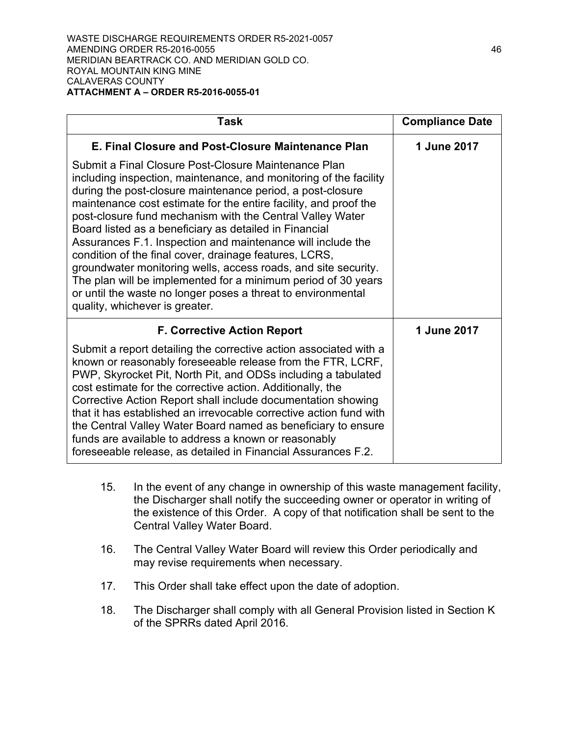| Task | Compliance Date |
|---|---|
| **E. Final Closure and Post-Closure Maintenance Plan**<br><br>Submit a Final Closure Post-Closure Maintenance Plan including inspection, maintenance, and monitoring of the facility during the post-closure maintenance period, a post-closure maintenance cost estimate for the entire facility, and proof the post-closure fund mechanism with the Central Valley Water Board listed as a beneficiary as detailed in Financial Assurances F.1. Inspection and maintenance will include the condition of the final cover, drainage features, LCRS, groundwater monitoring wells, access roads, and site security. The plan will be implemented for a minimum period of 30 years or until the waste no longer poses a threat to environmental quality, whichever is greater. | **1 June 2017** |
| **F. Corrective Action Report**<br><br>Submit a report detailing the corrective action associated with a known or reasonably foreseeable release from the FTR, LCRF, PWP, Skyrocket Pit, North Pit, and ODSs including a tabulated cost estimate for the corrective action. Additionally, the Corrective Action Report shall include documentation showing that it has established an irrevocable corrective action fund with the Central Valley Water Board named as beneficiary to ensure funds are available to address a known or reasonably foreseeable release, as detailed in Financial Assurances F.2. | **1 June 2017** |

15. In the event of any change in ownership of this waste management facility, the Discharger shall notify the succeeding owner or operator in writing of the existence of this Order. A copy of that notification shall be sent to the Central Valley Water Board.

16. The Central Valley Water Board will review this Order periodically and may revise requirements when necessary.

17. This Order shall take effect upon the date of adoption.

18. The Discharger shall comply with all General Provision listed in Section K of the SPRRs dated April 2016.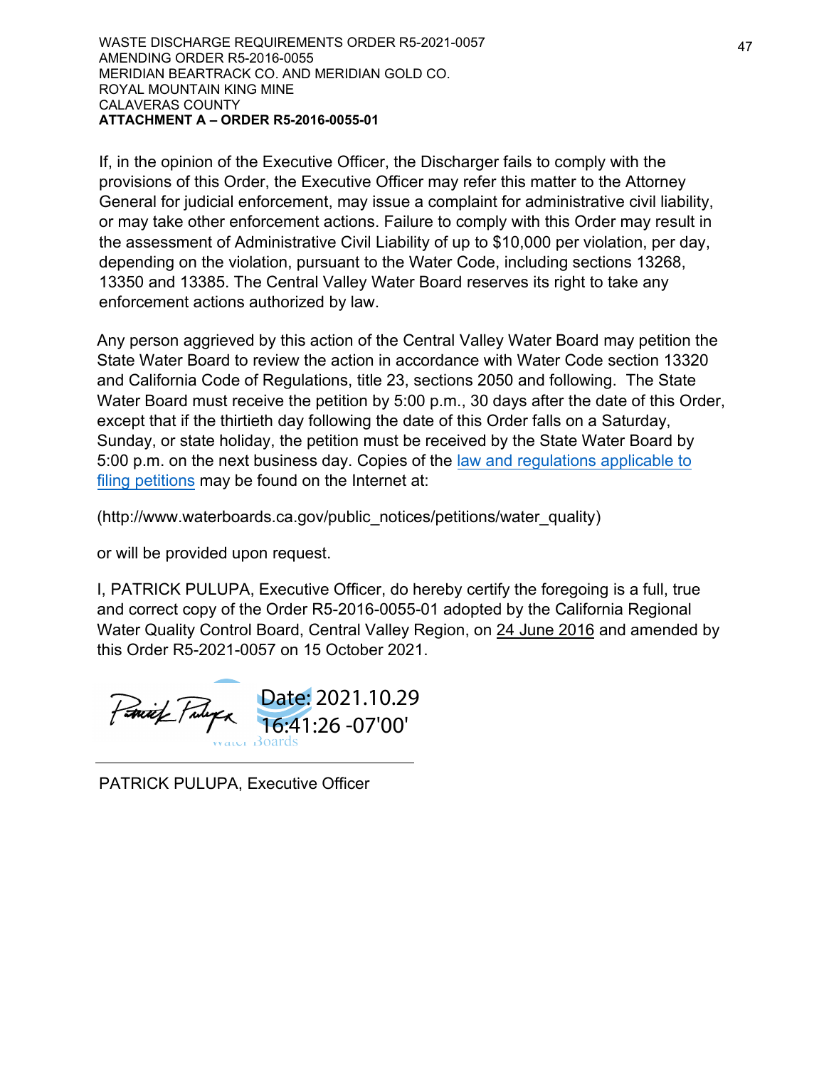If, in the opinion of the Executive Officer, the Discharger fails to comply with the provisions of this Order, the Executive Officer may refer this matter to the Attorney General for judicial enforcement, may issue a complaint for administrative civil liability, or may take other enforcement actions. Failure to comply with this Order may result in the assessment of Administrative Civil Liability of up to $10,000 per violation, per day, depending on the violation, pursuant to the Water Code, including sections 13268, 13350 and 13385. The Central Valley Water Board reserves its right to take any enforcement actions authorized by law.

Any person aggrieved by this action of the Central Valley Water Board may petition the State Water Board to review the action in accordance with Water Code section 13320 and California Code of Regulations, title 23, sections 2050 and following. The State Water Board must receive the petition by 5:00 p.m., 30 days after the date of this Order, except that if the thirtieth day following the date of this Order falls on a Saturday, Sunday, or state holiday, the petition must be received by the State Water Board by 5:00 p.m. on the next business day. Copies of the law and regulations applicable to filing petitions may be found on the Internet at:

(http://www.waterboards.ca.gov/public_notices/petitions/water_quality)

or will be provided upon request.

I, PATRICK PULUPA, Executive Officer, do hereby certify the foregoing is a full, true and correct copy of the Order R5-2016-0055-01 adopted by the California Regional Water Quality Control Board, Central Valley Region, on 24 June 2016 and amended by this Order R5-2021-0057 on 15 October 2021.

Date: 2021.10.29 16:41:26 -07'00'

PATRICK PULUPA, Executive Officer